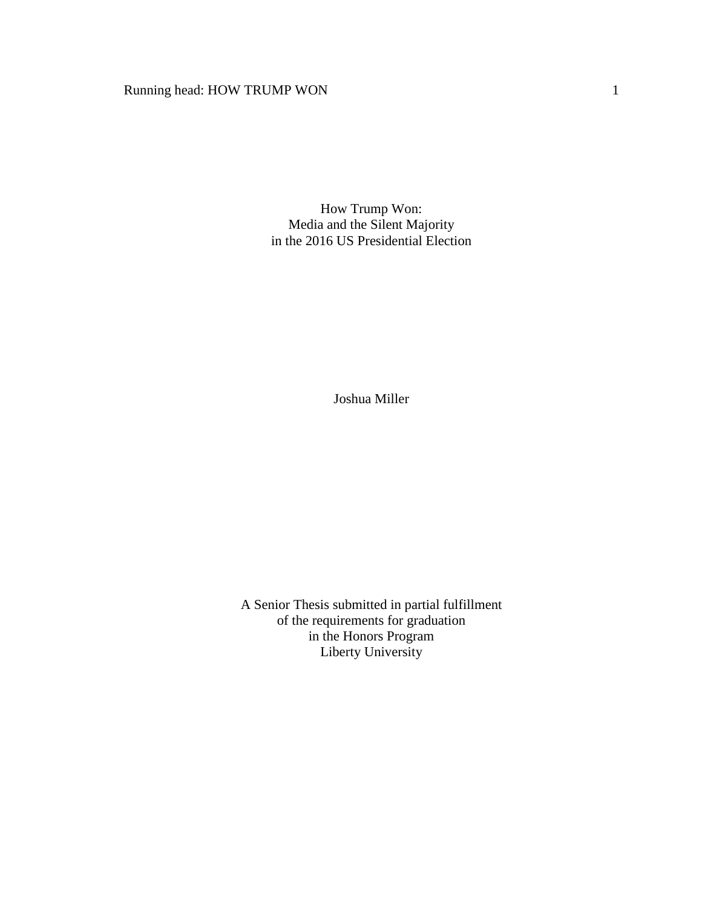# How Trump Won:
## Media and the Silent Majority
## in the 2016 US Presidential Election

Joshua Miller

A Senior Thesis submitted in partial fulfillment
of the requirements for graduation
in the Honors Program
Liberty University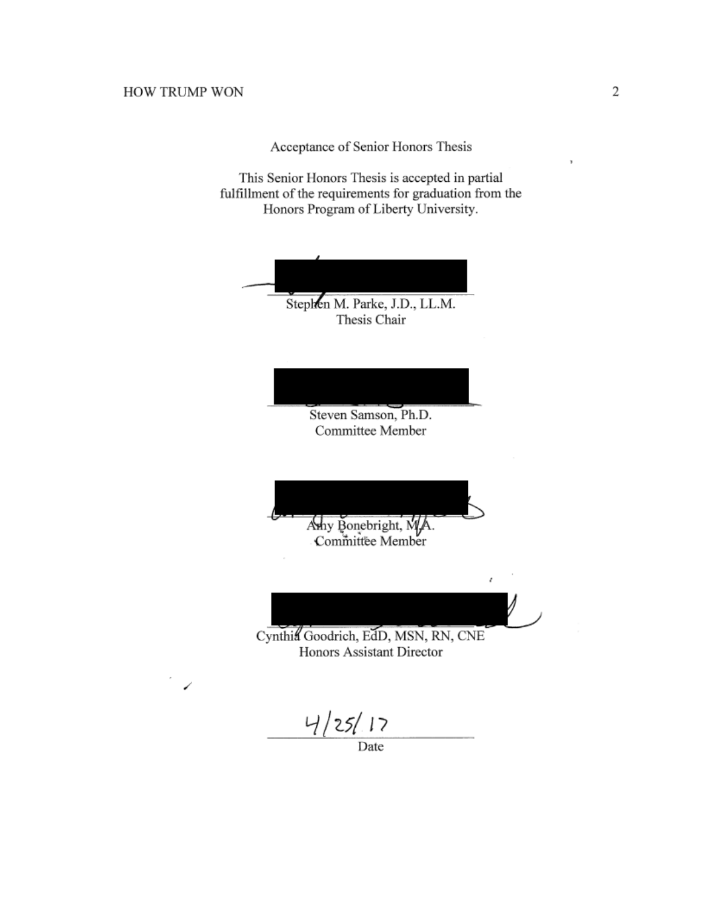Acceptance of Senior Honors Thesis

This Senior Honors Thesis is accepted in partial fulfillment of the requirements for graduation from the Honors Program of Liberty University.

______________________________
Stephen M. Parke, J.D., LL.M.
Thesis Chair

______________________________
Steven Samson, Ph.D.
Committee Member

______________________________
Amy Bonebright, M.A.
Committee Member

______________________________
Cynthia Goodrich, EdD, MSN, RN, CNE
Honors Assistant Director

4/25/17
______________________________
Date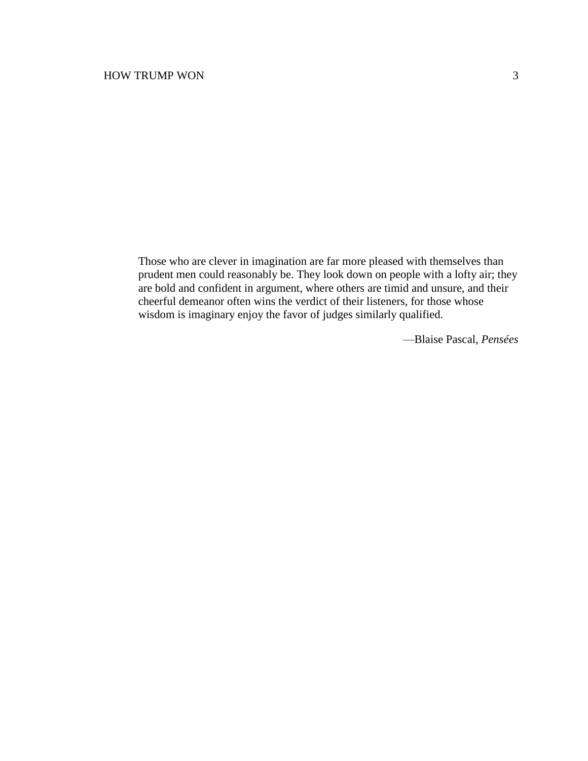> Those who are clever in imagination are far more pleased with themselves than prudent men could reasonably be. They look down on people with a lofty air; they are bold and confident in argument, where others are timid and unsure, and their cheerful demeanor often wins the verdict of their listeners, for those whose wisdom is imaginary enjoy the favor of judges similarly qualified.
>
> —Blaise Pascal, *Pensées*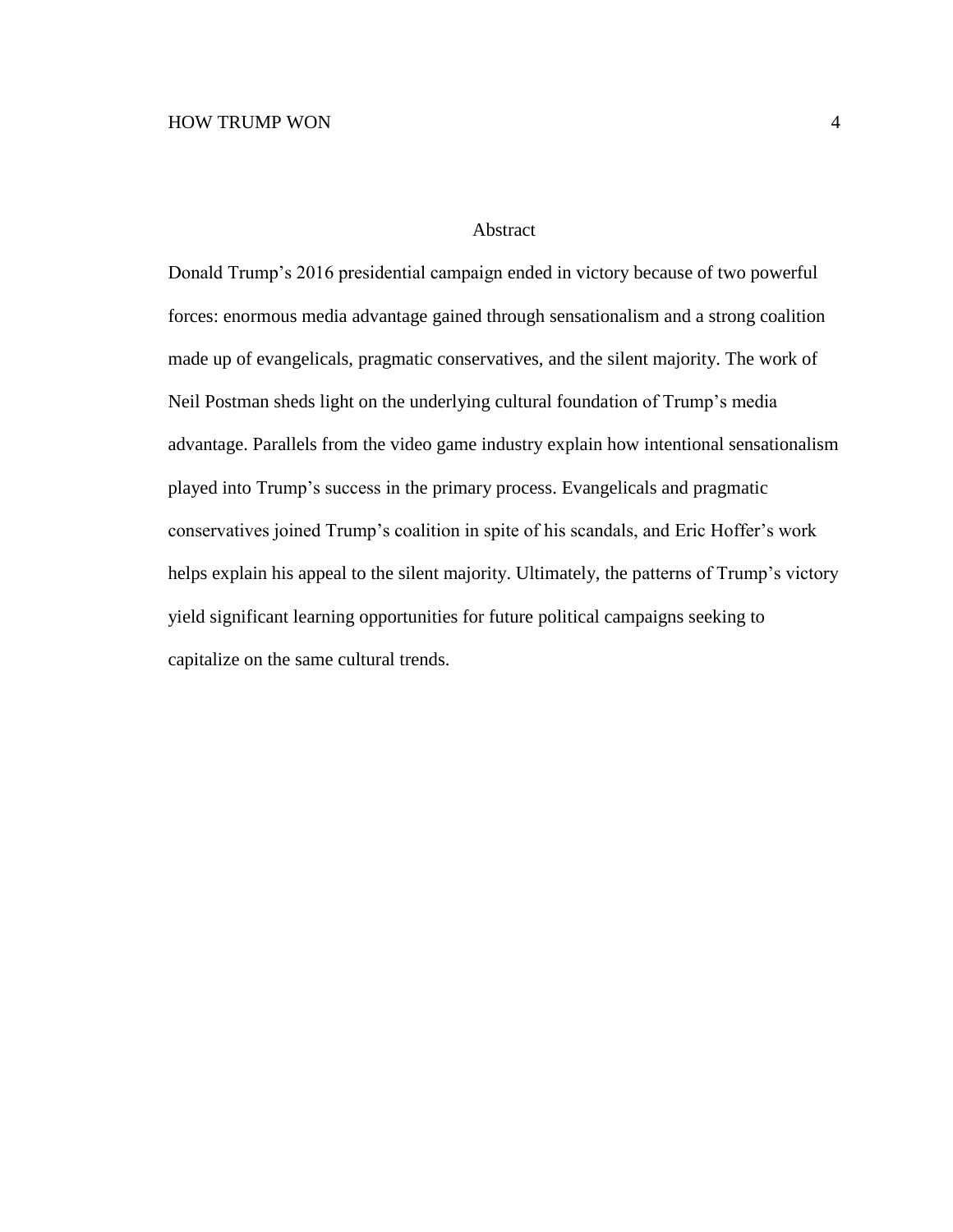# Abstract

Donald Trump's 2016 presidential campaign ended in victory because of two powerful forces: enormous media advantage gained through sensationalism and a strong coalition made up of evangelicals, pragmatic conservatives, and the silent majority. The work of Neil Postman sheds light on the underlying cultural foundation of Trump's media advantage. Parallels from the video game industry explain how intentional sensationalism played into Trump's success in the primary process. Evangelicals and pragmatic conservatives joined Trump's coalition in spite of his scandals, and Eric Hoffer's work helps explain his appeal to the silent majority. Ultimately, the patterns of Trump's victory yield significant learning opportunities for future political campaigns seeking to capitalize on the same cultural trends.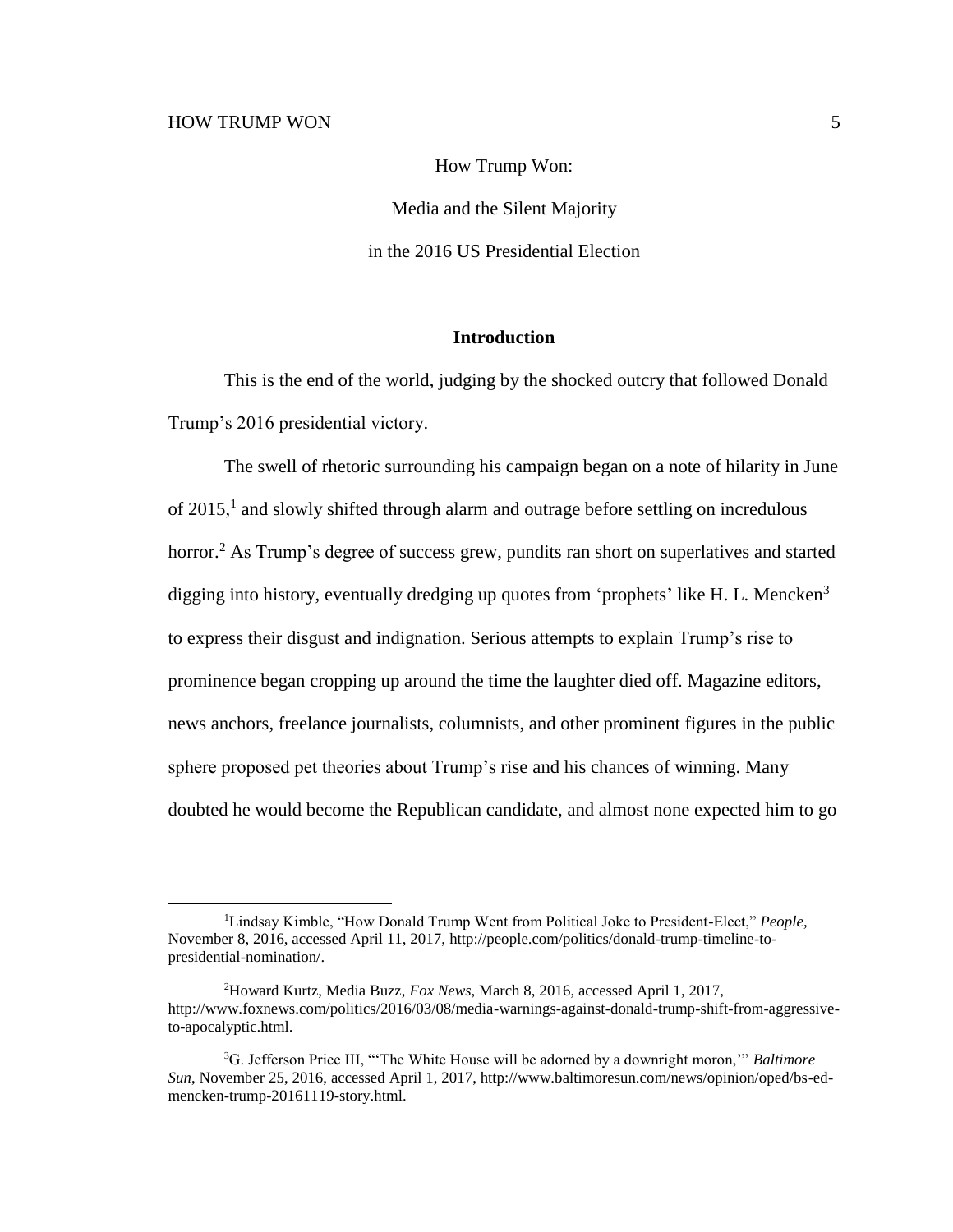How Trump Won:

Media and the Silent Majority

in the 2016 US Presidential Election

## Introduction

This is the end of the world, judging by the shocked outcry that followed Donald Trump's 2016 presidential victory.

The swell of rhetoric surrounding his campaign began on a note of hilarity in June of 2015,[1] and slowly shifted through alarm and outrage before settling on incredulous horror.[2] As Trump's degree of success grew, pundits ran short on superlatives and started digging into history, eventually dredging up quotes from 'prophets' like H. L. Mencken[3] to express their disgust and indignation. Serious attempts to explain Trump's rise to prominence began cropping up around the time the laughter died off. Magazine editors, news anchors, freelance journalists, columnists, and other prominent figures in the public sphere proposed pet theories about Trump's rise and his chances of winning. Many doubted he would become the Republican candidate, and almost none expected him to go

---

[1]Lindsay Kimble, "How Donald Trump Went from Political Joke to President-Elect," *People*, November 8, 2016, accessed April 11, 2017, http://people.com/politics/donald-trump-timeline-to-presidential-nomination/.

[2]Howard Kurtz, Media Buzz, *Fox News*, March 8, 2016, accessed April 1, 2017, http://www.foxnews.com/politics/2016/03/08/media-warnings-against-donald-trump-shift-from-aggressive-to-apocalyptic.html.

[3]G. Jefferson Price III, "'The White House will be adorned by a downright moron,'" *Baltimore Sun*, November 25, 2016, accessed April 1, 2017, http://www.baltimoresun.com/news/opinion/oped/bs-ed-mencken-trump-20161119-story.html.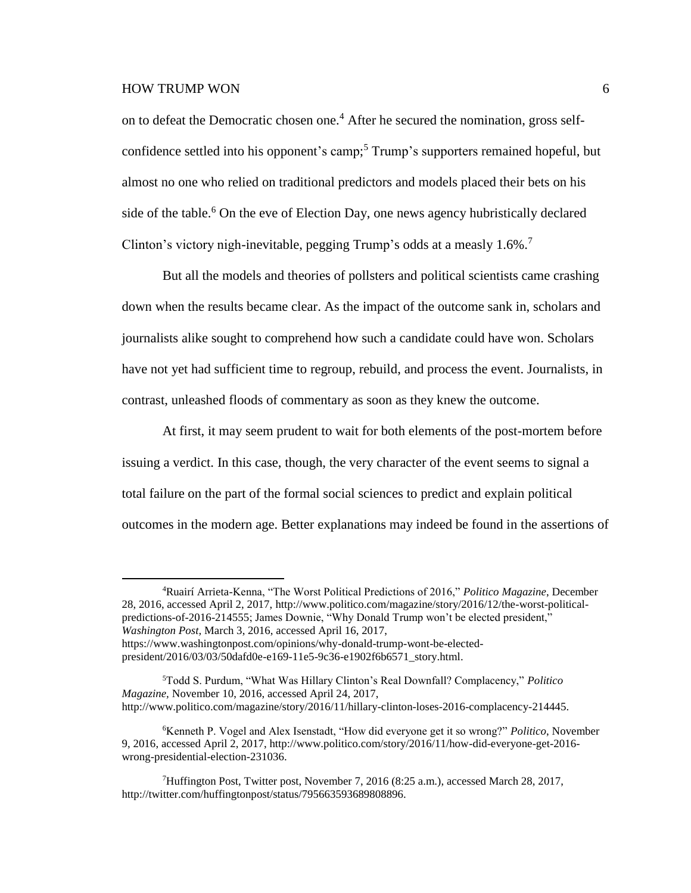on to defeat the Democratic chosen one.[4] After he secured the nomination, gross self-confidence settled into his opponent's camp;[5] Trump's supporters remained hopeful, but almost no one who relied on traditional predictors and models placed their bets on his side of the table.[6] On the eve of Election Day, one news agency hubristically declared Clinton's victory nigh-inevitable, pegging Trump's odds at a measly 1.6%.[7]

But all the models and theories of pollsters and political scientists came crashing down when the results became clear. As the impact of the outcome sank in, scholars and journalists alike sought to comprehend how such a candidate could have won. Scholars have not yet had sufficient time to regroup, rebuild, and process the event. Journalists, in contrast, unleashed floods of commentary as soon as they knew the outcome.

At first, it may seem prudent to wait for both elements of the post-mortem before issuing a verdict. In this case, though, the very character of the event seems to signal a total failure on the part of the formal social sciences to predict and explain political outcomes in the modern age. Better explanations may indeed be found in the assertions of

---

[4]Ruairí Arrieta-Kenna, "The Worst Political Predictions of 2016," *Politico Magazine*, December 28, 2016, accessed April 2, 2017, http://www.politico.com/magazine/story/2016/12/the-worst-political-predictions-of-2016-214555; James Downie, "Why Donald Trump won't be elected president," *Washington Post*, March 3, 2016, accessed April 16, 2017, https://www.washingtonpost.com/opinions/why-donald-trump-wont-be-elected-president/2016/03/03/50dafd0e-e169-11e5-9c36-e1902f6b6571_story.html.

[5]Todd S. Purdum, "What Was Hillary Clinton's Real Downfall? Complacency," *Politico Magazine*, November 10, 2016, accessed April 24, 2017, http://www.politico.com/magazine/story/2016/11/hillary-clinton-loses-2016-complacency-214445.

[6]Kenneth P. Vogel and Alex Isenstadt, "How did everyone get it so wrong?" *Politico*, November 9, 2016, accessed April 2, 2017, http://www.politico.com/story/2016/11/how-did-everyone-get-2016-wrong-presidential-election-231036.

[7]Huffington Post, Twitter post, November 7, 2016 (8:25 a.m.), accessed March 28, 2017, http://twitter.com/huffingtonpost/status/795663593689808896.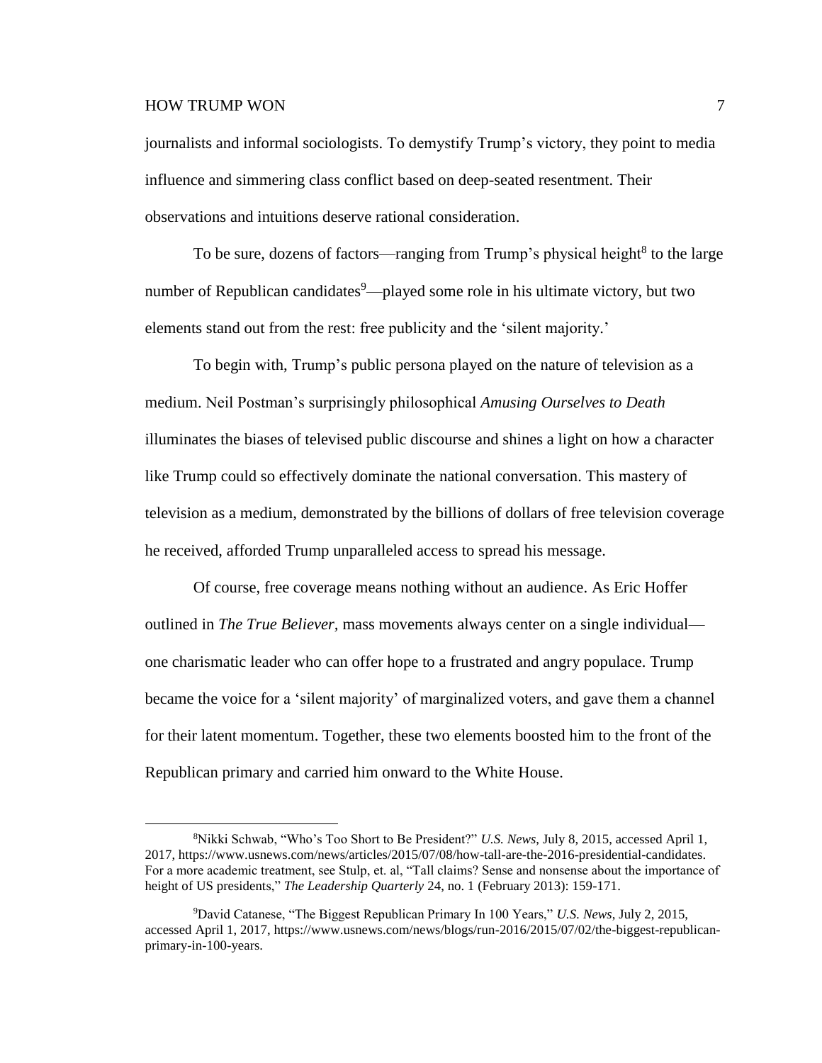journalists and informal sociologists. To demystify Trump's victory, they point to media influence and simmering class conflict based on deep-seated resentment. Their observations and intuitions deserve rational consideration.

To be sure, dozens of factors—ranging from Trump's physical height[8] to the large number of Republican candidates[9]—played some role in his ultimate victory, but two elements stand out from the rest: free publicity and the 'silent majority.'

To begin with, Trump's public persona played on the nature of television as a medium. Neil Postman's surprisingly philosophical *Amusing Ourselves to Death* illuminates the biases of televised public discourse and shines a light on how a character like Trump could so effectively dominate the national conversation. This mastery of television as a medium, demonstrated by the billions of dollars of free television coverage he received, afforded Trump unparalleled access to spread his message.

Of course, free coverage means nothing without an audience. As Eric Hoffer outlined in *The True Believer*, mass movements always center on a single individual—one charismatic leader who can offer hope to a frustrated and angry populace. Trump became the voice for a 'silent majority' of marginalized voters, and gave them a channel for their latent momentum. Together, these two elements boosted him to the front of the Republican primary and carried him onward to the White House.

---

[8] Nikki Schwab, "Who's Too Short to Be President?" *U.S. News*, July 8, 2015, accessed April 1, 2017, https://www.usnews.com/news/articles/2015/07/08/how-tall-are-the-2016-presidential-candidates. For a more academic treatment, see Stulp, et. al, "Tall claims? Sense and nonsense about the importance of height of US presidents," *The Leadership Quarterly* 24, no. 1 (February 2013): 159-171.

[9] David Catanese, "The Biggest Republican Primary In 100 Years," *U.S. News*, July 2, 2015, accessed April 1, 2017, https://www.usnews.com/news/blogs/run-2016/2015/07/02/the-biggest-republican-primary-in-100-years.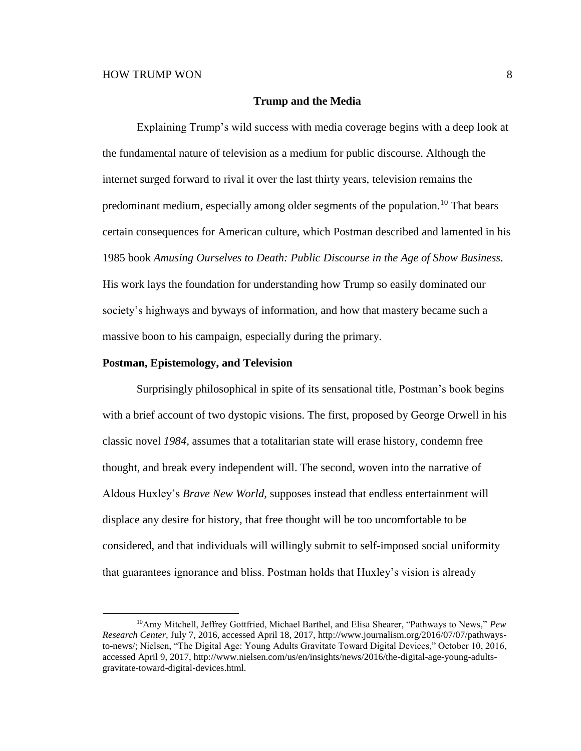## Trump and the Media

Explaining Trump's wild success with media coverage begins with a deep look at the fundamental nature of television as a medium for public discourse. Although the internet surged forward to rival it over the last thirty years, television remains the predominant medium, especially among older segments of the population.[10] That bears certain consequences for American culture, which Postman described and lamented in his 1985 book *Amusing Ourselves to Death: Public Discourse in the Age of Show Business.* His work lays the foundation for understanding how Trump so easily dominated our society's highways and byways of information, and how that mastery became such a massive boon to his campaign, especially during the primary.

### Postman, Epistemology, and Television

Surprisingly philosophical in spite of its sensational title, Postman's book begins with a brief account of two dystopic visions. The first, proposed by George Orwell in his classic novel *1984,* assumes that a totalitarian state will erase history, condemn free thought, and break every independent will. The second, woven into the narrative of Aldous Huxley's *Brave New World*, supposes instead that endless entertainment will displace any desire for history, that free thought will be too uncomfortable to be considered, and that individuals will willingly submit to self-imposed social uniformity that guarantees ignorance and bliss. Postman holds that Huxley's vision is already

---

[10] Amy Mitchell, Jeffrey Gottfried, Michael Barthel, and Elisa Shearer, "Pathways to News," *Pew Research Center,* July 7, 2016, accessed April 18, 2017, http://www.journalism.org/2016/07/07/pathways-to-news/; Nielsen, "The Digital Age: Young Adults Gravitate Toward Digital Devices," October 10, 2016, accessed April 9, 2017, http://www.nielsen.com/us/en/insights/news/2016/the-digital-age-young-adults-gravitate-toward-digital-devices.html.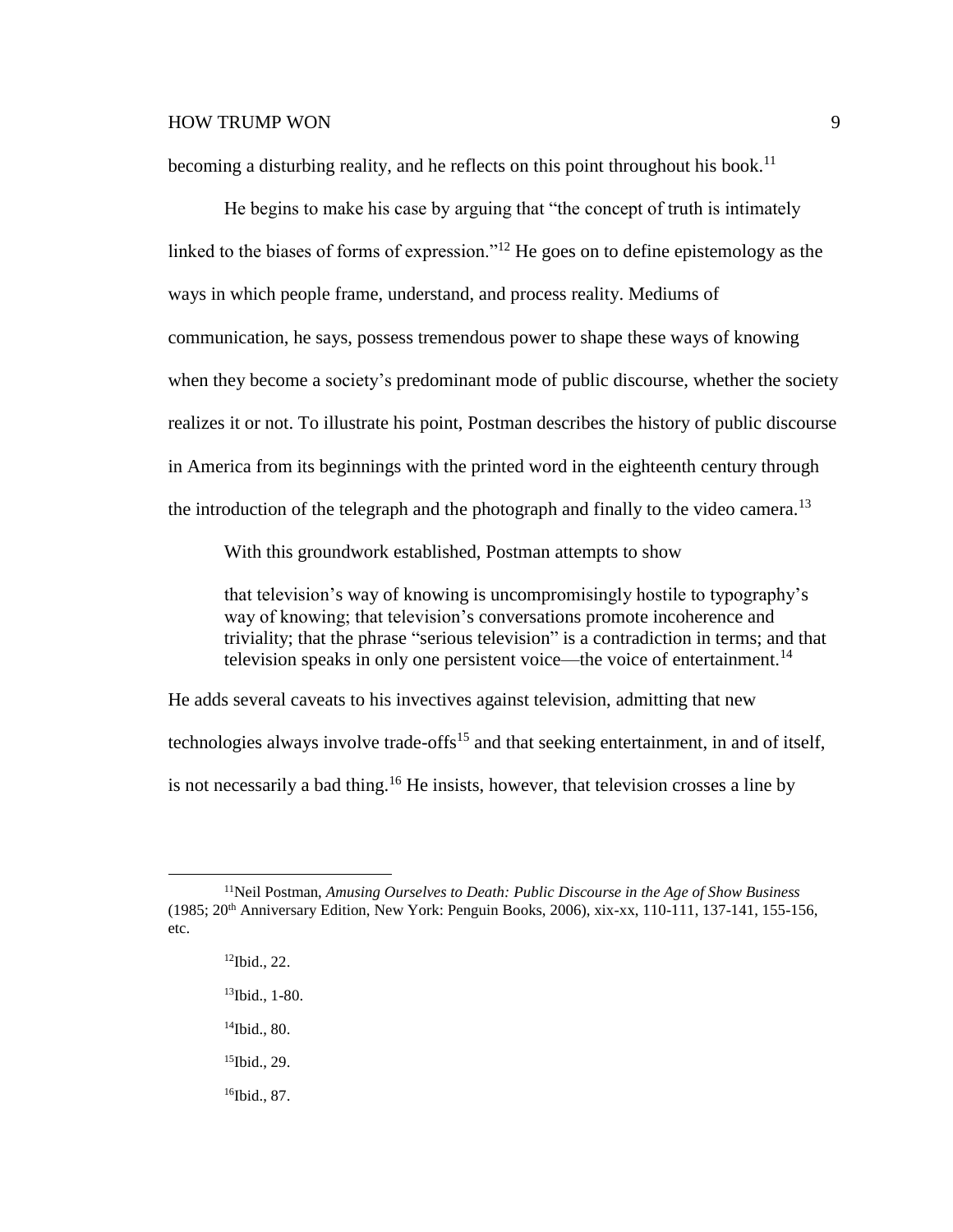becoming a disturbing reality, and he reflects on this point throughout his book.[11]

He begins to make his case by arguing that "the concept of truth is intimately linked to the biases of forms of expression."[12] He goes on to define epistemology as the ways in which people frame, understand, and process reality. Mediums of communication, he says, possess tremendous power to shape these ways of knowing when they become a society's predominant mode of public discourse, whether the society realizes it or not. To illustrate his point, Postman describes the history of public discourse in America from its beginnings with the printed word in the eighteenth century through the introduction of the telegraph and the photograph and finally to the video camera.[13]

With this groundwork established, Postman attempts to show

> that television's way of knowing is uncompromisingly hostile to typography's way of knowing; that television's conversations promote incoherence and triviality; that the phrase "serious television" is a contradiction in terms; and that television speaks in only one persistent voice—the voice of entertainment.[14]

He adds several caveats to his invectives against television, admitting that new technologies always involve trade-offs[15] and that seeking entertainment, in and of itself, is not necessarily a bad thing.[16] He insists, however, that television crosses a line by

---

[11]Neil Postman, *Amusing Ourselves to Death: Public Discourse in the Age of Show Business* (1985; 20th Anniversary Edition, New York: Penguin Books, 2006), xix-xx, 110-111, 137-141, 155-156, etc.

[12]Ibid., 22.

[13]Ibid., 1-80.

[14]Ibid., 80.

[15]Ibid., 29.

[16]Ibid., 87.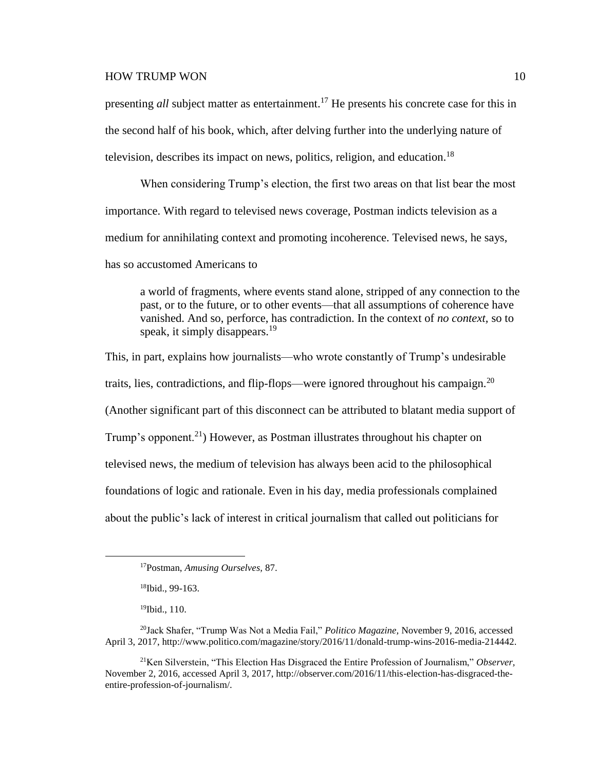presenting *all* subject matter as entertainment.[17] He presents his concrete case for this in the second half of his book, which, after delving further into the underlying nature of television, describes its impact on news, politics, religion, and education.[18]

When considering Trump's election, the first two areas on that list bear the most importance. With regard to televised news coverage, Postman indicts television as a medium for annihilating context and promoting incoherence. Televised news, he says, has so accustomed Americans to

> a world of fragments, where events stand alone, stripped of any connection to the past, or to the future, or to other events—that all assumptions of coherence have vanished. And so, perforce, has contradiction. In the context of *no context,* so to speak, it simply disappears.[19]

This, in part, explains how journalists—who wrote constantly of Trump's undesirable traits, lies, contradictions, and flip-flops—were ignored throughout his campaign.[20] (Another significant part of this disconnect can be attributed to blatant media support of Trump's opponent.[21]) However, as Postman illustrates throughout his chapter on televised news, the medium of television has always been acid to the philosophical foundations of logic and rationale. Even in his day, media professionals complained about the public's lack of interest in critical journalism that called out politicians for

---

[17] Postman, *Amusing Ourselves*, 87.

[18] Ibid., 99-163.

[19] Ibid., 110.

[20] Jack Shafer, "Trump Was Not a Media Fail," *Politico Magazine,* November 9, 2016, accessed April 3, 2017, http://www.politico.com/magazine/story/2016/11/donald-trump-wins-2016-media-214442.

[21] Ken Silverstein, "This Election Has Disgraced the Entire Profession of Journalism," *Observer,* November 2, 2016, accessed April 3, 2017, http://observer.com/2016/11/this-election-has-disgraced-the-entire-profession-of-journalism/.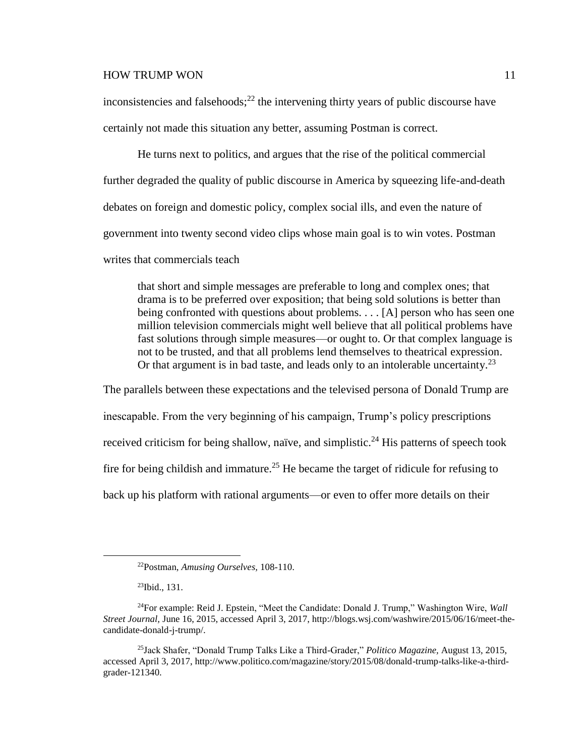inconsistencies and falsehoods;[22] the intervening thirty years of public discourse have certainly not made this situation any better, assuming Postman is correct.

He turns next to politics, and argues that the rise of the political commercial further degraded the quality of public discourse in America by squeezing life-and-death debates on foreign and domestic policy, complex social ills, and even the nature of government into twenty second video clips whose main goal is to win votes. Postman writes that commercials teach

> that short and simple messages are preferable to long and complex ones; that drama is to be preferred over exposition; that being sold solutions is better than being confronted with questions about problems. . . . [A] person who has seen one million television commercials might well believe that all political problems have fast solutions through simple measures—or ought to. Or that complex language is not to be trusted, and that all problems lend themselves to theatrical expression. Or that argument is in bad taste, and leads only to an intolerable uncertainty.[23]

The parallels between these expectations and the televised persona of Donald Trump are inescapable. From the very beginning of his campaign, Trump's policy prescriptions received criticism for being shallow, naïve, and simplistic.[24] His patterns of speech took fire for being childish and immature.[25] He became the target of ridicule for refusing to back up his platform with rational arguments—or even to offer more details on their

---

[22] Postman, *Amusing Ourselves*, 108-110.

[23] Ibid., 131.

[24] For example: Reid J. Epstein, "Meet the Candidate: Donald J. Trump," Washington Wire, *Wall Street Journal*, June 16, 2015, accessed April 3, 2017, http://blogs.wsj.com/washwire/2015/06/16/meet-the-candidate-donald-j-trump/.

[25] Jack Shafer, "Donald Trump Talks Like a Third-Grader," *Politico Magazine*, August 13, 2015, accessed April 3, 2017, http://www.politico.com/magazine/story/2015/08/donald-trump-talks-like-a-third-grader-121340.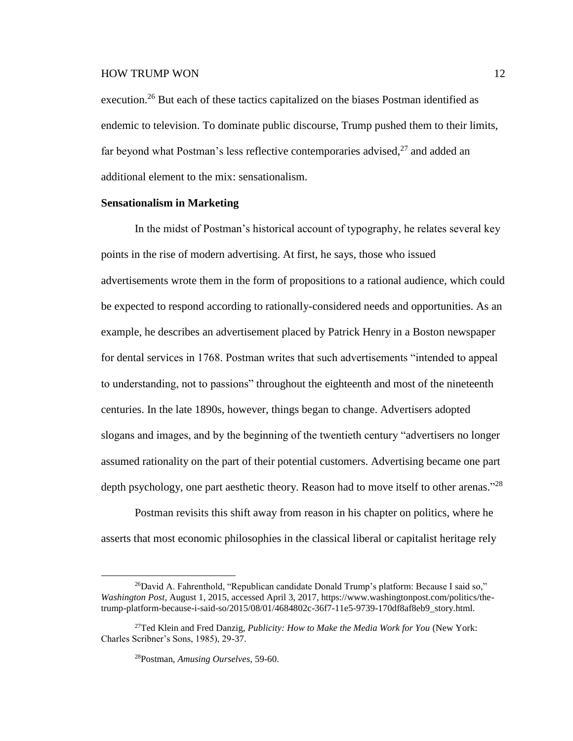execution.[26] But each of these tactics capitalized on the biases Postman identified as endemic to television. To dominate public discourse, Trump pushed them to their limits, far beyond what Postman's less reflective contemporaries advised,[27] and added an additional element to the mix: sensationalism.

**Sensationalism in Marketing**

In the midst of Postman's historical account of typography, he relates several key points in the rise of modern advertising. At first, he says, those who issued advertisements wrote them in the form of propositions to a rational audience, which could be expected to respond according to rationally-considered needs and opportunities. As an example, he describes an advertisement placed by Patrick Henry in a Boston newspaper for dental services in 1768. Postman writes that such advertisements "intended to appeal to understanding, not to passions" throughout the eighteenth and most of the nineteenth centuries. In the late 1890s, however, things began to change. Advertisers adopted slogans and images, and by the beginning of the twentieth century "advertisers no longer assumed rationality on the part of their potential customers. Advertising became one part depth psychology, one part aesthetic theory. Reason had to move itself to other arenas."[28]

Postman revisits this shift away from reason in his chapter on politics, where he asserts that most economic philosophies in the classical liberal or capitalist heritage rely

---

[26] David A. Fahrenthold, "Republican candidate Donald Trump's platform: Because I said so," *Washington Post,* August 1, 2015, accessed April 3, 2017, https://www.washingtonpost.com/politics/the-trump-platform-because-i-said-so/2015/08/01/4684802c-36f7-11e5-9739-170df8af8eb9_story.html.

[27] Ted Klein and Fred Danzig, *Publicity: How to Make the Media Work for You* (New York: Charles Scribner's Sons, 1985), 29-37.

[28] Postman, *Amusing Ourselves,* 59-60.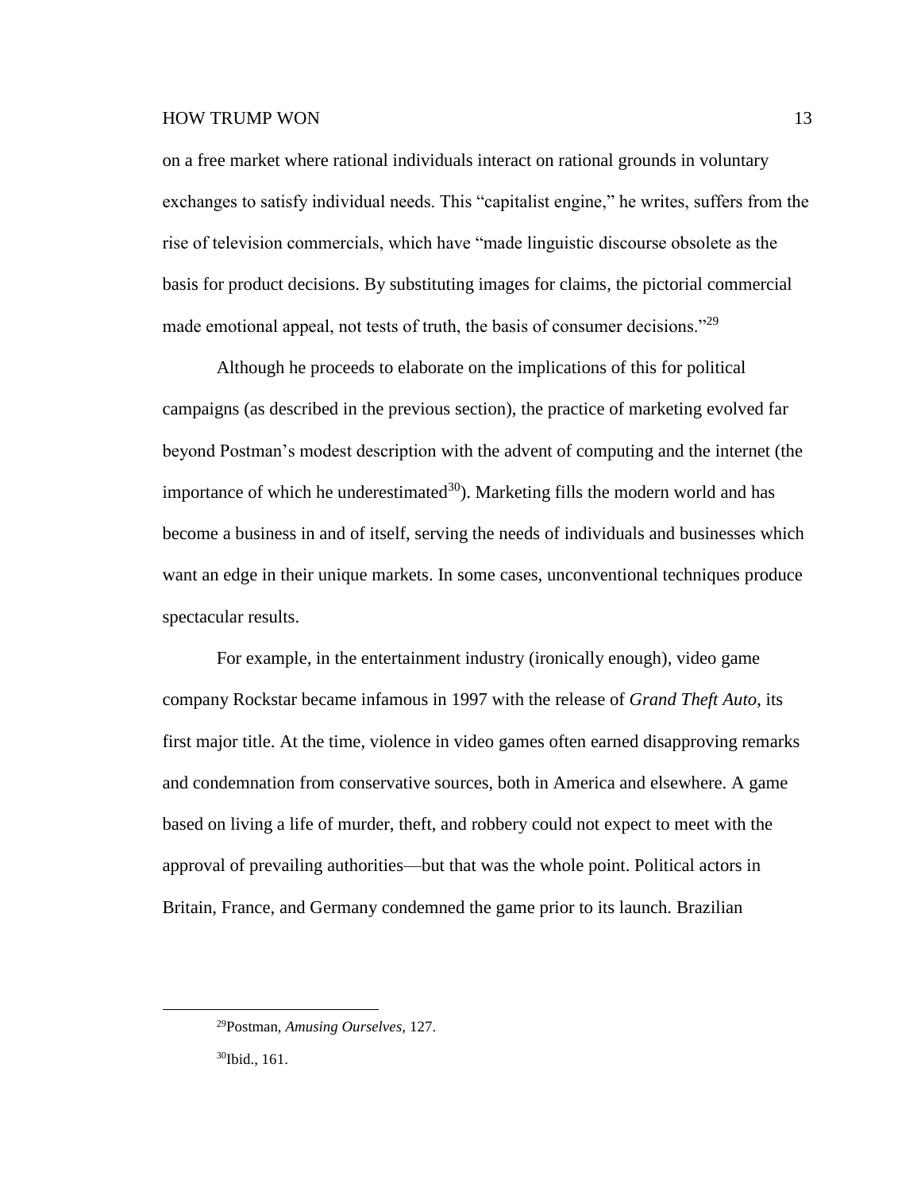on a free market where rational individuals interact on rational grounds in voluntary exchanges to satisfy individual needs. This "capitalist engine," he writes, suffers from the rise of television commercials, which have "made linguistic discourse obsolete as the basis for product decisions. By substituting images for claims, the pictorial commercial made emotional appeal, not tests of truth, the basis of consumer decisions."[29]

Although he proceeds to elaborate on the implications of this for political campaigns (as described in the previous section), the practice of marketing evolved far beyond Postman's modest description with the advent of computing and the internet (the importance of which he underestimated[30]). Marketing fills the modern world and has become a business in and of itself, serving the needs of individuals and businesses which want an edge in their unique markets. In some cases, unconventional techniques produce spectacular results.

For example, in the entertainment industry (ironically enough), video game company Rockstar became infamous in 1997 with the release of *Grand Theft Auto*, its first major title. At the time, violence in video games often earned disapproving remarks and condemnation from conservative sources, both in America and elsewhere. A game based on living a life of murder, theft, and robbery could not expect to meet with the approval of prevailing authorities—but that was the whole point. Political actors in Britain, France, and Germany condemned the game prior to its launch. Brazilian

---

[29]Postman, *Amusing Ourselves*, 127.

[30]Ibid., 161.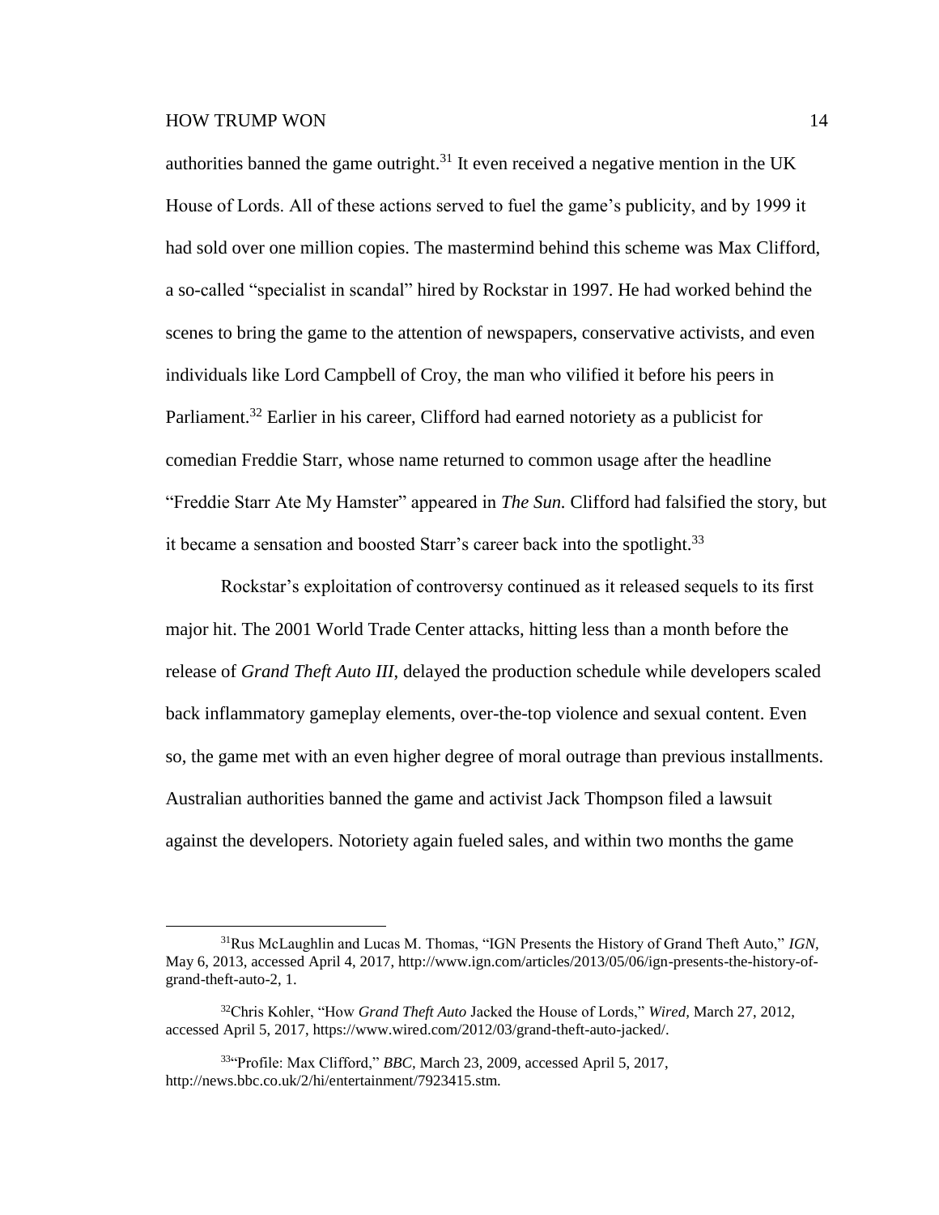authorities banned the game outright.[31] It even received a negative mention in the UK House of Lords. All of these actions served to fuel the game's publicity, and by 1999 it had sold over one million copies. The mastermind behind this scheme was Max Clifford, a so-called "specialist in scandal" hired by Rockstar in 1997. He had worked behind the scenes to bring the game to the attention of newspapers, conservative activists, and even individuals like Lord Campbell of Croy, the man who vilified it before his peers in Parliament.[32] Earlier in his career, Clifford had earned notoriety as a publicist for comedian Freddie Starr, whose name returned to common usage after the headline "Freddie Starr Ate My Hamster" appeared in *The Sun.* Clifford had falsified the story, but it became a sensation and boosted Starr's career back into the spotlight.[33]

Rockstar's exploitation of controversy continued as it released sequels to its first major hit. The 2001 World Trade Center attacks, hitting less than a month before the release of *Grand Theft Auto III,* delayed the production schedule while developers scaled back inflammatory gameplay elements, over-the-top violence and sexual content. Even so, the game met with an even higher degree of moral outrage than previous installments. Australian authorities banned the game and activist Jack Thompson filed a lawsuit against the developers. Notoriety again fueled sales, and within two months the game

---

[31] Rus McLaughlin and Lucas M. Thomas, "IGN Presents the History of Grand Theft Auto," *IGN,* May 6, 2013, accessed April 4, 2017, http://www.ign.com/articles/2013/05/06/ign-presents-the-history-of-grand-theft-auto-2, 1.

[32] Chris Kohler, "How *Grand Theft Auto* Jacked the House of Lords," *Wired,* March 27, 2012, accessed April 5, 2017, https://www.wired.com/2012/03/grand-theft-auto-jacked/.

[33] "Profile: Max Clifford," *BBC,* March 23, 2009, accessed April 5, 2017, http://news.bbc.co.uk/2/hi/entertainment/7923415.stm.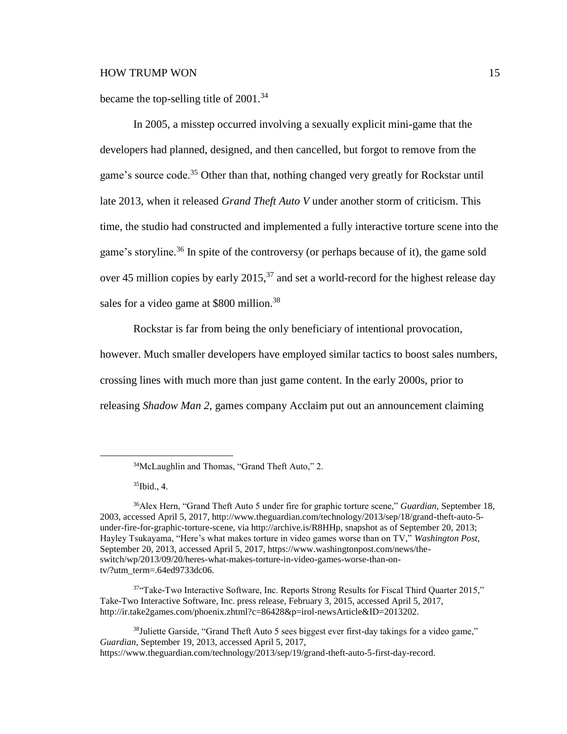became the top-selling title of 2001.[34]

In 2005, a misstep occurred involving a sexually explicit mini-game that the developers had planned, designed, and then cancelled, but forgot to remove from the game's source code.[35] Other than that, nothing changed very greatly for Rockstar until late 2013, when it released *Grand Theft Auto V* under another storm of criticism. This time, the studio had constructed and implemented a fully interactive torture scene into the game's storyline.[36] In spite of the controversy (or perhaps because of it), the game sold over 45 million copies by early 2015,[37] and set a world-record for the highest release day sales for a video game at $800 million.[38]

Rockstar is far from being the only beneficiary of intentional provocation, however. Much smaller developers have employed similar tactics to boost sales numbers, crossing lines with much more than just game content. In the early 2000s, prior to releasing *Shadow Man 2,* games company Acclaim put out an announcement claiming

---

[34] McLaughlin and Thomas, "Grand Theft Auto," 2.

[35] Ibid., 4.

[36] Alex Hern, "Grand Theft Auto 5 under fire for graphic torture scene," *Guardian,* September 18, 2003, accessed April 5, 2017, http://www.theguardian.com/technology/2013/sep/18/grand-theft-auto-5-under-fire-for-graphic-torture-scene, via http://archive.is/R8HHp, snapshot as of September 20, 2013; Hayley Tsukayama, "Here's what makes torture in video games worse than on TV," *Washington Post,* September 20, 2013, accessed April 5, 2017, https://www.washingtonpost.com/news/the-switch/wp/2013/09/20/heres-what-makes-torture-in-video-games-worse-than-on-tv/?utm_term=.64ed9733dc06.

[37] "Take-Two Interactive Software, Inc. Reports Strong Results for Fiscal Third Quarter 2015," Take-Two Interactive Software, Inc. press release, February 3, 2015, accessed April 5, 2017, http://ir.take2games.com/phoenix.zhtml?c=86428&p=irol-newsArticle&ID=2013202.

[38] Juliette Garside, "Grand Theft Auto 5 sees biggest ever first-day takings for a video game," *Guardian,* September 19, 2013, accessed April 5, 2017, https://www.theguardian.com/technology/2013/sep/19/grand-theft-auto-5-first-day-record.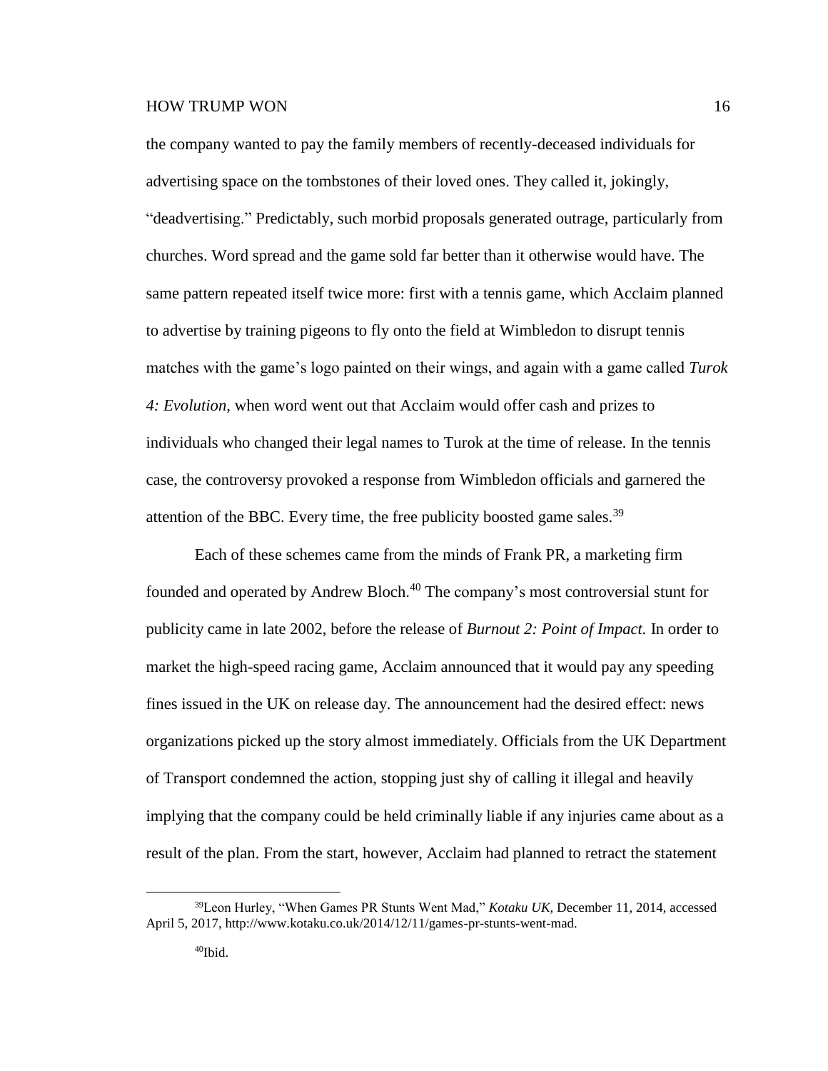the company wanted to pay the family members of recently-deceased individuals for advertising space on the tombstones of their loved ones. They called it, jokingly, "deadvertising." Predictably, such morbid proposals generated outrage, particularly from churches. Word spread and the game sold far better than it otherwise would have. The same pattern repeated itself twice more: first with a tennis game, which Acclaim planned to advertise by training pigeons to fly onto the field at Wimbledon to disrupt tennis matches with the game's logo painted on their wings, and again with a game called *Turok 4: Evolution*, when word went out that Acclaim would offer cash and prizes to individuals who changed their legal names to Turok at the time of release. In the tennis case, the controversy provoked a response from Wimbledon officials and garnered the attention of the BBC. Every time, the free publicity boosted game sales.[39]

Each of these schemes came from the minds of Frank PR, a marketing firm founded and operated by Andrew Bloch.[40] The company's most controversial stunt for publicity came in late 2002, before the release of *Burnout 2: Point of Impact.* In order to market the high-speed racing game, Acclaim announced that it would pay any speeding fines issued in the UK on release day. The announcement had the desired effect: news organizations picked up the story almost immediately. Officials from the UK Department of Transport condemned the action, stopping just shy of calling it illegal and heavily implying that the company could be held criminally liable if any injuries came about as a result of the plan. From the start, however, Acclaim had planned to retract the statement

---

[39] Leon Hurley, "When Games PR Stunts Went Mad," *Kotaku UK*, December 11, 2014, accessed April 5, 2017, http://www.kotaku.co.uk/2014/12/11/games-pr-stunts-went-mad.

[40] Ibid.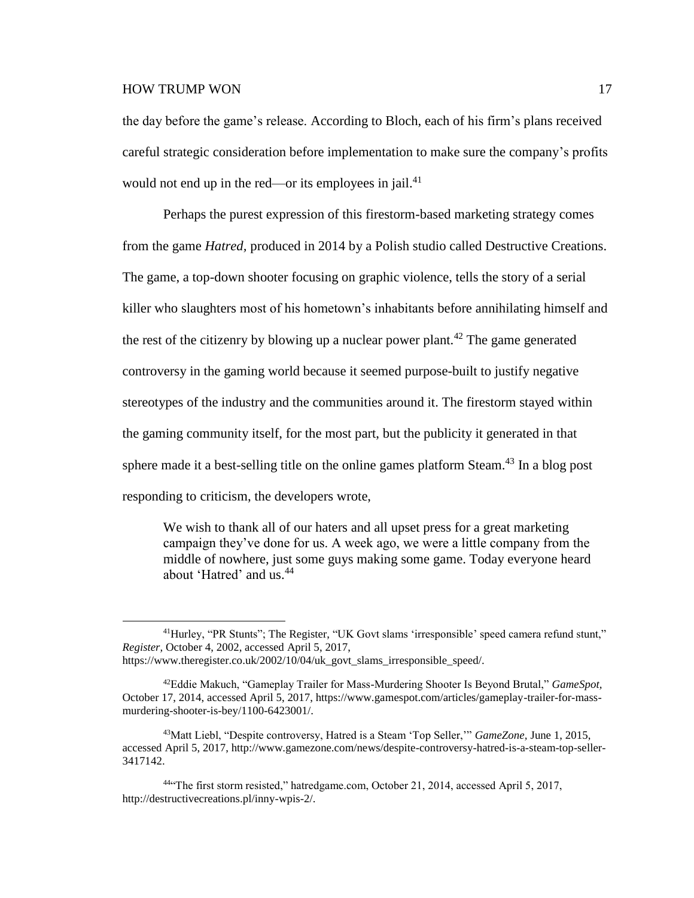the day before the game's release. According to Bloch, each of his firm's plans received careful strategic consideration before implementation to make sure the company's profits would not end up in the red—or its employees in jail.[41]

Perhaps the purest expression of this firestorm-based marketing strategy comes from the game *Hatred*, produced in 2014 by a Polish studio called Destructive Creations. The game, a top-down shooter focusing on graphic violence, tells the story of a serial killer who slaughters most of his hometown's inhabitants before annihilating himself and the rest of the citizenry by blowing up a nuclear power plant.[42] The game generated controversy in the gaming world because it seemed purpose-built to justify negative stereotypes of the industry and the communities around it. The firestorm stayed within the gaming community itself, for the most part, but the publicity it generated in that sphere made it a best-selling title on the online games platform Steam.[43] In a blog post responding to criticism, the developers wrote,

> We wish to thank all of our haters and all upset press for a great marketing campaign they've done for us. A week ago, we were a little company from the middle of nowhere, just some guys making some game. Today everyone heard about 'Hatred' and us.[44]

---

[41] Hurley, "PR Stunts"; The Register, "UK Govt slams 'irresponsible' speed camera refund stunt," *Register,* October 4, 2002, accessed April 5, 2017, https://www.theregister.co.uk/2002/10/04/uk_govt_slams_irresponsible_speed/.

[42] Eddie Makuch, "Gameplay Trailer for Mass-Murdering Shooter Is Beyond Brutal," *GameSpot,* October 17, 2014, accessed April 5, 2017, https://www.gamespot.com/articles/gameplay-trailer-for-mass-murdering-shooter-is-bey/1100-6423001/.

[43] Matt Liebl, "Despite controversy, Hatred is a Steam 'Top Seller,'" *GameZone,* June 1, 2015, accessed April 5, 2017, http://www.gamezone.com/news/despite-controversy-hatred-is-a-steam-top-seller-3417142.

[44] "The first storm resisted," hatredgame.com, October 21, 2014, accessed April 5, 2017, http://destructivecreations.pl/inny-wpis-2/.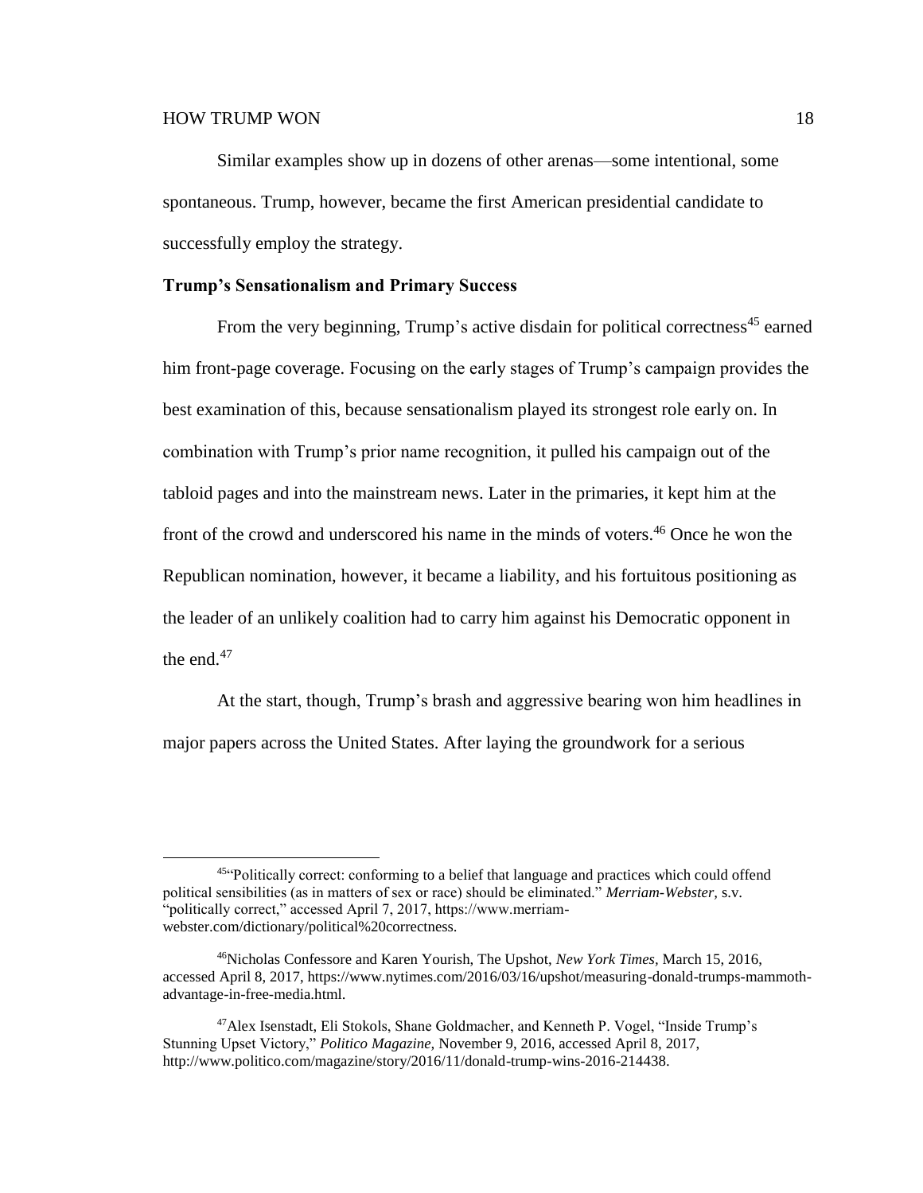Similar examples show up in dozens of other arenas—some intentional, some spontaneous. Trump, however, became the first American presidential candidate to successfully employ the strategy.

### Trump's Sensationalism and Primary Success

From the very beginning, Trump's active disdain for political correctness[45] earned him front-page coverage. Focusing on the early stages of Trump's campaign provides the best examination of this, because sensationalism played its strongest role early on. In combination with Trump's prior name recognition, it pulled his campaign out of the tabloid pages and into the mainstream news. Later in the primaries, it kept him at the front of the crowd and underscored his name in the minds of voters.[46] Once he won the Republican nomination, however, it became a liability, and his fortuitous positioning as the leader of an unlikely coalition had to carry him against his Democratic opponent in the end.[47]

At the start, though, Trump's brash and aggressive bearing won him headlines in major papers across the United States. After laying the groundwork for a serious

---

[45]"Politically correct: conforming to a belief that language and practices which could offend political sensibilities (as in matters of sex or race) should be eliminated." *Merriam-Webster,* s.v. "politically correct," accessed April 7, 2017, https://www.merriam-webster.com/dictionary/political%20correctness.

[46]Nicholas Confessore and Karen Yourish, The Upshot, *New York Times,* March 15, 2016, accessed April 8, 2017, https://www.nytimes.com/2016/03/16/upshot/measuring-donald-trumps-mammoth-advantage-in-free-media.html.

[47]Alex Isenstadt, Eli Stokols, Shane Goldmacher, and Kenneth P. Vogel, "Inside Trump's Stunning Upset Victory," *Politico Magazine,* November 9, 2016, accessed April 8, 2017, http://www.politico.com/magazine/story/2016/11/donald-trump-wins-2016-214438.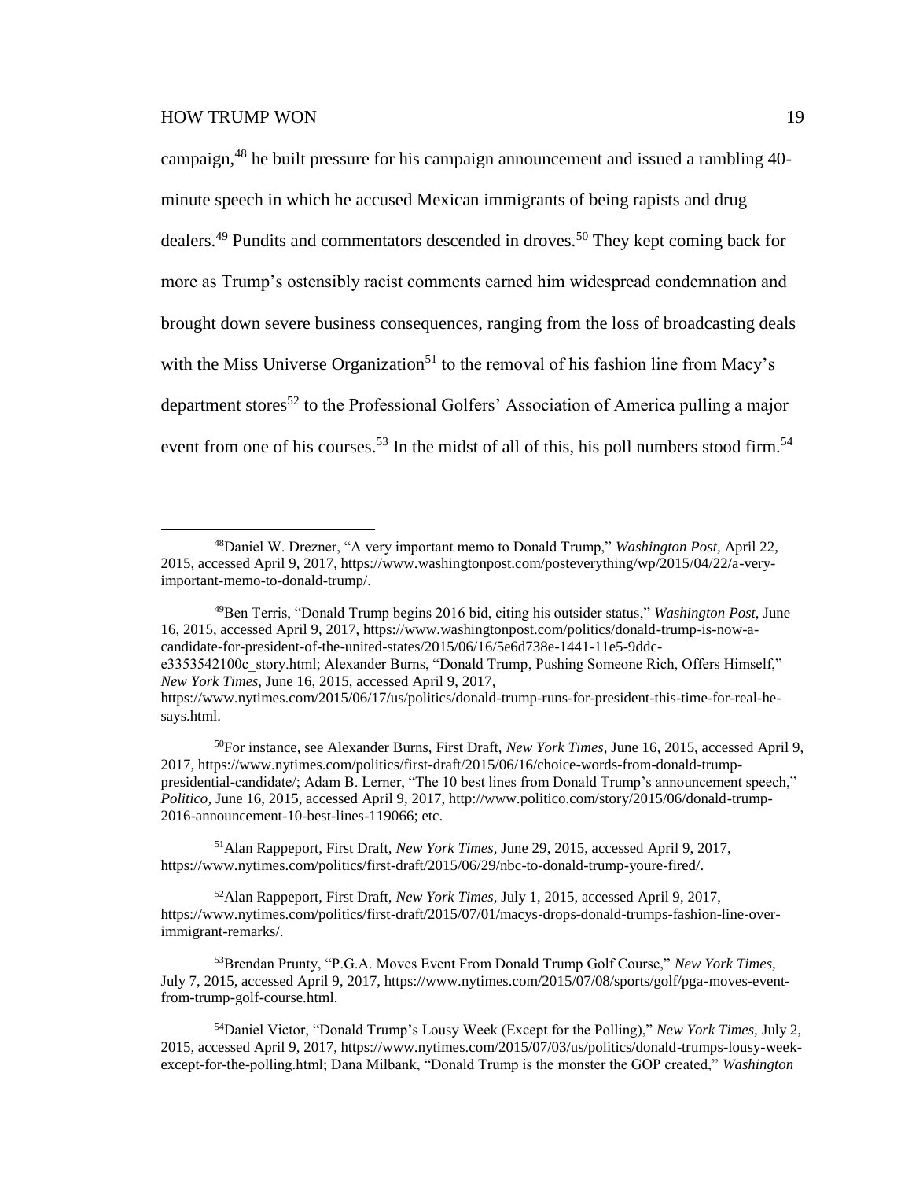campaign,[48] he built pressure for his campaign announcement and issued a rambling 40-minute speech in which he accused Mexican immigrants of being rapists and drug dealers.[49] Pundits and commentators descended in droves.[50] They kept coming back for more as Trump's ostensibly racist comments earned him widespread condemnation and brought down severe business consequences, ranging from the loss of broadcasting deals with the Miss Universe Organization[51] to the removal of his fashion line from Macy's department stores[52] to the Professional Golfers' Association of America pulling a major event from one of his courses.[53] In the midst of all of this, his poll numbers stood firm.[54]

---

[48]Daniel W. Drezner, "A very important memo to Donald Trump," *Washington Post*, April 22, 2015, accessed April 9, 2017, https://www.washingtonpost.com/posteverything/wp/2015/04/22/a-very-important-memo-to-donald-trump/.

[49]Ben Terris, "Donald Trump begins 2016 bid, citing his outsider status," *Washington Post*, June 16, 2015, accessed April 9, 2017, https://www.washingtonpost.com/politics/donald-trump-is-now-a-candidate-for-president-of-the-united-states/2015/06/16/5e6d738e-1441-11e5-9ddc-e3353542100c_story.html; Alexander Burns, "Donald Trump, Pushing Someone Rich, Offers Himself," *New York Times*, June 16, 2015, accessed April 9, 2017, https://www.nytimes.com/2015/06/17/us/politics/donald-trump-runs-for-president-this-time-for-real-he-says.html.

[50]For instance, see Alexander Burns, First Draft, *New York Times*, June 16, 2015, accessed April 9, 2017, https://www.nytimes.com/politics/first-draft/2015/06/16/choice-words-from-donald-trump-presidential-candidate/; Adam B. Lerner, "The 10 best lines from Donald Trump's announcement speech," *Politico*, June 16, 2015, accessed April 9, 2017, http://www.politico.com/story/2015/06/donald-trump-2016-announcement-10-best-lines-119066; etc.

[51]Alan Rappeport, First Draft, *New York Times*, June 29, 2015, accessed April 9, 2017, https://www.nytimes.com/politics/first-draft/2015/06/29/nbc-to-donald-trump-youre-fired/.

[52]Alan Rappeport, First Draft, *New York Times*, July 1, 2015, accessed April 9, 2017, https://www.nytimes.com/politics/first-draft/2015/07/01/macys-drops-donald-trumps-fashion-line-over-immigrant-remarks/.

[53]Brendan Prunty, "P.G.A. Moves Event From Donald Trump Golf Course," *New York Times*, July 7, 2015, accessed April 9, 2017, https://www.nytimes.com/2015/07/08/sports/golf/pga-moves-event-from-trump-golf-course.html.

[54]Daniel Victor, "Donald Trump's Lousy Week (Except for the Polling)," *New York Times*, July 2, 2015, accessed April 9, 2017, https://www.nytimes.com/2015/07/03/us/politics/donald-trumps-lousy-week-except-for-the-polling.html; Dana Milbank, "Donald Trump is the monster the GOP created," *Washington*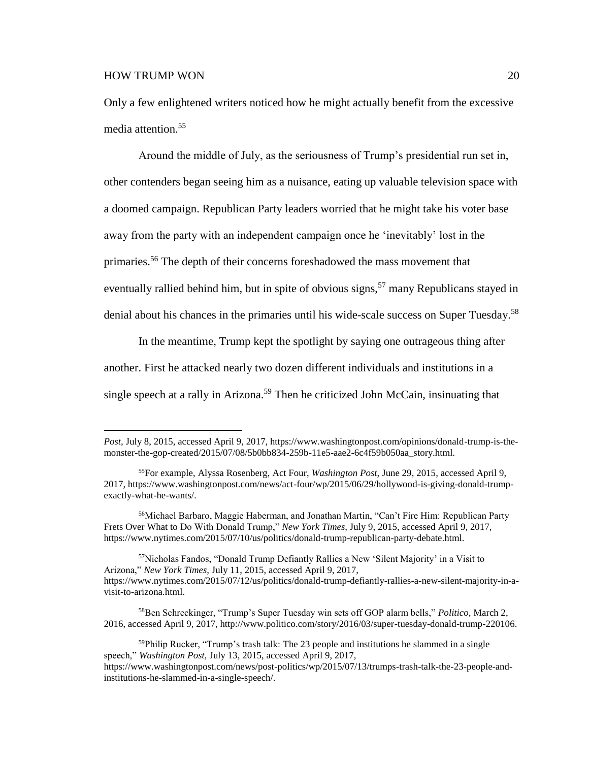Only a few enlightened writers noticed how he might actually benefit from the excessive media attention.[55]

Around the middle of July, as the seriousness of Trump's presidential run set in, other contenders began seeing him as a nuisance, eating up valuable television space with a doomed campaign. Republican Party leaders worried that he might take his voter base away from the party with an independent campaign once he 'inevitably' lost in the primaries.[56] The depth of their concerns foreshadowed the mass movement that eventually rallied behind him, but in spite of obvious signs,[57] many Republicans stayed in denial about his chances in the primaries until his wide-scale success on Super Tuesday.[58]

In the meantime, Trump kept the spotlight by saying one outrageous thing after another. First he attacked nearly two dozen different individuals and institutions in a single speech at a rally in Arizona.[59] Then he criticized John McCain, insinuating that

---

*Post,* July 8, 2015, accessed April 9, 2017, https://www.washingtonpost.com/opinions/donald-trump-is-the-monster-the-gop-created/2015/07/08/5b0bb834-259b-11e5-aae2-6c4f59b050aa_story.html.

[55]For example, Alyssa Rosenberg, Act Four, *Washington Post,* June 29, 2015, accessed April 9, 2017, https://www.washingtonpost.com/news/act-four/wp/2015/06/29/hollywood-is-giving-donald-trump-exactly-what-he-wants/.

[56]Michael Barbaro, Maggie Haberman, and Jonathan Martin, "Can't Fire Him: Republican Party Frets Over What to Do With Donald Trump," *New York Times,* July 9, 2015, accessed April 9, 2017, https://www.nytimes.com/2015/07/10/us/politics/donald-trump-republican-party-debate.html.

[57]Nicholas Fandos, "Donald Trump Defiantly Rallies a New 'Silent Majority' in a Visit to Arizona," *New York Times,* July 11, 2015, accessed April 9, 2017, https://www.nytimes.com/2015/07/12/us/politics/donald-trump-defiantly-rallies-a-new-silent-majority-in-a-visit-to-arizona.html.

[58]Ben Schreckinger, "Trump's Super Tuesday win sets off GOP alarm bells," *Politico,* March 2, 2016, accessed April 9, 2017, http://www.politico.com/story/2016/03/super-tuesday-donald-trump-220106.

[59]Philip Rucker, "Trump's trash talk: The 23 people and institutions he slammed in a single speech," *Washington Post,* July 13, 2015, accessed April 9, 2017, https://www.washingtonpost.com/news/post-politics/wp/2015/07/13/trumps-trash-talk-the-23-people-and-institutions-he-slammed-in-a-single-speech/.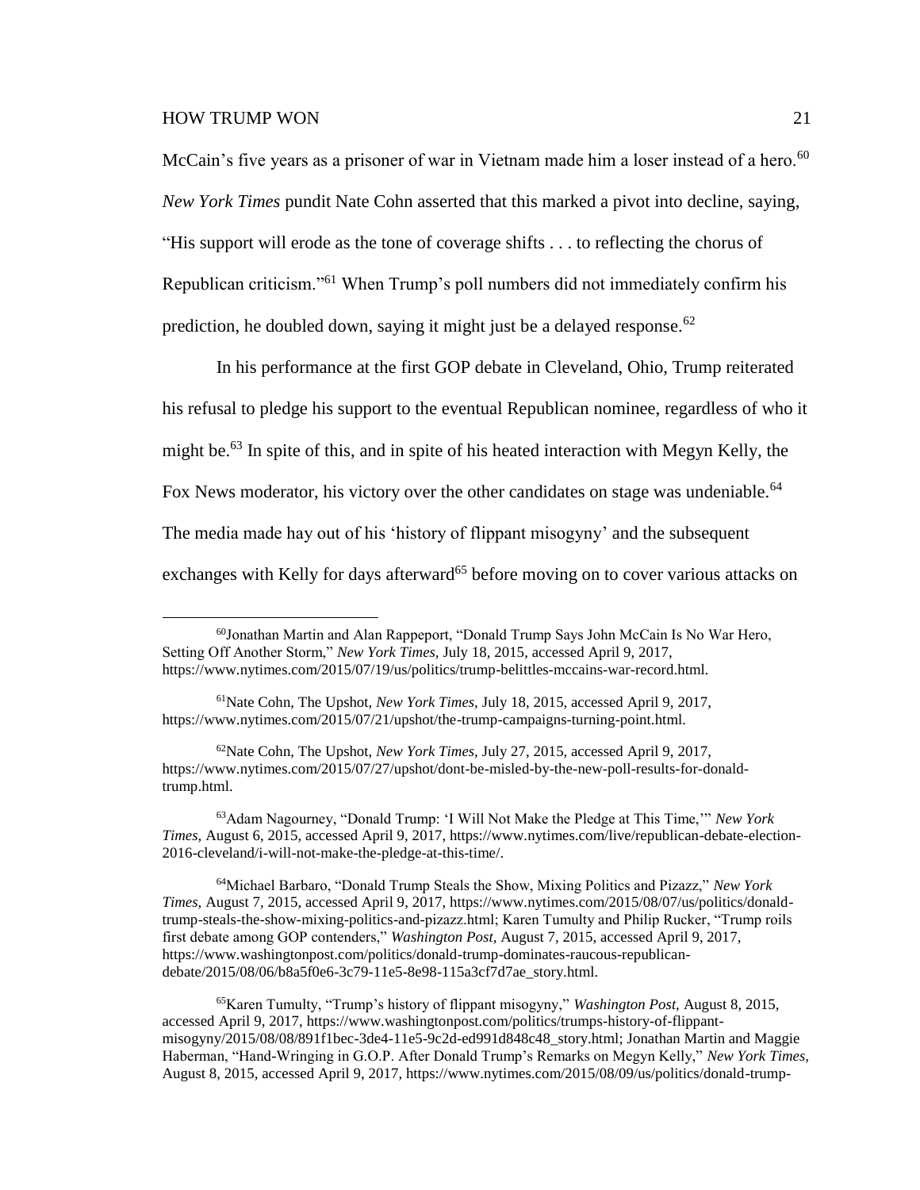McCain's five years as a prisoner of war in Vietnam made him a loser instead of a hero.[60] *New York Times* pundit Nate Cohn asserted that this marked a pivot into decline, saying, "His support will erode as the tone of coverage shifts . . . to reflecting the chorus of Republican criticism."[61] When Trump's poll numbers did not immediately confirm his prediction, he doubled down, saying it might just be a delayed response.[62]

In his performance at the first GOP debate in Cleveland, Ohio, Trump reiterated his refusal to pledge his support to the eventual Republican nominee, regardless of who it might be.[63] In spite of this, and in spite of his heated interaction with Megyn Kelly, the Fox News moderator, his victory over the other candidates on stage was undeniable.[64] The media made hay out of his 'history of flippant misogyny' and the subsequent exchanges with Kelly for days afterward[65] before moving on to cover various attacks on

---

[60]Jonathan Martin and Alan Rappeport, "Donald Trump Says John McCain Is No War Hero, Setting Off Another Storm," *New York Times,* July 18, 2015, accessed April 9, 2017, https://www.nytimes.com/2015/07/19/us/politics/trump-belittles-mccains-war-record.html.

[61]Nate Cohn, The Upshot, *New York Times,* July 18, 2015, accessed April 9, 2017, https://www.nytimes.com/2015/07/21/upshot/the-trump-campaigns-turning-point.html.

[62]Nate Cohn, The Upshot, *New York Times,* July 27, 2015, accessed April 9, 2017, https://www.nytimes.com/2015/07/27/upshot/dont-be-misled-by-the-new-poll-results-for-donald-trump.html.

[63]Adam Nagourney, "Donald Trump: 'I Will Not Make the Pledge at This Time,'" *New York Times,* August 6, 2015, accessed April 9, 2017, https://www.nytimes.com/live/republican-debate-election-2016-cleveland/i-will-not-make-the-pledge-at-this-time/.

[64]Michael Barbaro, "Donald Trump Steals the Show, Mixing Politics and Pizazz," *New York Times,* August 7, 2015, accessed April 9, 2017, https://www.nytimes.com/2015/08/07/us/politics/donald-trump-steals-the-show-mixing-politics-and-pizazz.html; Karen Tumulty and Philip Rucker, "Trump roils first debate among GOP contenders," *Washington Post,* August 7, 2015, accessed April 9, 2017, https://www.washingtonpost.com/politics/donald-trump-dominates-raucous-republican-debate/2015/08/06/b8a5f0e6-3c79-11e5-8e98-115a3cf7d7ae_story.html.

[65]Karen Tumulty, "Trump's history of flippant misogyny," *Washington Post,* August 8, 2015, accessed April 9, 2017, https://www.washingtonpost.com/politics/trumps-history-of-flippant-misogyny/2015/08/08/891f1bec-3de4-11e5-9c2d-ed991d848c48_story.html; Jonathan Martin and Maggie Haberman, "Hand-Wringing in G.O.P. After Donald Trump's Remarks on Megyn Kelly," *New York Times,* August 8, 2015, accessed April 9, 2017, https://www.nytimes.com/2015/08/09/us/politics/donald-trump-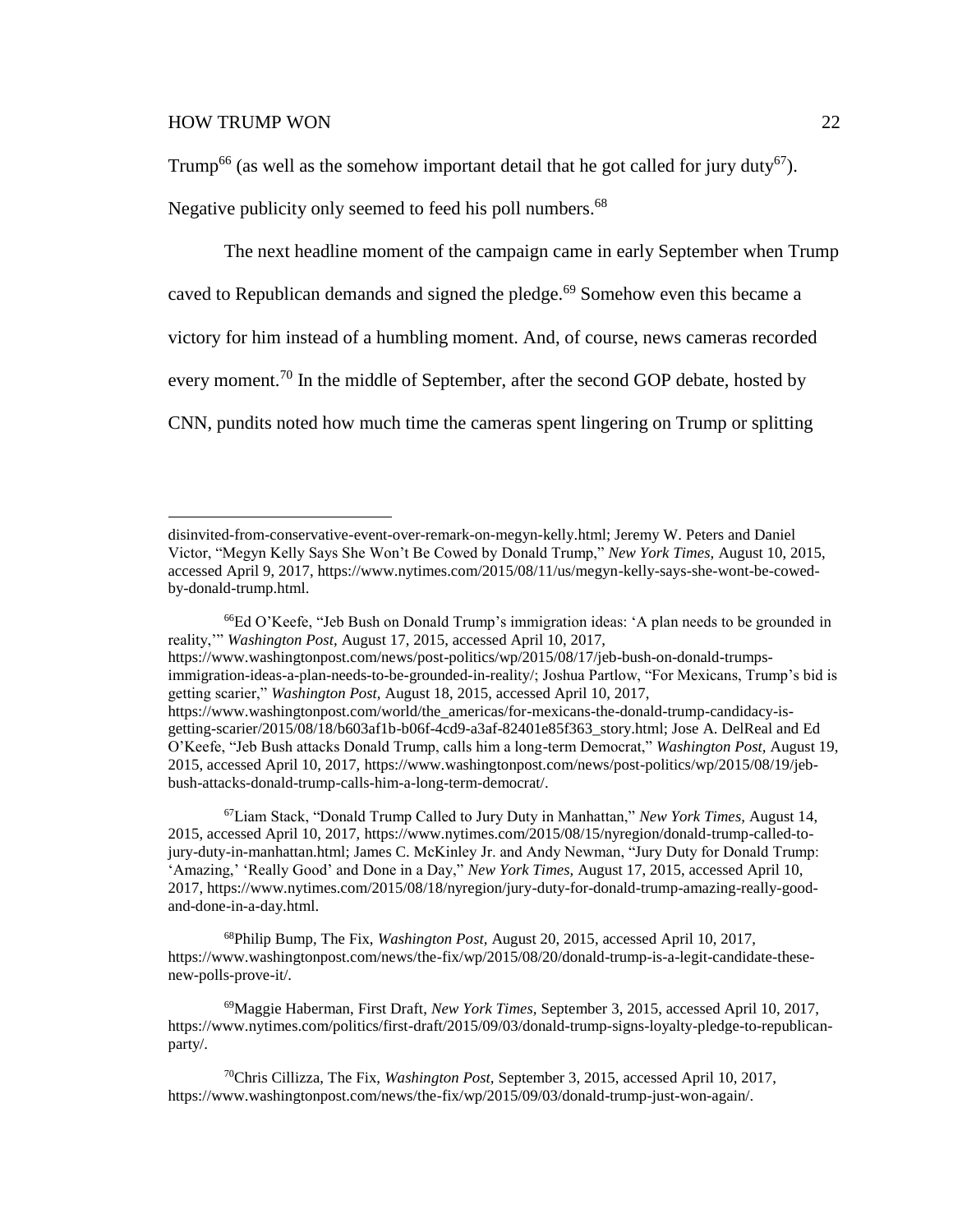Trump[66] (as well as the somehow important detail that he got called for jury duty[67]). Negative publicity only seemed to feed his poll numbers.[68]

The next headline moment of the campaign came in early September when Trump caved to Republican demands and signed the pledge.[69] Somehow even this became a victory for him instead of a humbling moment. And, of course, news cameras recorded every moment.[70] In the middle of September, after the second GOP debate, hosted by CNN, pundits noted how much time the cameras spent lingering on Trump or splitting

---

disinvited-from-conservative-event-over-remark-on-megyn-kelly.html; Jeremy W. Peters and Daniel Victor, "Megyn Kelly Says She Won't Be Cowed by Donald Trump," *New York Times,* August 10, 2015, accessed April 9, 2017, https://www.nytimes.com/2015/08/11/us/megyn-kelly-says-she-wont-be-cowed-by-donald-trump.html.

[66]Ed O'Keefe, "Jeb Bush on Donald Trump's immigration ideas: 'A plan needs to be grounded in reality,'" *Washington Post,* August 17, 2015, accessed April 10, 2017, https://www.washingtonpost.com/news/post-politics/wp/2015/08/17/jeb-bush-on-donald-trumps-immigration-ideas-a-plan-needs-to-be-grounded-in-reality/; Joshua Partlow, "For Mexicans, Trump's bid is getting scarier," *Washington Post,* August 18, 2015, accessed April 10, 2017, https://www.washingtonpost.com/world/the_americas/for-mexicans-the-donald-trump-candidacy-is-getting-scarier/2015/08/18/b603af1b-b06f-4cd9-a3af-82401e85f363_story.html; Jose A. DelReal and Ed O'Keefe, "Jeb Bush attacks Donald Trump, calls him a long-term Democrat," *Washington Post,* August 19, 2015, accessed April 10, 2017, https://www.washingtonpost.com/news/post-politics/wp/2015/08/19/jeb-bush-attacks-donald-trump-calls-him-a-long-term-democrat/.

[67]Liam Stack, "Donald Trump Called to Jury Duty in Manhattan," *New York Times,* August 14, 2015, accessed April 10, 2017, https://www.nytimes.com/2015/08/15/nyregion/donald-trump-called-to-jury-duty-in-manhattan.html; James C. McKinley Jr. and Andy Newman, "Jury Duty for Donald Trump: 'Amazing,' 'Really Good' and Done in a Day," *New York Times,* August 17, 2015, accessed April 10, 2017, https://www.nytimes.com/2015/08/18/nyregion/jury-duty-for-donald-trump-amazing-really-good-and-done-in-a-day.html.

[68]Philip Bump, The Fix, *Washington Post,* August 20, 2015, accessed April 10, 2017, https://www.washingtonpost.com/news/the-fix/wp/2015/08/20/donald-trump-is-a-legit-candidate-these-new-polls-prove-it/.

[69]Maggie Haberman, First Draft, *New York Times,* September 3, 2015, accessed April 10, 2017, https://www.nytimes.com/politics/first-draft/2015/09/03/donald-trump-signs-loyalty-pledge-to-republican-party/.

[70]Chris Cillizza, The Fix, *Washington Post,* September 3, 2015, accessed April 10, 2017, https://www.washingtonpost.com/news/the-fix/wp/2015/09/03/donald-trump-just-won-again/.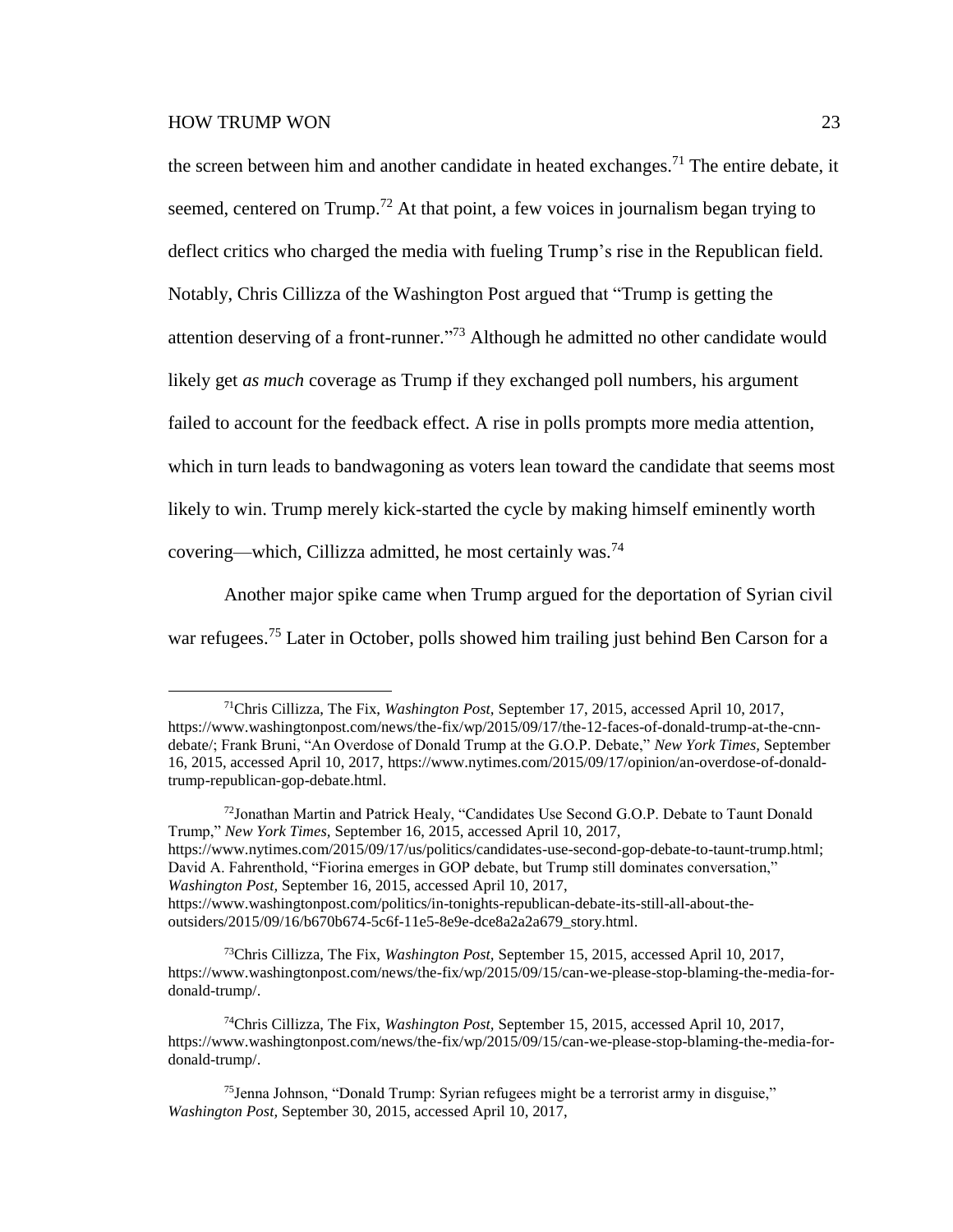the screen between him and another candidate in heated exchanges.[71] The entire debate, it seemed, centered on Trump.[72] At that point, a few voices in journalism began trying to deflect critics who charged the media with fueling Trump's rise in the Republican field. Notably, Chris Cillizza of the Washington Post argued that "Trump is getting the attention deserving of a front-runner."[73] Although he admitted no other candidate would likely get *as much* coverage as Trump if they exchanged poll numbers, his argument failed to account for the feedback effect. A rise in polls prompts more media attention, which in turn leads to bandwagoning as voters lean toward the candidate that seems most likely to win. Trump merely kick-started the cycle by making himself eminently worth covering—which, Cillizza admitted, he most certainly was.[74]

Another major spike came when Trump argued for the deportation of Syrian civil war refugees.[75] Later in October, polls showed him trailing just behind Ben Carson for a

---

[71]Chris Cillizza, The Fix, *Washington Post*, September 17, 2015, accessed April 10, 2017, https://www.washingtonpost.com/news/the-fix/wp/2015/09/17/the-12-faces-of-donald-trump-at-the-cnn-debate/; Frank Bruni, "An Overdose of Donald Trump at the G.O.P. Debate," *New York Times*, September 16, 2015, accessed April 10, 2017, https://www.nytimes.com/2015/09/17/opinion/an-overdose-of-donald-trump-republican-gop-debate.html.

[72]Jonathan Martin and Patrick Healy, "Candidates Use Second G.O.P. Debate to Taunt Donald Trump," *New York Times*, September 16, 2015, accessed April 10, 2017, https://www.nytimes.com/2015/09/17/us/politics/candidates-use-second-gop-debate-to-taunt-trump.html; David A. Fahrenthold, "Fiorina emerges in GOP debate, but Trump still dominates conversation," *Washington Post*, September 16, 2015, accessed April 10, 2017, https://www.washingtonpost.com/politics/in-tonights-republican-debate-its-still-all-about-the-outsiders/2015/09/16/b670b674-5c6f-11e5-8e9e-dce8a2a2a679_story.html.

[73]Chris Cillizza, The Fix, *Washington Post*, September 15, 2015, accessed April 10, 2017, https://www.washingtonpost.com/news/the-fix/wp/2015/09/15/can-we-please-stop-blaming-the-media-for-donald-trump/.

[74]Chris Cillizza, The Fix, *Washington Post*, September 15, 2015, accessed April 10, 2017, https://www.washingtonpost.com/news/the-fix/wp/2015/09/15/can-we-please-stop-blaming-the-media-for-donald-trump/.

[75]Jenna Johnson, "Donald Trump: Syrian refugees might be a terrorist army in disguise," *Washington Post*, September 30, 2015, accessed April 10, 2017,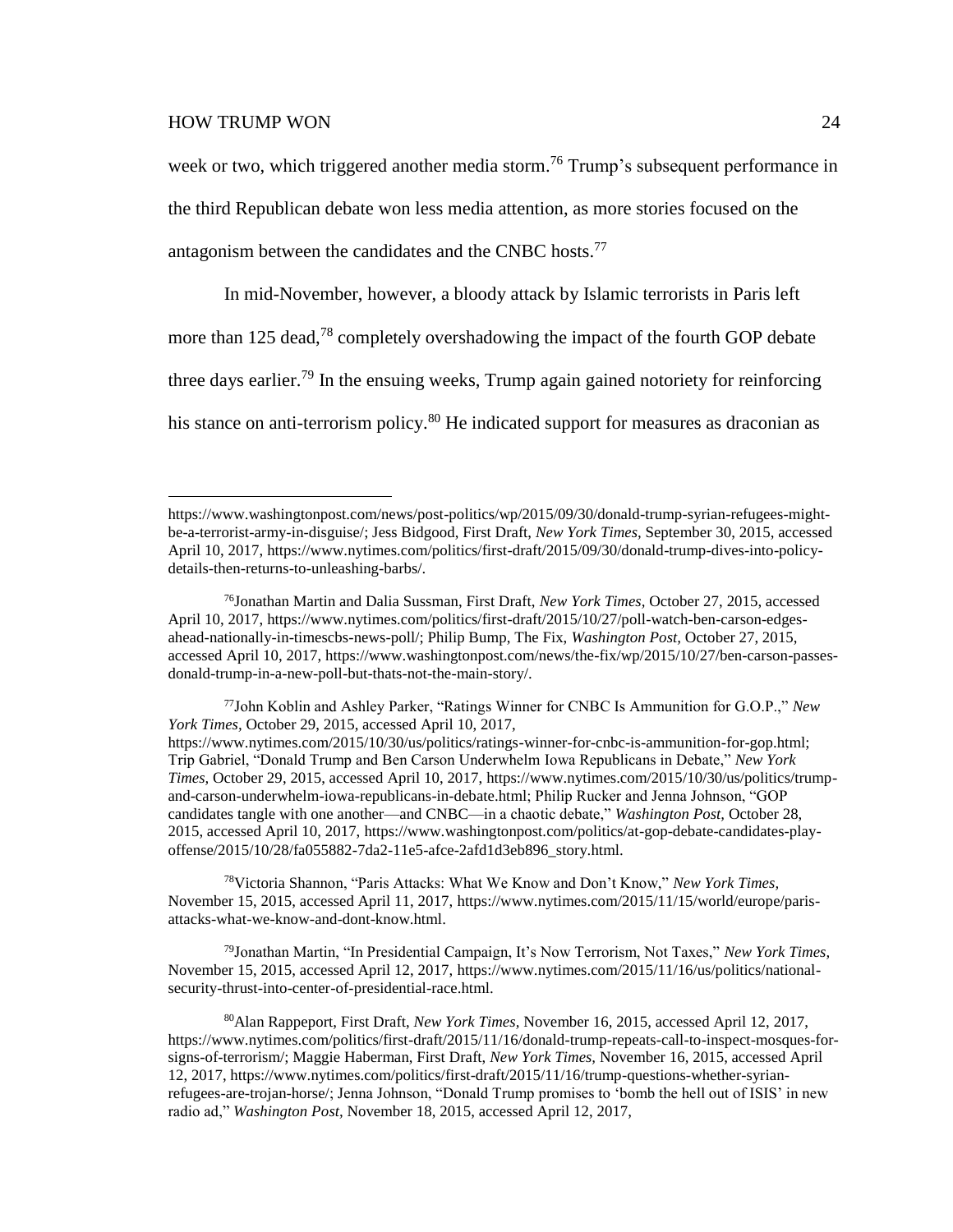week or two, which triggered another media storm.[76] Trump's subsequent performance in the third Republican debate won less media attention, as more stories focused on the antagonism between the candidates and the CNBC hosts.[77]

In mid-November, however, a bloody attack by Islamic terrorists in Paris left more than 125 dead,[78] completely overshadowing the impact of the fourth GOP debate three days earlier.[79] In the ensuing weeks, Trump again gained notoriety for reinforcing his stance on anti-terrorism policy.[80] He indicated support for measures as draconian as

---

https://www.washingtonpost.com/news/post-politics/wp/2015/09/30/donald-trump-syrian-refugees-might-be-a-terrorist-army-in-disguise/; Jess Bidgood, First Draft, *New York Times,* September 30, 2015, accessed April 10, 2017, https://www.nytimes.com/politics/first-draft/2015/09/30/donald-trump-dives-into-policy-details-then-returns-to-unleashing-barbs/.

[76]Jonathan Martin and Dalia Sussman, First Draft, *New York Times,* October 27, 2015, accessed April 10, 2017, https://www.nytimes.com/politics/first-draft/2015/10/27/poll-watch-ben-carson-edges-ahead-nationally-in-timescbs-news-poll/; Philip Bump, The Fix, *Washington Post,* October 27, 2015, accessed April 10, 2017, https://www.washingtonpost.com/news/the-fix/wp/2015/10/27/ben-carson-passes-donald-trump-in-a-new-poll-but-thats-not-the-main-story/.

[77]John Koblin and Ashley Parker, "Ratings Winner for CNBC Is Ammunition for G.O.P.," *New York Times,* October 29, 2015, accessed April 10, 2017, https://www.nytimes.com/2015/10/30/us/politics/ratings-winner-for-cnbc-is-ammunition-for-gop.html; Trip Gabriel, "Donald Trump and Ben Carson Underwhelm Iowa Republicans in Debate," *New York Times,* October 29, 2015, accessed April 10, 2017, https://www.nytimes.com/2015/10/30/us/politics/trump-and-carson-underwhelm-iowa-republicans-in-debate.html; Philip Rucker and Jenna Johnson, "GOP candidates tangle with one another—and CNBC—in a chaotic debate," *Washington Post,* October 28, 2015, accessed April 10, 2017, https://www.washingtonpost.com/politics/at-gop-debate-candidates-play-offense/2015/10/28/fa055882-7da2-11e5-afce-2afd1d3eb896_story.html.

[78]Victoria Shannon, "Paris Attacks: What We Know and Don't Know," *New York Times,* November 15, 2015, accessed April 11, 2017, https://www.nytimes.com/2015/11/15/world/europe/paris-attacks-what-we-know-and-dont-know.html.

[79]Jonathan Martin, "In Presidential Campaign, It's Now Terrorism, Not Taxes," *New York Times,* November 15, 2015, accessed April 12, 2017, https://www.nytimes.com/2015/11/16/us/politics/national-security-thrust-into-center-of-presidential-race.html.

[80]Alan Rappeport, First Draft, *New York Times,* November 16, 2015, accessed April 12, 2017, https://www.nytimes.com/politics/first-draft/2015/11/16/donald-trump-repeats-call-to-inspect-mosques-for-signs-of-terrorism/; Maggie Haberman, First Draft, *New York Times,* November 16, 2015, accessed April 12, 2017, https://www.nytimes.com/politics/first-draft/2015/11/16/trump-questions-whether-syrian-refugees-are-trojan-horse/; Jenna Johnson, "Donald Trump promises to 'bomb the hell out of ISIS' in new radio ad," *Washington Post,* November 18, 2015, accessed April 12, 2017,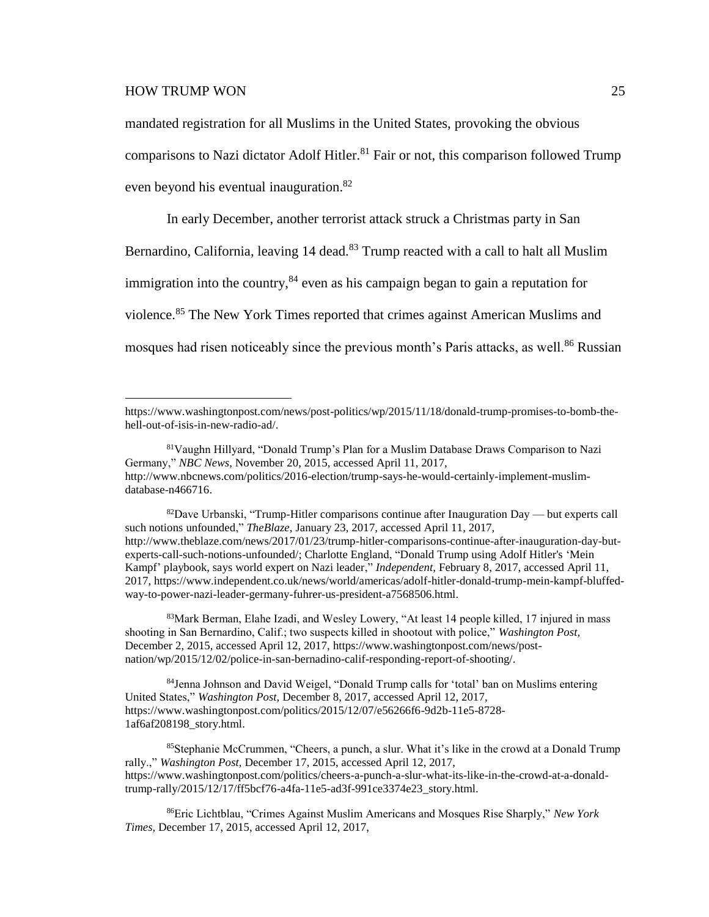mandated registration for all Muslims in the United States, provoking the obvious comparisons to Nazi dictator Adolf Hitler.[81] Fair or not, this comparison followed Trump even beyond his eventual inauguration.[82]

In early December, another terrorist attack struck a Christmas party in San Bernardino, California, leaving 14 dead.[83] Trump reacted with a call to halt all Muslim immigration into the country,[84] even as his campaign began to gain a reputation for violence.[85] The New York Times reported that crimes against American Muslims and mosques had risen noticeably since the previous month's Paris attacks, as well.[86] Russian

---

https://www.washingtonpost.com/news/post-politics/wp/2015/11/18/donald-trump-promises-to-bomb-the-hell-out-of-isis-in-new-radio-ad/.

[81]Vaughn Hillyard, "Donald Trump's Plan for a Muslim Database Draws Comparison to Nazi Germany," *NBC News,* November 20, 2015, accessed April 11, 2017, http://www.nbcnews.com/politics/2016-election/trump-says-he-would-certainly-implement-muslim-database-n466716.

[82]Dave Urbanski, "Trump-Hitler comparisons continue after Inauguration Day — but experts call such notions unfounded," *TheBlaze,* January 23, 2017, accessed April 11, 2017, http://www.theblaze.com/news/2017/01/23/trump-hitler-comparisons-continue-after-inauguration-day-but-experts-call-such-notions-unfounded/; Charlotte England, "Donald Trump using Adolf Hitler's 'Mein Kampf' playbook, says world expert on Nazi leader," *Independent,* February 8, 2017, accessed April 11, 2017, https://www.independent.co.uk/news/world/americas/adolf-hitler-donald-trump-mein-kampf-bluffed-way-to-power-nazi-leader-germany-fuhrer-us-president-a7568506.html.

[83]Mark Berman, Elahe Izadi, and Wesley Lowery, "At least 14 people killed, 17 injured in mass shooting in San Bernardino, Calif.; two suspects killed in shootout with police," *Washington Post,* December 2, 2015, accessed April 12, 2017, https://www.washingtonpost.com/news/post-nation/wp/2015/12/02/police-in-san-bernadino-calif-responding-report-of-shooting/.

[84]Jenna Johnson and David Weigel, "Donald Trump calls for 'total' ban on Muslims entering United States," *Washington Post,* December 8, 2017, accessed April 12, 2017, https://www.washingtonpost.com/politics/2015/12/07/e56266f6-9d2b-11e5-8728-1af6af208198_story.html.

[85]Stephanie McCrummen, "Cheers, a punch, a slur. What it's like in the crowd at a Donald Trump rally.," *Washington Post,* December 17, 2015, accessed April 12, 2017, https://www.washingtonpost.com/politics/cheers-a-punch-a-slur-what-its-like-in-the-crowd-at-a-donald-trump-rally/2015/12/17/ff5bcf76-a4fa-11e5-ad3f-991ce3374e23_story.html.

[86]Eric Lichtblau, "Crimes Against Muslim Americans and Mosques Rise Sharply," *New York Times,* December 17, 2015, accessed April 12, 2017,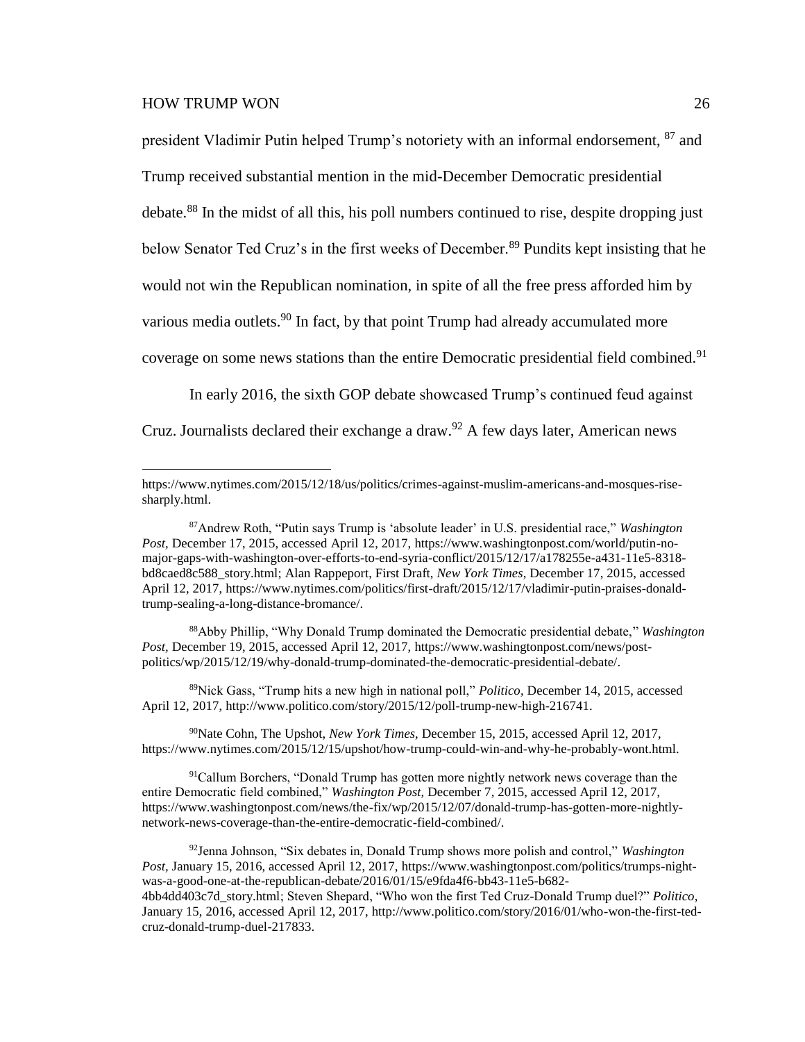president Vladimir Putin helped Trump's notoriety with an informal endorsement, [87] and Trump received substantial mention in the mid-December Democratic presidential debate.[88] In the midst of all this, his poll numbers continued to rise, despite dropping just below Senator Ted Cruz's in the first weeks of December.[89] Pundits kept insisting that he would not win the Republican nomination, in spite of all the free press afforded him by various media outlets.[90] In fact, by that point Trump had already accumulated more coverage on some news stations than the entire Democratic presidential field combined.[91]

In early 2016, the sixth GOP debate showcased Trump's continued feud against Cruz. Journalists declared their exchange a draw.[92] A few days later, American news

---

https://www.nytimes.com/2015/12/18/us/politics/crimes-against-muslim-americans-and-mosques-rise-sharply.html.

[87] Andrew Roth, "Putin says Trump is 'absolute leader' in U.S. presidential race," *Washington Post*, December 17, 2015, accessed April 12, 2017, https://www.washingtonpost.com/world/putin-no-major-gaps-with-washington-over-efforts-to-end-syria-conflict/2015/12/17/a178255e-a431-11e5-8318-bd8caed8c588_story.html; Alan Rappeport, First Draft, *New York Times*, December 17, 2015, accessed April 12, 2017, https://www.nytimes.com/politics/first-draft/2015/12/17/vladimir-putin-praises-donald-trump-sealing-a-long-distance-bromance/.

[88] Abby Phillip, "Why Donald Trump dominated the Democratic presidential debate," *Washington Post*, December 19, 2015, accessed April 12, 2017, https://www.washingtonpost.com/news/post-politics/wp/2015/12/19/why-donald-trump-dominated-the-democratic-presidential-debate/.

[89] Nick Gass, "Trump hits a new high in national poll," *Politico*, December 14, 2015, accessed April 12, 2017, http://www.politico.com/story/2015/12/poll-trump-new-high-216741.

[90] Nate Cohn, The Upshot, *New York Times*, December 15, 2015, accessed April 12, 2017, https://www.nytimes.com/2015/12/15/upshot/how-trump-could-win-and-why-he-probably-wont.html.

[91] Callum Borchers, "Donald Trump has gotten more nightly network news coverage than the entire Democratic field combined," *Washington Post*, December 7, 2015, accessed April 12, 2017, https://www.washingtonpost.com/news/the-fix/wp/2015/12/07/donald-trump-has-gotten-more-nightly-network-news-coverage-than-the-entire-democratic-field-combined/.

[92] Jenna Johnson, "Six debates in, Donald Trump shows more polish and control," *Washington Post*, January 15, 2016, accessed April 12, 2017, https://www.washingtonpost.com/politics/trumps-night-was-a-good-one-at-the-republican-debate/2016/01/15/e9fda4f6-bb43-11e5-b682-4bb4dd403c7d_story.html; Steven Shepard, "Who won the first Ted Cruz-Donald Trump duel?" *Politico*, January 15, 2016, accessed April 12, 2017, http://www.politico.com/story/2016/01/who-won-the-first-ted-cruz-donald-trump-duel-217833.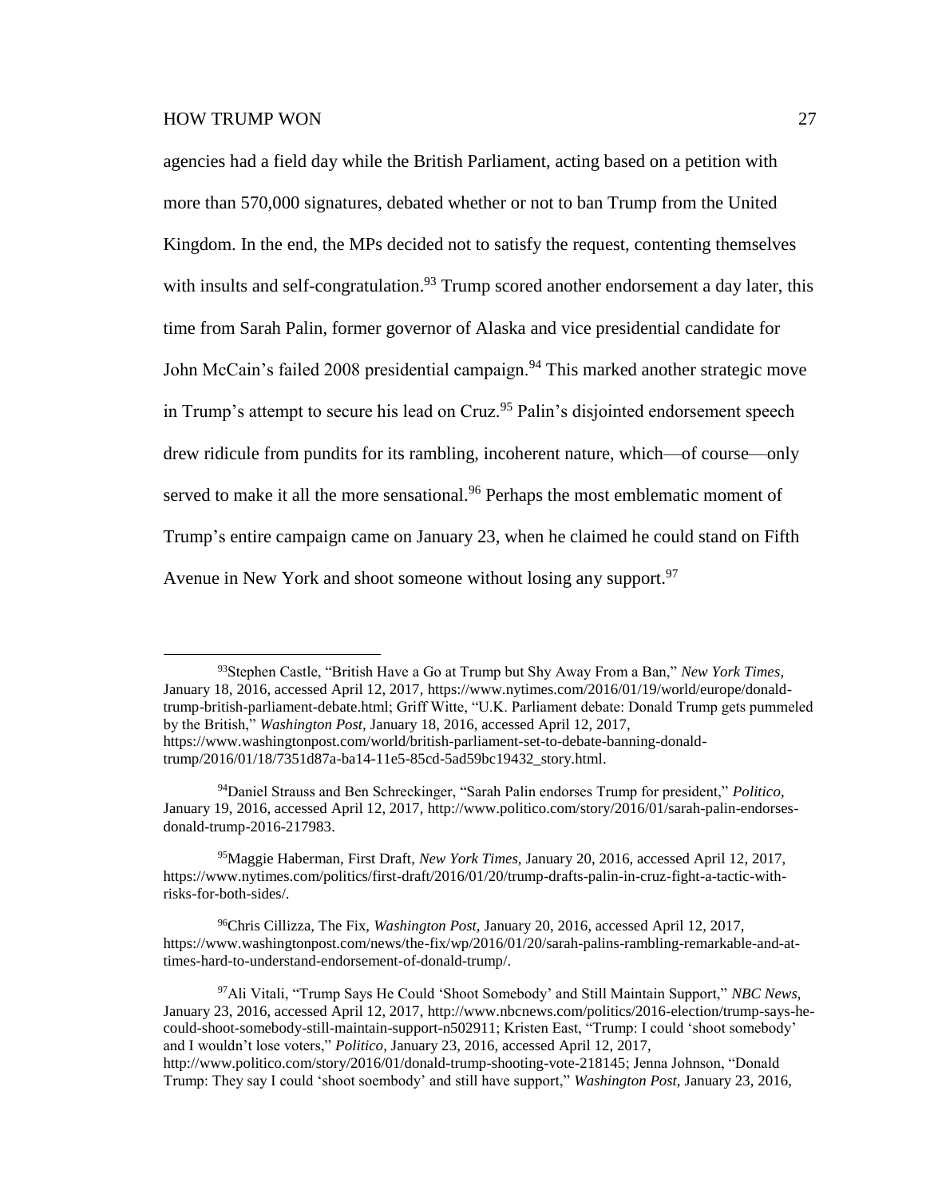agencies had a field day while the British Parliament, acting based on a petition with more than 570,000 signatures, debated whether or not to ban Trump from the United Kingdom. In the end, the MPs decided not to satisfy the request, contenting themselves with insults and self-congratulation.[93] Trump scored another endorsement a day later, this time from Sarah Palin, former governor of Alaska and vice presidential candidate for John McCain's failed 2008 presidential campaign.[94] This marked another strategic move in Trump's attempt to secure his lead on Cruz.[95] Palin's disjointed endorsement speech drew ridicule from pundits for its rambling, incoherent nature, which—of course—only served to make it all the more sensational.[96] Perhaps the most emblematic moment of Trump's entire campaign came on January 23, when he claimed he could stand on Fifth Avenue in New York and shoot someone without losing any support.[97]

---

[93]Stephen Castle, "British Have a Go at Trump but Shy Away From a Ban," *New York Times,* January 18, 2016, accessed April 12, 2017, https://www.nytimes.com/2016/01/19/world/europe/donald-trump-british-parliament-debate.html; Griff Witte, "U.K. Parliament debate: Donald Trump gets pummeled by the British," *Washington Post,* January 18, 2016, accessed April 12, 2017, https://www.washingtonpost.com/world/british-parliament-set-to-debate-banning-donald-trump/2016/01/18/7351d87a-ba14-11e5-85cd-5ad59bc19432_story.html.

[94]Daniel Strauss and Ben Schreckinger, "Sarah Palin endorses Trump for president," *Politico,* January 19, 2016, accessed April 12, 2017, http://www.politico.com/story/2016/01/sarah-palin-endorses-donald-trump-2016-217983.

[95]Maggie Haberman, First Draft, *New York Times,* January 20, 2016, accessed April 12, 2017, https://www.nytimes.com/politics/first-draft/2016/01/20/trump-drafts-palin-in-cruz-fight-a-tactic-with-risks-for-both-sides/.

[96]Chris Cillizza, The Fix, *Washington Post,* January 20, 2016, accessed April 12, 2017, https://www.washingtonpost.com/news/the-fix/wp/2016/01/20/sarah-palins-rambling-remarkable-and-at-times-hard-to-understand-endorsement-of-donald-trump/.

[97]Ali Vitali, "Trump Says He Could 'Shoot Somebody' and Still Maintain Support," *NBC News,* January 23, 2016, accessed April 12, 2017, http://www.nbcnews.com/politics/2016-election/trump-says-he-could-shoot-somebody-still-maintain-support-n502911; Kristen East, "Trump: I could 'shoot somebody' and I wouldn't lose voters," *Politico,* January 23, 2016, accessed April 12, 2017, http://www.politico.com/story/2016/01/donald-trump-shooting-vote-218145; Jenna Johnson, "Donald Trump: They say I could 'shoot soembody' and still have support," *Washington Post,* January 23, 2016,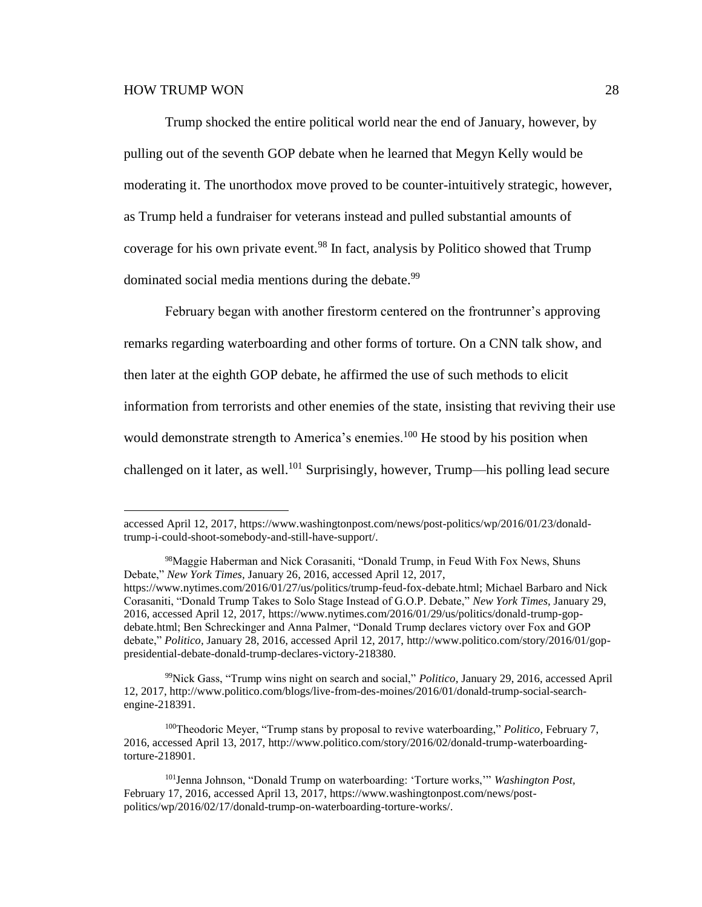Trump shocked the entire political world near the end of January, however, by pulling out of the seventh GOP debate when he learned that Megyn Kelly would be moderating it. The unorthodox move proved to be counter-intuitively strategic, however, as Trump held a fundraiser for veterans instead and pulled substantial amounts of coverage for his own private event.[98] In fact, analysis by Politico showed that Trump dominated social media mentions during the debate.[99]

February began with another firestorm centered on the frontrunner's approving remarks regarding waterboarding and other forms of torture. On a CNN talk show, and then later at the eighth GOP debate, he affirmed the use of such methods to elicit information from terrorists and other enemies of the state, insisting that reviving their use would demonstrate strength to America's enemies.[100] He stood by his position when challenged on it later, as well.[101] Surprisingly, however, Trump—his polling lead secure

---

accessed April 12, 2017, https://www.washingtonpost.com/news/post-politics/wp/2016/01/23/donald-trump-i-could-shoot-somebody-and-still-have-support/.

[98] Maggie Haberman and Nick Corasaniti, "Donald Trump, in Feud With Fox News, Shuns Debate," *New York Times,* January 26, 2016, accessed April 12, 2017, https://www.nytimes.com/2016/01/27/us/politics/trump-feud-fox-debate.html; Michael Barbaro and Nick Corasaniti, "Donald Trump Takes to Solo Stage Instead of G.O.P. Debate," *New York Times,* January 29, 2016, accessed April 12, 2017, https://www.nytimes.com/2016/01/29/us/politics/donald-trump-gop-debate.html; Ben Schreckinger and Anna Palmer, "Donald Trump declares victory over Fox and GOP debate," *Politico,* January 28, 2016, accessed April 12, 2017, http://www.politico.com/story/2016/01/gop-presidential-debate-donald-trump-declares-victory-218380.

[99] Nick Gass, "Trump wins night on search and social," *Politico,* January 29, 2016, accessed April 12, 2017, http://www.politico.com/blogs/live-from-des-moines/2016/01/donald-trump-social-search-engine-218391.

[100] Theodoric Meyer, "Trump stans by proposal to revive waterboarding," *Politico,* February 7, 2016, accessed April 13, 2017, http://www.politico.com/story/2016/02/donald-trump-waterboarding-torture-218901.

[101] Jenna Johnson, "Donald Trump on waterboarding: 'Torture works,'" *Washington Post,* February 17, 2016, accessed April 13, 2017, https://www.washingtonpost.com/news/post-politics/wp/2016/02/17/donald-trump-on-waterboarding-torture-works/.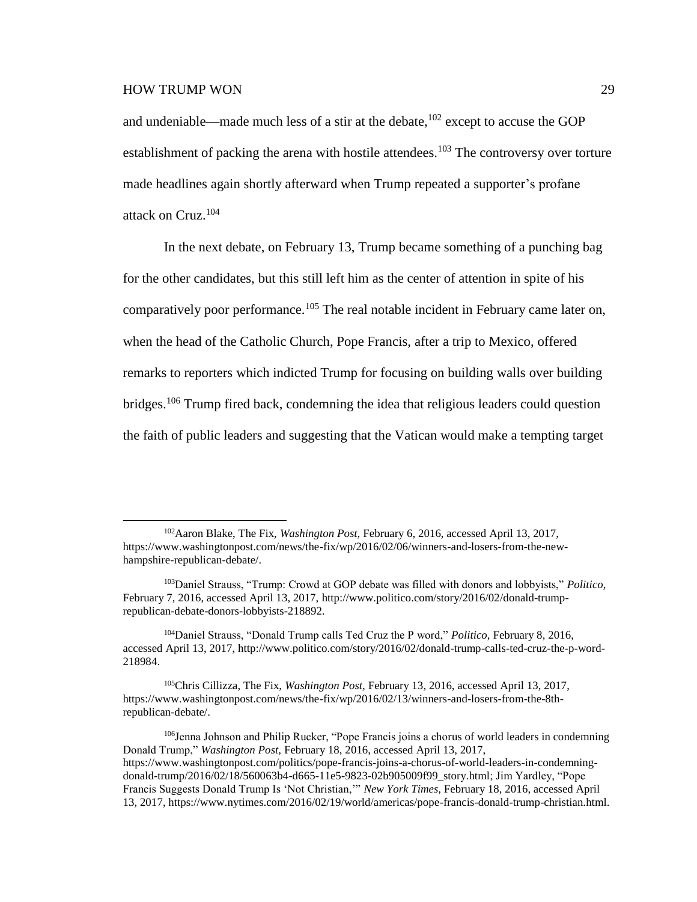and undeniable—made much less of a stir at the debate,[102] except to accuse the GOP establishment of packing the arena with hostile attendees.[103] The controversy over torture made headlines again shortly afterward when Trump repeated a supporter's profane attack on Cruz.[104]

In the next debate, on February 13, Trump became something of a punching bag for the other candidates, but this still left him as the center of attention in spite of his comparatively poor performance.[105] The real notable incident in February came later on, when the head of the Catholic Church, Pope Francis, after a trip to Mexico, offered remarks to reporters which indicted Trump for focusing on building walls over building bridges.[106] Trump fired back, condemning the idea that religious leaders could question the faith of public leaders and suggesting that the Vatican would make a tempting target

---

[102] Aaron Blake, The Fix, *Washington Post,* February 6, 2016, accessed April 13, 2017, https://www.washingtonpost.com/news/the-fix/wp/2016/02/06/winners-and-losers-from-the-new-hampshire-republican-debate/.

[103] Daniel Strauss, "Trump: Crowd at GOP debate was filled with donors and lobbyists," *Politico,* February 7, 2016, accessed April 13, 2017, http://www.politico.com/story/2016/02/donald-trump-republican-debate-donors-lobbyists-218892.

[104] Daniel Strauss, "Donald Trump calls Ted Cruz the P word," *Politico,* February 8, 2016, accessed April 13, 2017, http://www.politico.com/story/2016/02/donald-trump-calls-ted-cruz-the-p-word-218984.

[105] Chris Cillizza, The Fix, *Washington Post,* February 13, 2016, accessed April 13, 2017, https://www.washingtonpost.com/news/the-fix/wp/2016/02/13/winners-and-losers-from-the-8th-republican-debate/.

[106] Jenna Johnson and Philip Rucker, "Pope Francis joins a chorus of world leaders in condemning Donald Trump," *Washington Post,* February 18, 2016, accessed April 13, 2017, https://www.washingtonpost.com/politics/pope-francis-joins-a-chorus-of-world-leaders-in-condemning-donald-trump/2016/02/18/560063b4-d665-11e5-9823-02b905009f99_story.html; Jim Yardley, "Pope Francis Suggests Donald Trump Is 'Not Christian,'" *New York Times,* February 18, 2016, accessed April 13, 2017, https://www.nytimes.com/2016/02/19/world/americas/pope-francis-donald-trump-christian.html.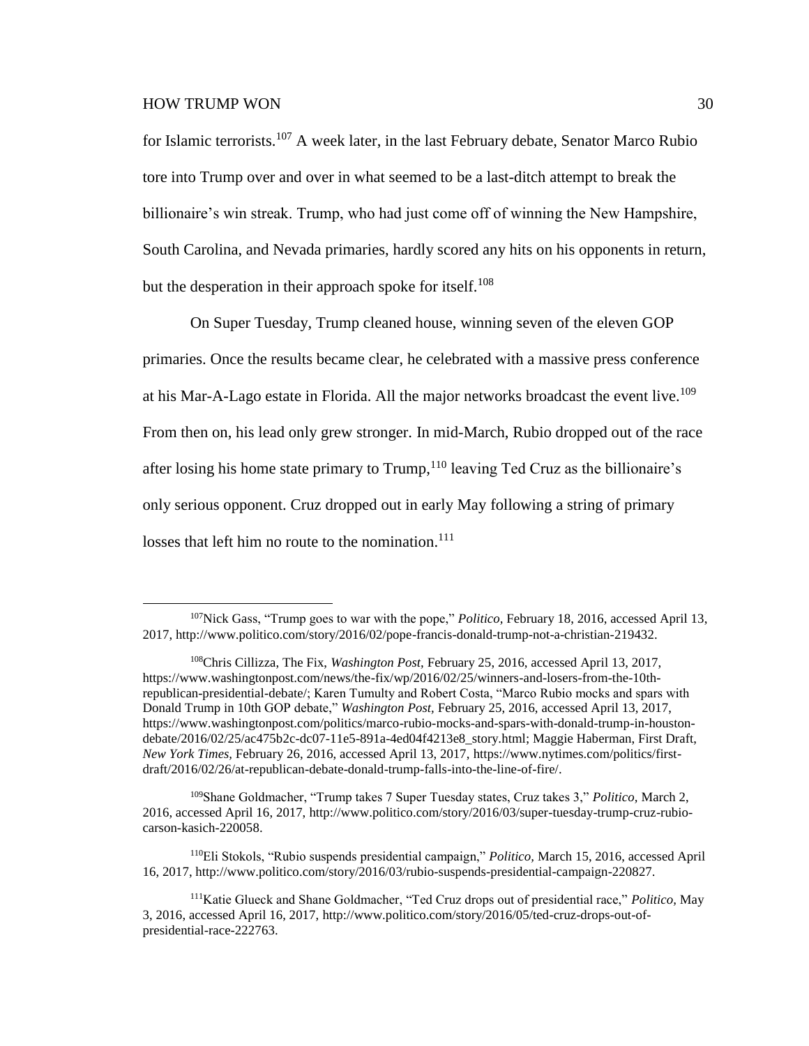for Islamic terrorists.[107] A week later, in the last February debate, Senator Marco Rubio tore into Trump over and over in what seemed to be a last-ditch attempt to break the billionaire's win streak. Trump, who had just come off of winning the New Hampshire, South Carolina, and Nevada primaries, hardly scored any hits on his opponents in return, but the desperation in their approach spoke for itself.[108]

On Super Tuesday, Trump cleaned house, winning seven of the eleven GOP primaries. Once the results became clear, he celebrated with a massive press conference at his Mar-A-Lago estate in Florida. All the major networks broadcast the event live.[109] From then on, his lead only grew stronger. In mid-March, Rubio dropped out of the race after losing his home state primary to Trump,[110] leaving Ted Cruz as the billionaire's only serious opponent. Cruz dropped out in early May following a string of primary losses that left him no route to the nomination.[111]

---

[107] Nick Gass, "Trump goes to war with the pope," *Politico,* February 18, 2016, accessed April 13, 2017, http://www.politico.com/story/2016/02/pope-francis-donald-trump-not-a-christian-219432.

[108] Chris Cillizza, The Fix, *Washington Post,* February 25, 2016, accessed April 13, 2017, https://www.washingtonpost.com/news/the-fix/wp/2016/02/25/winners-and-losers-from-the-10th-republican-presidential-debate/; Karen Tumulty and Robert Costa, "Marco Rubio mocks and spars with Donald Trump in 10th GOP debate," *Washington Post,* February 25, 2016, accessed April 13, 2017, https://www.washingtonpost.com/politics/marco-rubio-mocks-and-spars-with-donald-trump-in-houston-debate/2016/02/25/ac475b2c-dc07-11e5-891a-4ed04f4213e8_story.html; Maggie Haberman, First Draft, *New York Times,* February 26, 2016, accessed April 13, 2017, https://www.nytimes.com/politics/first-draft/2016/02/26/at-republican-debate-donald-trump-falls-into-the-line-of-fire/.

[109] Shane Goldmacher, "Trump takes 7 Super Tuesday states, Cruz takes 3," *Politico,* March 2, 2016, accessed April 16, 2017, http://www.politico.com/story/2016/03/super-tuesday-trump-cruz-rubio-carson-kasich-220058.

[110] Eli Stokols, "Rubio suspends presidential campaign," *Politico,* March 15, 2016, accessed April 16, 2017, http://www.politico.com/story/2016/03/rubio-suspends-presidential-campaign-220827.

[111] Katie Glueck and Shane Goldmacher, "Ted Cruz drops out of presidential race," *Politico,* May 3, 2016, accessed April 16, 2017, http://www.politico.com/story/2016/05/ted-cruz-drops-out-of-presidential-race-222763.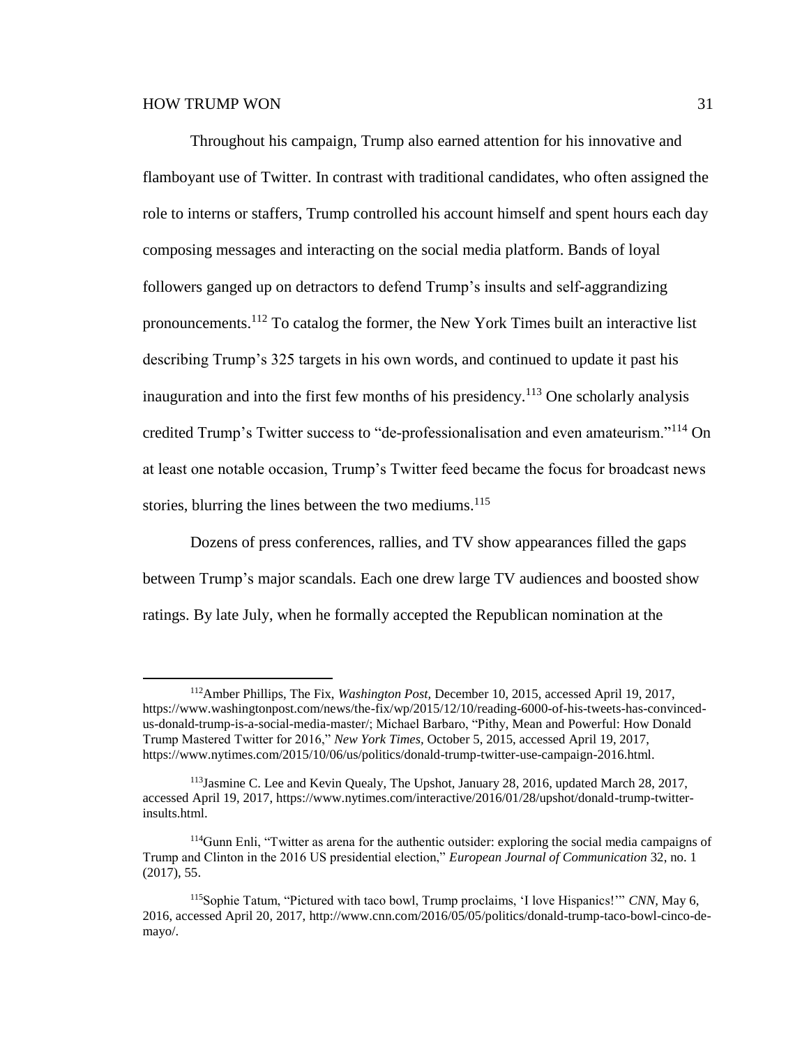Throughout his campaign, Trump also earned attention for his innovative and flamboyant use of Twitter. In contrast with traditional candidates, who often assigned the role to interns or staffers, Trump controlled his account himself and spent hours each day composing messages and interacting on the social media platform. Bands of loyal followers ganged up on detractors to defend Trump's insults and self-aggrandizing pronouncements.[112] To catalog the former, the New York Times built an interactive list describing Trump's 325 targets in his own words, and continued to update it past his inauguration and into the first few months of his presidency.[113] One scholarly analysis credited Trump's Twitter success to "de-professionalisation and even amateurism."[114] On at least one notable occasion, Trump's Twitter feed became the focus for broadcast news stories, blurring the lines between the two mediums.[115]

Dozens of press conferences, rallies, and TV show appearances filled the gaps between Trump's major scandals. Each one drew large TV audiences and boosted show ratings. By late July, when he formally accepted the Republican nomination at the

---

[112] Amber Phillips, The Fix, *Washington Post,* December 10, 2015, accessed April 19, 2017, https://www.washingtonpost.com/news/the-fix/wp/2015/12/10/reading-6000-of-his-tweets-has-convinced-us-donald-trump-is-a-social-media-master/; Michael Barbaro, "Pithy, Mean and Powerful: How Donald Trump Mastered Twitter for 2016," *New York Times,* October 5, 2015, accessed April 19, 2017, https://www.nytimes.com/2015/10/06/us/politics/donald-trump-twitter-use-campaign-2016.html.

[113] Jasmine C. Lee and Kevin Quealy, The Upshot, January 28, 2016, updated March 28, 2017, accessed April 19, 2017, https://www.nytimes.com/interactive/2016/01/28/upshot/donald-trump-twitter-insults.html.

[114] Gunn Enli, "Twitter as arena for the authentic outsider: exploring the social media campaigns of Trump and Clinton in the 2016 US presidential election," *European Journal of Communication* 32, no. 1 (2017), 55.

[115] Sophie Tatum, "Pictured with taco bowl, Trump proclaims, 'I love Hispanics!'" *CNN,* May 6, 2016, accessed April 20, 2017, http://www.cnn.com/2016/05/05/politics/donald-trump-taco-bowl-cinco-de-mayo/.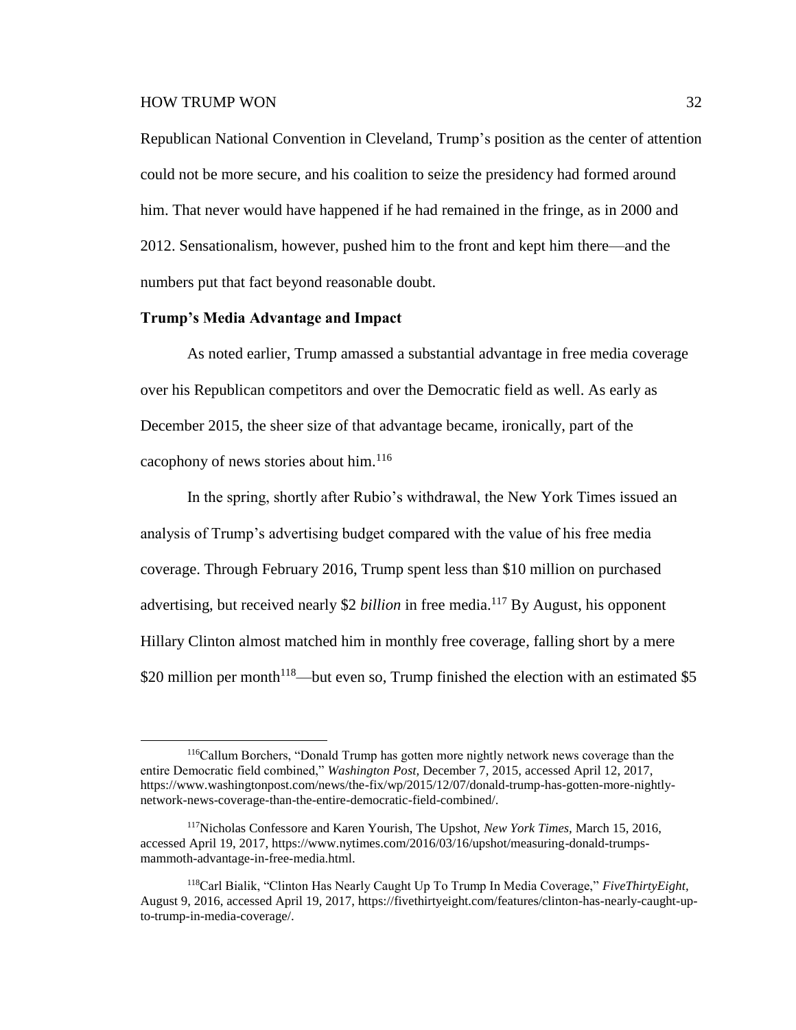Republican National Convention in Cleveland, Trump's position as the center of attention could not be more secure, and his coalition to seize the presidency had formed around him. That never would have happened if he had remained in the fringe, as in 2000 and 2012. Sensationalism, however, pushed him to the front and kept him there—and the numbers put that fact beyond reasonable doubt.

### Trump's Media Advantage and Impact

As noted earlier, Trump amassed a substantial advantage in free media coverage over his Republican competitors and over the Democratic field as well. As early as December 2015, the sheer size of that advantage became, ironically, part of the cacophony of news stories about him.[116]

In the spring, shortly after Rubio's withdrawal, the New York Times issued an analysis of Trump's advertising budget compared with the value of his free media coverage. Through February 2016, Trump spent less than $10 million on purchased advertising, but received nearly $2 *billion* in free media.[117] By August, his opponent Hillary Clinton almost matched him in monthly free coverage, falling short by a mere $20 million per month[118]—but even so, Trump finished the election with an estimated $5

---

[116] Callum Borchers, "Donald Trump has gotten more nightly network news coverage than the entire Democratic field combined," *Washington Post,* December 7, 2015, accessed April 12, 2017, https://www.washingtonpost.com/news/the-fix/wp/2015/12/07/donald-trump-has-gotten-more-nightly-network-news-coverage-than-the-entire-democratic-field-combined/.

[117] Nicholas Confessore and Karen Yourish, The Upshot, *New York Times,* March 15, 2016, accessed April 19, 2017, https://www.nytimes.com/2016/03/16/upshot/measuring-donald-trumps-mammoth-advantage-in-free-media.html.

[118] Carl Bialik, "Clinton Has Nearly Caught Up To Trump In Media Coverage," *FiveThirtyEight,* August 9, 2016, accessed April 19, 2017, https://fivethirtyeight.com/features/clinton-has-nearly-caught-up-to-trump-in-media-coverage/.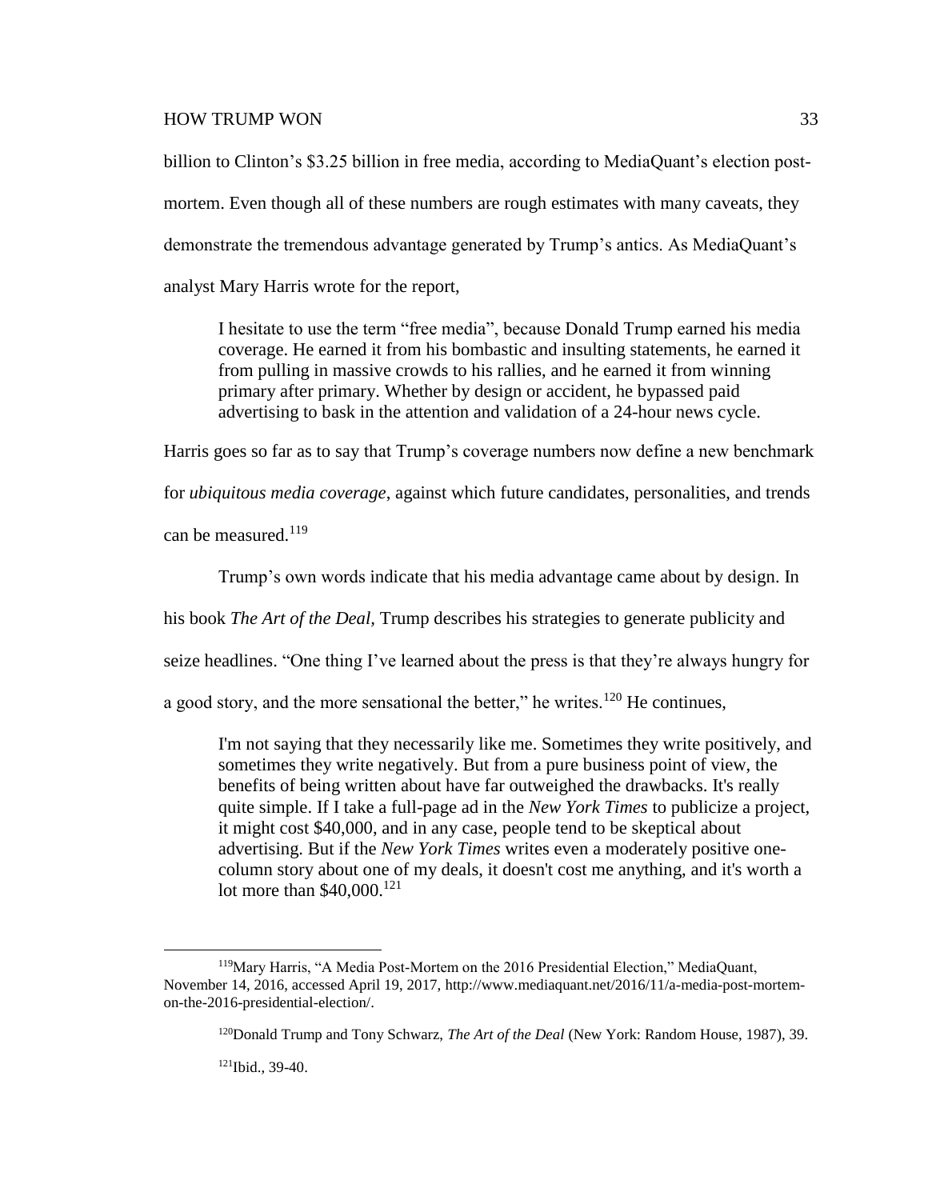billion to Clinton's $3.25 billion in free media, according to MediaQuant's election post-mortem. Even though all of these numbers are rough estimates with many caveats, they demonstrate the tremendous advantage generated by Trump's antics. As MediaQuant's analyst Mary Harris wrote for the report,

> I hesitate to use the term "free media", because Donald Trump earned his media coverage. He earned it from his bombastic and insulting statements, he earned it from pulling in massive crowds to his rallies, and he earned it from winning primary after primary. Whether by design or accident, he bypassed paid advertising to bask in the attention and validation of a 24-hour news cycle.

Harris goes so far as to say that Trump's coverage numbers now define a new benchmark for *ubiquitous media coverage*, against which future candidates, personalities, and trends can be measured.[119]

Trump's own words indicate that his media advantage came about by design. In his book *The Art of the Deal,* Trump describes his strategies to generate publicity and seize headlines. "One thing I've learned about the press is that they're always hungry for a good story, and the more sensational the better," he writes.[120] He continues,

> I'm not saying that they necessarily like me. Sometimes they write positively, and sometimes they write negatively. But from a pure business point of view, the benefits of being written about have far outweighed the drawbacks. It's really quite simple. If I take a full-page ad in the *New York Times* to publicize a project, it might cost $40,000, and in any case, people tend to be skeptical about advertising. But if the *New York Times* writes even a moderately positive one-column story about one of my deals, it doesn't cost me anything, and it's worth a lot more than $40,000.[121]

---

[119] Mary Harris, "A Media Post-Mortem on the 2016 Presidential Election," MediaQuant, November 14, 2016, accessed April 19, 2017, http://www.mediaquant.net/2016/11/a-media-post-mortem-on-the-2016-presidential-election/.

[120] Donald Trump and Tony Schwarz, *The Art of the Deal* (New York: Random House, 1987), 39.

[121] Ibid., 39-40.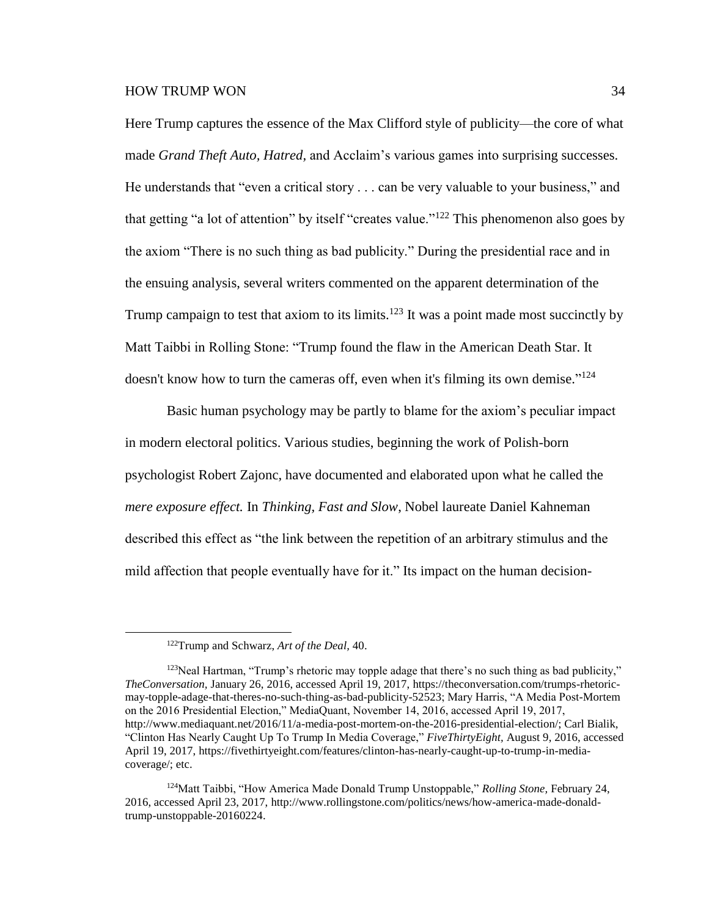Here Trump captures the essence of the Max Clifford style of publicity—the core of what made *Grand Theft Auto*, *Hatred*, and Acclaim's various games into surprising successes. He understands that "even a critical story . . . can be very valuable to your business," and that getting "a lot of attention" by itself "creates value."[122] This phenomenon also goes by the axiom "There is no such thing as bad publicity." During the presidential race and in the ensuing analysis, several writers commented on the apparent determination of the Trump campaign to test that axiom to its limits.[123] It was a point made most succinctly by Matt Taibbi in Rolling Stone: "Trump found the flaw in the American Death Star. It doesn't know how to turn the cameras off, even when it's filming its own demise."[124]

Basic human psychology may be partly to blame for the axiom's peculiar impact in modern electoral politics. Various studies, beginning the work of Polish-born psychologist Robert Zajonc, have documented and elaborated upon what he called the *mere exposure effect.* In *Thinking, Fast and Slow*, Nobel laureate Daniel Kahneman described this effect as "the link between the repetition of an arbitrary stimulus and the mild affection that people eventually have for it." Its impact on the human decision-

---

[122] Trump and Schwarz, *Art of the Deal*, 40.

[123] Neal Hartman, "Trump's rhetoric may topple adage that there's no such thing as bad publicity," *TheConversation*, January 26, 2016, accessed April 19, 2017, https://theconversation.com/trumps-rhetoric-may-topple-adage-that-theres-no-such-thing-as-bad-publicity-52523; Mary Harris, "A Media Post-Mortem on the 2016 Presidential Election," MediaQuant, November 14, 2016, accessed April 19, 2017, http://www.mediaquant.net/2016/11/a-media-post-mortem-on-the-2016-presidential-election/; Carl Bialik, "Clinton Has Nearly Caught Up To Trump In Media Coverage," *FiveThirtyEight*, August 9, 2016, accessed April 19, 2017, https://fivethirtyeight.com/features/clinton-has-nearly-caught-up-to-trump-in-media-coverage/; etc.

[124] Matt Taibbi, "How America Made Donald Trump Unstoppable," *Rolling Stone*, February 24, 2016, accessed April 23, 2017, http://www.rollingstone.com/politics/news/how-america-made-donald-trump-unstoppable-20160224.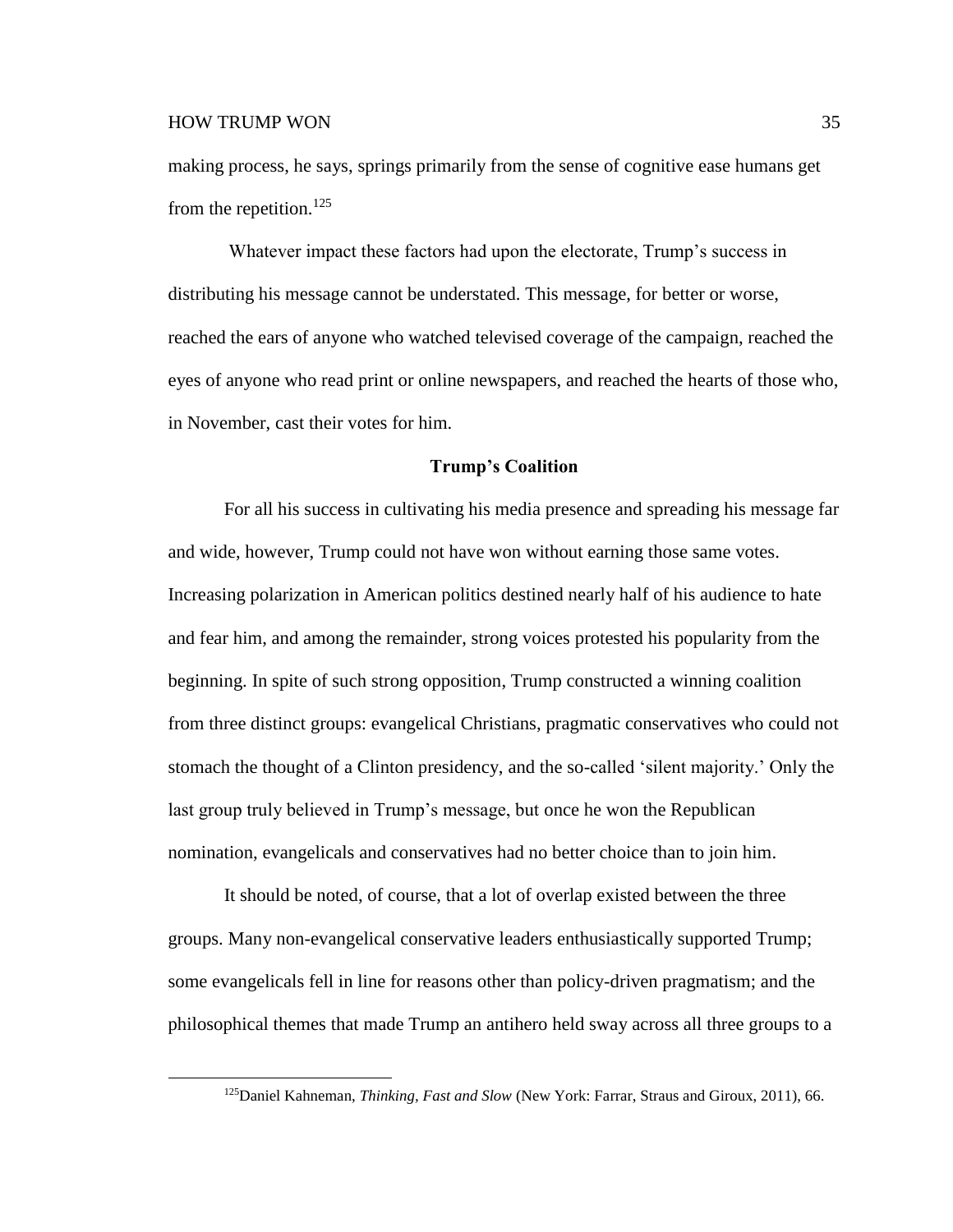making process, he says, springs primarily from the sense of cognitive ease humans get from the repetition.[125]

Whatever impact these factors had upon the electorate, Trump's success in distributing his message cannot be understated. This message, for better or worse, reached the ears of anyone who watched televised coverage of the campaign, reached the eyes of anyone who read print or online newspapers, and reached the hearts of those who, in November, cast their votes for him.

## Trump's Coalition

For all his success in cultivating his media presence and spreading his message far and wide, however, Trump could not have won without earning those same votes. Increasing polarization in American politics destined nearly half of his audience to hate and fear him, and among the remainder, strong voices protested his popularity from the beginning. In spite of such strong opposition, Trump constructed a winning coalition from three distinct groups: evangelical Christians, pragmatic conservatives who could not stomach the thought of a Clinton presidency, and the so-called 'silent majority.' Only the last group truly believed in Trump's message, but once he won the Republican nomination, evangelicals and conservatives had no better choice than to join him.

It should be noted, of course, that a lot of overlap existed between the three groups. Many non-evangelical conservative leaders enthusiastically supported Trump; some evangelicals fell in line for reasons other than policy-driven pragmatism; and the philosophical themes that made Trump an antihero held sway across all three groups to a

[125] Daniel Kahneman, *Thinking, Fast and Slow* (New York: Farrar, Straus and Giroux, 2011), 66.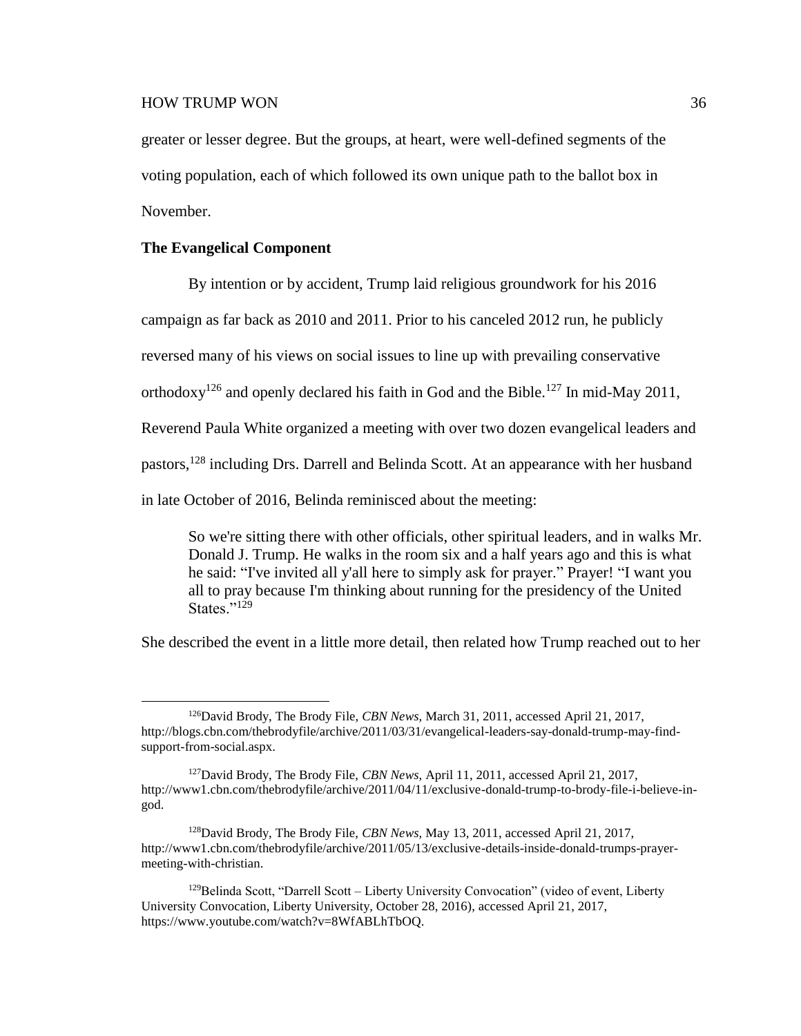greater or lesser degree. But the groups, at heart, were well-defined segments of the voting population, each of which followed its own unique path to the ballot box in November.

**The Evangelical Component**

By intention or by accident, Trump laid religious groundwork for his 2016 campaign as far back as 2010 and 2011. Prior to his canceled 2012 run, he publicly reversed many of his views on social issues to line up with prevailing conservative orthodoxy[126] and openly declared his faith in God and the Bible.[127] In mid-May 2011, Reverend Paula White organized a meeting with over two dozen evangelical leaders and pastors,[128] including Drs. Darrell and Belinda Scott. At an appearance with her husband in late October of 2016, Belinda reminisced about the meeting:

> So we're sitting there with other officials, other spiritual leaders, and in walks Mr. Donald J. Trump. He walks in the room six and a half years ago and this is what he said: "I've invited all y'all here to simply ask for prayer." Prayer! "I want you all to pray because I'm thinking about running for the presidency of the United States."[129]

She described the event in a little more detail, then related how Trump reached out to her

---

[126] David Brody, The Brody File, *CBN News,* March 31, 2011, accessed April 21, 2017, http://blogs.cbn.com/thebrodyfile/archive/2011/03/31/evangelical-leaders-say-donald-trump-may-find-support-from-social.aspx.

[127] David Brody, The Brody File, *CBN News,* April 11, 2011, accessed April 21, 2017, http://www1.cbn.com/thebrodyfile/archive/2011/04/11/exclusive-donald-trump-to-brody-file-i-believe-in-god.

[128] David Brody, The Brody File, *CBN News,* May 13, 2011, accessed April 21, 2017, http://www1.cbn.com/thebrodyfile/archive/2011/05/13/exclusive-details-inside-donald-trumps-prayer-meeting-with-christian.

[129] Belinda Scott, "Darrell Scott – Liberty University Convocation" (video of event, Liberty University Convocation, Liberty University, October 28, 2016), accessed April 21, 2017, https://www.youtube.com/watch?v=8WfABLhTbOQ.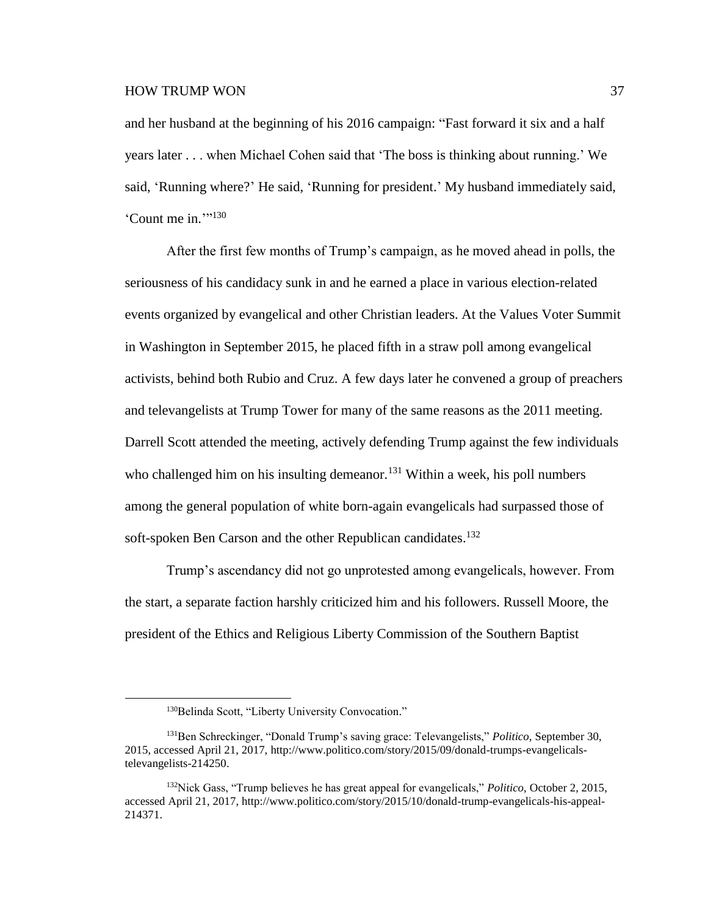and her husband at the beginning of his 2016 campaign: "Fast forward it six and a half years later . . . when Michael Cohen said that 'The boss is thinking about running.' We said, 'Running where?' He said, 'Running for president.' My husband immediately said, 'Count me in.'"[130]

After the first few months of Trump's campaign, as he moved ahead in polls, the seriousness of his candidacy sunk in and he earned a place in various election-related events organized by evangelical and other Christian leaders. At the Values Voter Summit in Washington in September 2015, he placed fifth in a straw poll among evangelical activists, behind both Rubio and Cruz. A few days later he convened a group of preachers and televangelists at Trump Tower for many of the same reasons as the 2011 meeting. Darrell Scott attended the meeting, actively defending Trump against the few individuals who challenged him on his insulting demeanor.[131] Within a week, his poll numbers among the general population of white born-again evangelicals had surpassed those of soft-spoken Ben Carson and the other Republican candidates.[132]

Trump's ascendancy did not go unprotested among evangelicals, however. From the start, a separate faction harshly criticized him and his followers. Russell Moore, the president of the Ethics and Religious Liberty Commission of the Southern Baptist

---

[130] Belinda Scott, "Liberty University Convocation."

[131] Ben Schreckinger, "Donald Trump's saving grace: Televangelists," *Politico*, September 30, 2015, accessed April 21, 2017, http://www.politico.com/story/2015/09/donald-trumps-evangelicals-televangelists-214250.

[132] Nick Gass, "Trump believes he has great appeal for evangelicals," *Politico*, October 2, 2015, accessed April 21, 2017, http://www.politico.com/story/2015/10/donald-trump-evangelicals-his-appeal-214371.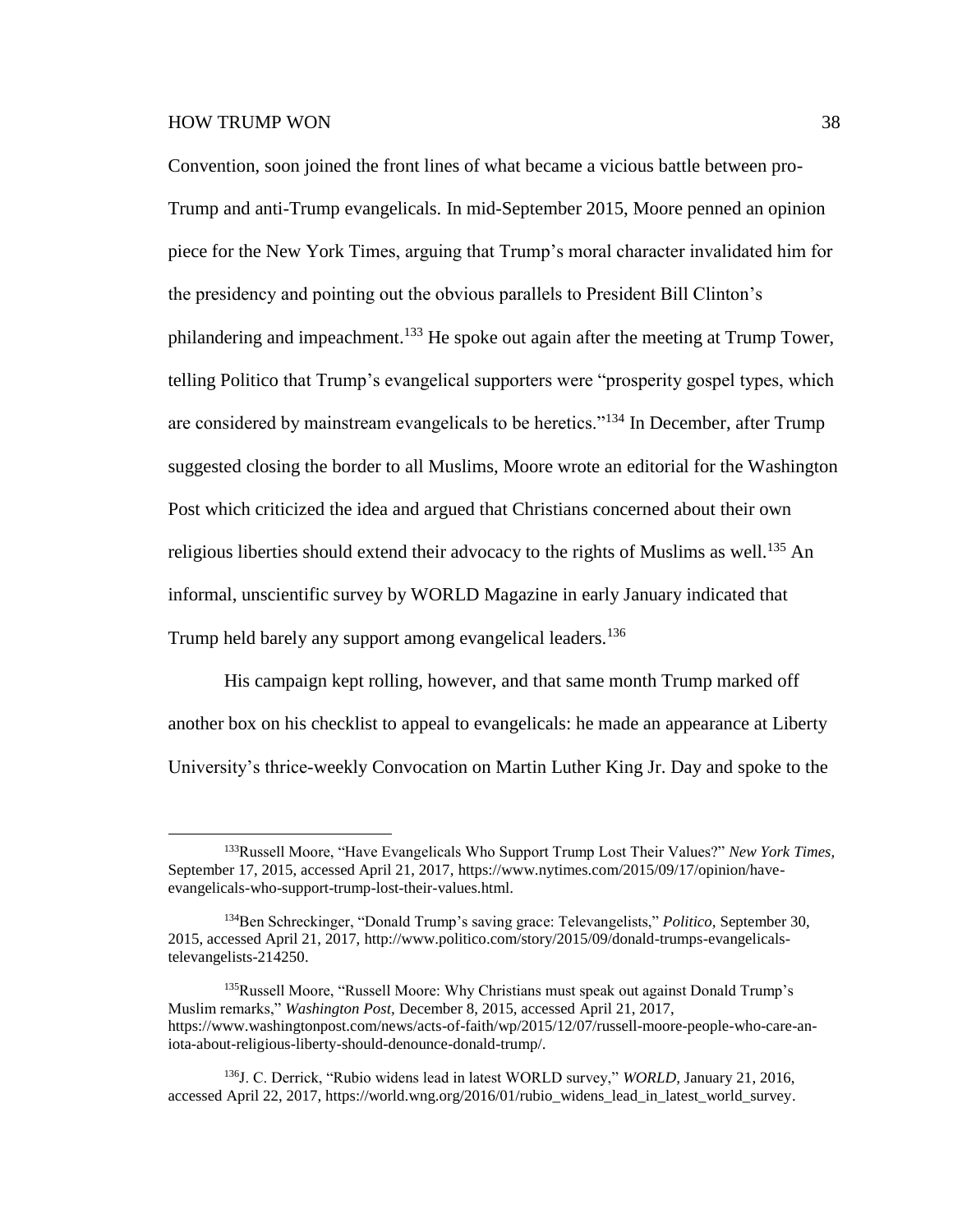Convention, soon joined the front lines of what became a vicious battle between pro-Trump and anti-Trump evangelicals. In mid-September 2015, Moore penned an opinion piece for the New York Times, arguing that Trump's moral character invalidated him for the presidency and pointing out the obvious parallels to President Bill Clinton's philandering and impeachment.[133] He spoke out again after the meeting at Trump Tower, telling Politico that Trump's evangelical supporters were "prosperity gospel types, which are considered by mainstream evangelicals to be heretics."[134] In December, after Trump suggested closing the border to all Muslims, Moore wrote an editorial for the Washington Post which criticized the idea and argued that Christians concerned about their own religious liberties should extend their advocacy to the rights of Muslims as well.[135] An informal, unscientific survey by WORLD Magazine in early January indicated that Trump held barely any support among evangelical leaders.[136]

His campaign kept rolling, however, and that same month Trump marked off another box on his checklist to appeal to evangelicals: he made an appearance at Liberty University's thrice-weekly Convocation on Martin Luther King Jr. Day and spoke to the

---

[133] Russell Moore, "Have Evangelicals Who Support Trump Lost Their Values?" *New York Times,* September 17, 2015, accessed April 21, 2017, https://www.nytimes.com/2015/09/17/opinion/have-evangelicals-who-support-trump-lost-their-values.html.

[134] Ben Schreckinger, "Donald Trump's saving grace: Televangelists," *Politico,* September 30, 2015, accessed April 21, 2017, http://www.politico.com/story/2015/09/donald-trumps-evangelicals-televangelists-214250.

[135] Russell Moore, "Russell Moore: Why Christians must speak out against Donald Trump's Muslim remarks," *Washington Post,* December 8, 2015, accessed April 21, 2017, https://www.washingtonpost.com/news/acts-of-faith/wp/2015/12/07/russell-moore-people-who-care-an-iota-about-religious-liberty-should-denounce-donald-trump/.

[136] J. C. Derrick, "Rubio widens lead in latest WORLD survey," *WORLD,* January 21, 2016, accessed April 22, 2017, https://world.wng.org/2016/01/rubio_widens_lead_in_latest_world_survey.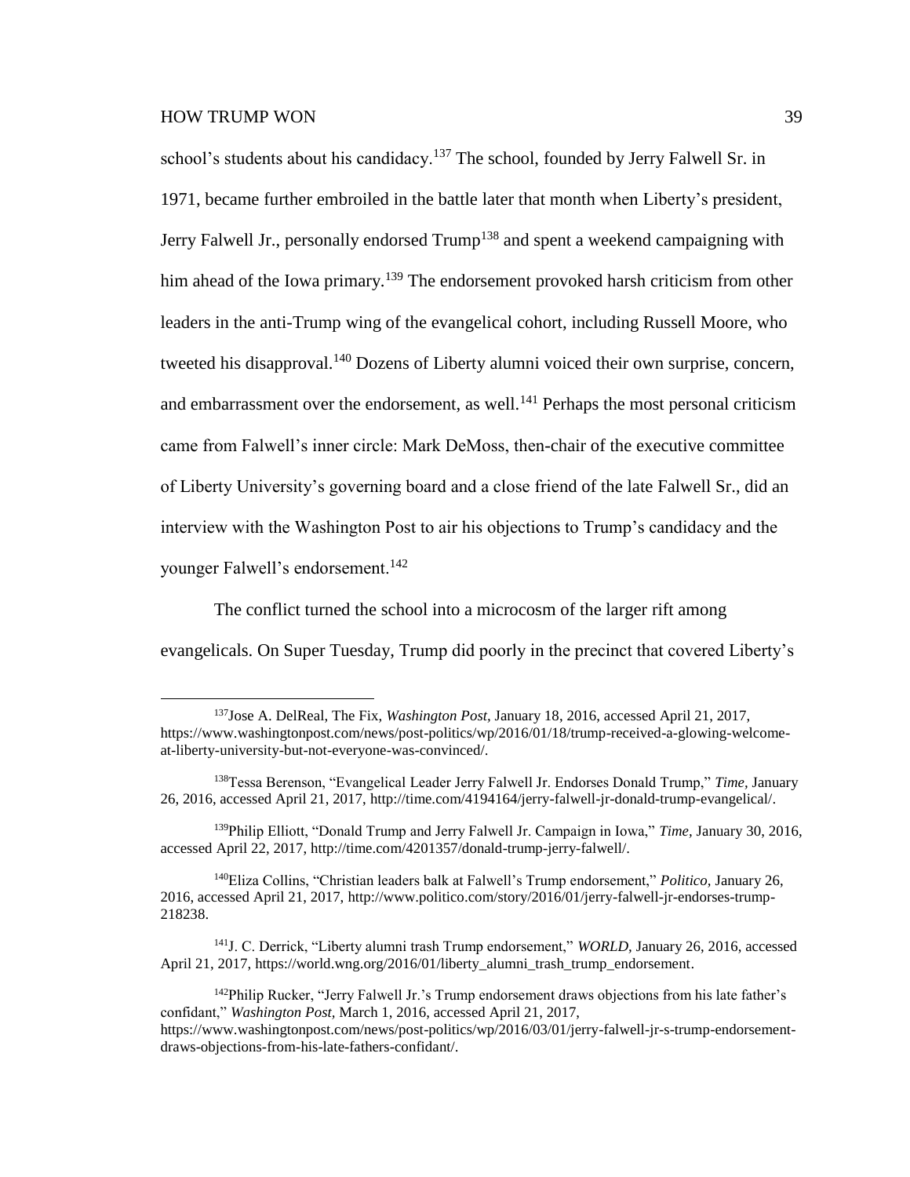school's students about his candidacy.[137] The school, founded by Jerry Falwell Sr. in 1971, became further embroiled in the battle later that month when Liberty's president, Jerry Falwell Jr., personally endorsed Trump[138] and spent a weekend campaigning with him ahead of the Iowa primary.[139] The endorsement provoked harsh criticism from other leaders in the anti-Trump wing of the evangelical cohort, including Russell Moore, who tweeted his disapproval.[140] Dozens of Liberty alumni voiced their own surprise, concern, and embarrassment over the endorsement, as well.[141] Perhaps the most personal criticism came from Falwell's inner circle: Mark DeMoss, then-chair of the executive committee of Liberty University's governing board and a close friend of the late Falwell Sr., did an interview with the Washington Post to air his objections to Trump's candidacy and the younger Falwell's endorsement.[142]

The conflict turned the school into a microcosm of the larger rift among evangelicals. On Super Tuesday, Trump did poorly in the precinct that covered Liberty's

---

[137] Jose A. DelReal, The Fix, *Washington Post,* January 18, 2016, accessed April 21, 2017, https://www.washingtonpost.com/news/post-politics/wp/2016/01/18/trump-received-a-glowing-welcome-at-liberty-university-but-not-everyone-was-convinced/.

[138] Tessa Berenson, "Evangelical Leader Jerry Falwell Jr. Endorses Donald Trump," *Time,* January 26, 2016, accessed April 21, 2017, http://time.com/4194164/jerry-falwell-jr-donald-trump-evangelical/.

[139] Philip Elliott, "Donald Trump and Jerry Falwell Jr. Campaign in Iowa," *Time,* January 30, 2016, accessed April 22, 2017, http://time.com/4201357/donald-trump-jerry-falwell/.

[140] Eliza Collins, "Christian leaders balk at Falwell's Trump endorsement," *Politico,* January 26, 2016, accessed April 21, 2017, http://www.politico.com/story/2016/01/jerry-falwell-jr-endorses-trump-218238.

[141] J. C. Derrick, "Liberty alumni trash Trump endorsement," *WORLD,* January 26, 2016, accessed April 21, 2017, https://world.wng.org/2016/01/liberty_alumni_trash_trump_endorsement.

[142] Philip Rucker, "Jerry Falwell Jr.'s Trump endorsement draws objections from his late father's confidant," *Washington Post,* March 1, 2016, accessed April 21, 2017, https://www.washingtonpost.com/news/post-politics/wp/2016/03/01/jerry-falwell-jr-s-trump-endorsement-draws-objections-from-his-late-fathers-confidant/.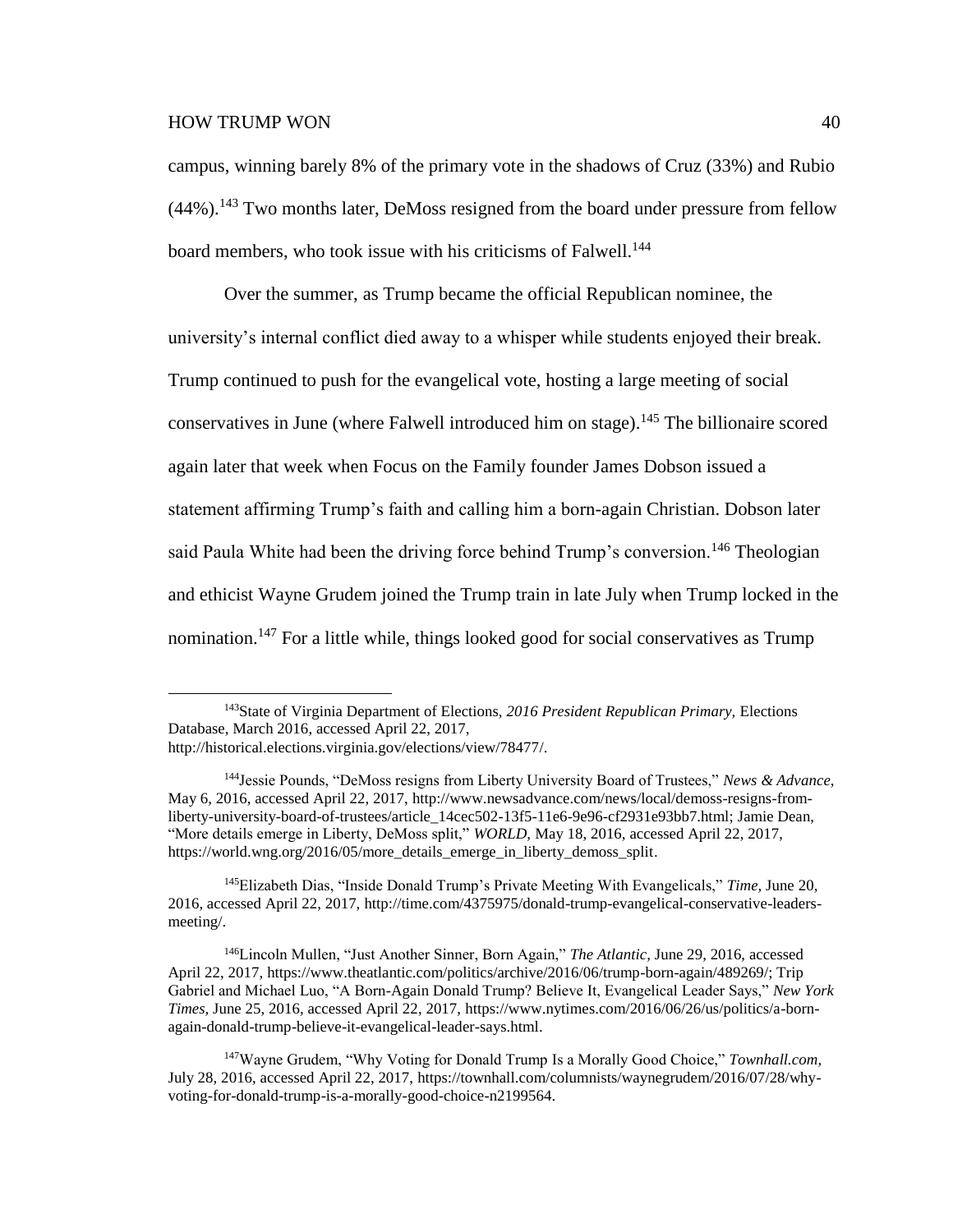campus, winning barely 8% of the primary vote in the shadows of Cruz (33%) and Rubio (44%).[143] Two months later, DeMoss resigned from the board under pressure from fellow board members, who took issue with his criticisms of Falwell.[144]

Over the summer, as Trump became the official Republican nominee, the university's internal conflict died away to a whisper while students enjoyed their break. Trump continued to push for the evangelical vote, hosting a large meeting of social conservatives in June (where Falwell introduced him on stage).[145] The billionaire scored again later that week when Focus on the Family founder James Dobson issued a statement affirming Trump's faith and calling him a born-again Christian. Dobson later said Paula White had been the driving force behind Trump's conversion.[146] Theologian and ethicist Wayne Grudem joined the Trump train in late July when Trump locked in the nomination.[147] For a little while, things looked good for social conservatives as Trump

---

[143] State of Virginia Department of Elections, *2016 President Republican Primary,* Elections Database, March 2016, accessed April 22, 2017, http://historical.elections.virginia.gov/elections/view/78477/.

[144] Jessie Pounds, "DeMoss resigns from Liberty University Board of Trustees," *News & Advance,* May 6, 2016, accessed April 22, 2017, http://www.newsadvance.com/news/local/demoss-resigns-from-liberty-university-board-of-trustees/article_14cec502-13f5-11e6-9e96-cf2931e93bb7.html; Jamie Dean, "More details emerge in Liberty, DeMoss split," *WORLD,* May 18, 2016, accessed April 22, 2017, https://world.wng.org/2016/05/more_details_emerge_in_liberty_demoss_split.

[145] Elizabeth Dias, "Inside Donald Trump's Private Meeting With Evangelicals," *Time,* June 20, 2016, accessed April 22, 2017, http://time.com/4375975/donald-trump-evangelical-conservative-leaders-meeting/.

[146] Lincoln Mullen, "Just Another Sinner, Born Again," *The Atlantic,* June 29, 2016, accessed April 22, 2017, https://www.theatlantic.com/politics/archive/2016/06/trump-born-again/489269/; Trip Gabriel and Michael Luo, "A Born-Again Donald Trump? Believe It, Evangelical Leader Says," *New York Times,* June 25, 2016, accessed April 22, 2017, https://www.nytimes.com/2016/06/26/us/politics/a-born-again-donald-trump-believe-it-evangelical-leader-says.html.

[147] Wayne Grudem, "Why Voting for Donald Trump Is a Morally Good Choice," *Townhall.com,* July 28, 2016, accessed April 22, 2017, https://townhall.com/columnists/waynegrudem/2016/07/28/why-voting-for-donald-trump-is-a-morally-good-choice-n2199564.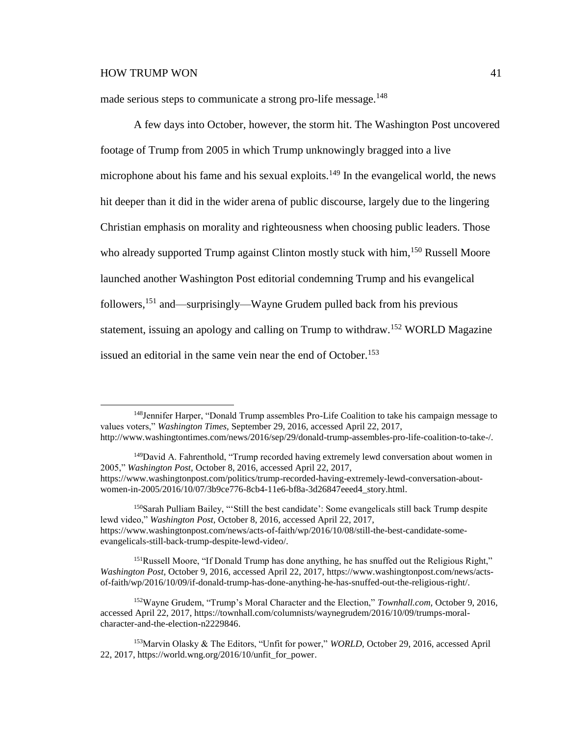made serious steps to communicate a strong pro-life message.[148]

A few days into October, however, the storm hit. The Washington Post uncovered footage of Trump from 2005 in which Trump unknowingly bragged into a live microphone about his fame and his sexual exploits.[149] In the evangelical world, the news hit deeper than it did in the wider arena of public discourse, largely due to the lingering Christian emphasis on morality and righteousness when choosing public leaders. Those who already supported Trump against Clinton mostly stuck with him,[150] Russell Moore launched another Washington Post editorial condemning Trump and his evangelical followers,[151] and—surprisingly—Wayne Grudem pulled back from his previous statement, issuing an apology and calling on Trump to withdraw.[152] WORLD Magazine issued an editorial in the same vein near the end of October.[153]

---

[148] Jennifer Harper, "Donald Trump assembles Pro-Life Coalition to take his campaign message to values voters," *Washington Times,* September 29, 2016, accessed April 22, 2017, http://www.washingtontimes.com/news/2016/sep/29/donald-trump-assembles-pro-life-coalition-to-take-/.

[149] David A. Fahrenthold, "Trump recorded having extremely lewd conversation about women in 2005," *Washington Post,* October 8, 2016, accessed April 22, 2017, https://www.washingtonpost.com/politics/trump-recorded-having-extremely-lewd-conversation-about-women-in-2005/2016/10/07/3b9ce776-8cb4-11e6-bf8a-3d26847eeed4_story.html.

[150] Sarah Pulliam Bailey, "'Still the best candidate': Some evangelicals still back Trump despite lewd video," *Washington Post,* October 8, 2016, accessed April 22, 2017, https://www.washingtonpost.com/news/acts-of-faith/wp/2016/10/08/still-the-best-candidate-some-evangelicals-still-back-trump-despite-lewd-video/.

[151] Russell Moore, "If Donald Trump has done anything, he has snuffed out the Religious Right," *Washington Post,* October 9, 2016, accessed April 22, 2017, https://www.washingtonpost.com/news/acts-of-faith/wp/2016/10/09/if-donald-trump-has-done-anything-he-has-snuffed-out-the-religious-right/.

[152] Wayne Grudem, "Trump's Moral Character and the Election," *Townhall.com,* October 9, 2016, accessed April 22, 2017, https://townhall.com/columnists/waynegrudem/2016/10/09/trumps-moral-character-and-the-election-n2229846.

[153] Marvin Olasky & The Editors, "Unfit for power," *WORLD,* October 29, 2016, accessed April 22, 2017, https://world.wng.org/2016/10/unfit_for_power.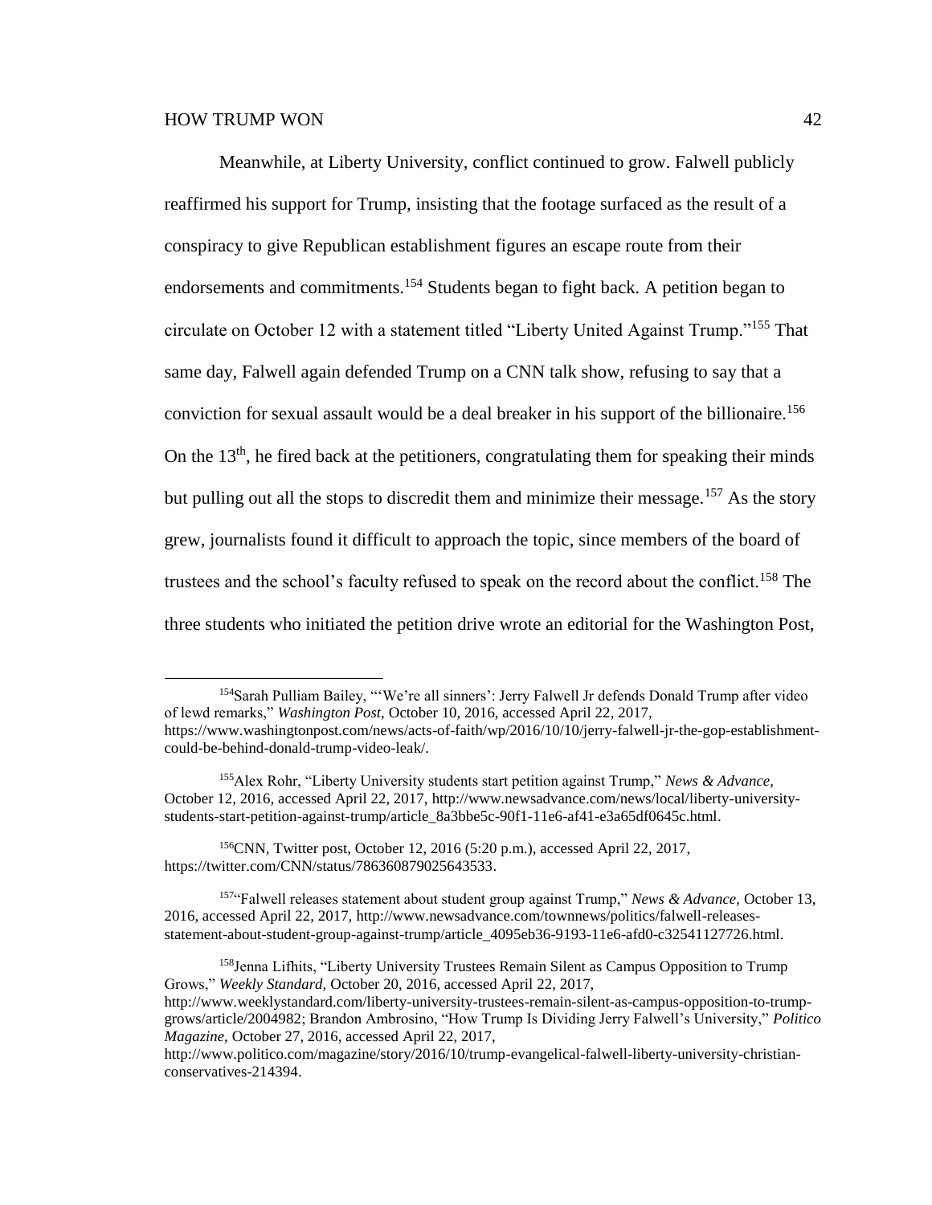Meanwhile, at Liberty University, conflict continued to grow. Falwell publicly reaffirmed his support for Trump, insisting that the footage surfaced as the result of a conspiracy to give Republican establishment figures an escape route from their endorsements and commitments.[154] Students began to fight back. A petition began to circulate on October 12 with a statement titled "Liberty United Against Trump."[155] That same day, Falwell again defended Trump on a CNN talk show, refusing to say that a conviction for sexual assault would be a deal breaker in his support of the billionaire.[156] On the 13th, he fired back at the petitioners, congratulating them for speaking their minds but pulling out all the stops to discredit them and minimize their message.[157] As the story grew, journalists found it difficult to approach the topic, since members of the board of trustees and the school's faculty refused to speak on the record about the conflict.[158] The three students who initiated the petition drive wrote an editorial for the Washington Post,

---

[154]Sarah Pulliam Bailey, "'We're all sinners': Jerry Falwell Jr defends Donald Trump after video of lewd remarks," *Washington Post*, October 10, 2016, accessed April 22, 2017, https://www.washingtonpost.com/news/acts-of-faith/wp/2016/10/10/jerry-falwell-jr-the-gop-establishment-could-be-behind-donald-trump-video-leak/.

[155]Alex Rohr, "Liberty University students start petition against Trump," *News & Advance,* October 12, 2016, accessed April 22, 2017, http://www.newsadvance.com/news/local/liberty-university-students-start-petition-against-trump/article_8a3bbe5c-90f1-11e6-af41-e3a65df0645c.html.

[156]CNN, Twitter post, October 12, 2016 (5:20 p.m.), accessed April 22, 2017, https://twitter.com/CNN/status/786360879025643533.

[157]"Falwell releases statement about student group against Trump," *News & Advance,* October 13, 2016, accessed April 22, 2017, http://www.newsadvance.com/townnews/politics/falwell-releases-statement-about-student-group-against-trump/article_4095eb36-9193-11e6-afd0-c32541127726.html.

[158]Jenna Lifhits, "Liberty University Trustees Remain Silent as Campus Opposition to Trump Grows," *Weekly Standard,* October 20, 2016, accessed April 22, 2017, http://www.weeklystandard.com/liberty-university-trustees-remain-silent-as-campus-opposition-to-trump-grows/article/2004982; Brandon Ambrosino, "How Trump Is Dividing Jerry Falwell's University," *Politico Magazine,* October 27, 2016, accessed April 22, 2017, http://www.politico.com/magazine/story/2016/10/trump-evangelical-falwell-liberty-university-christian-conservatives-214394.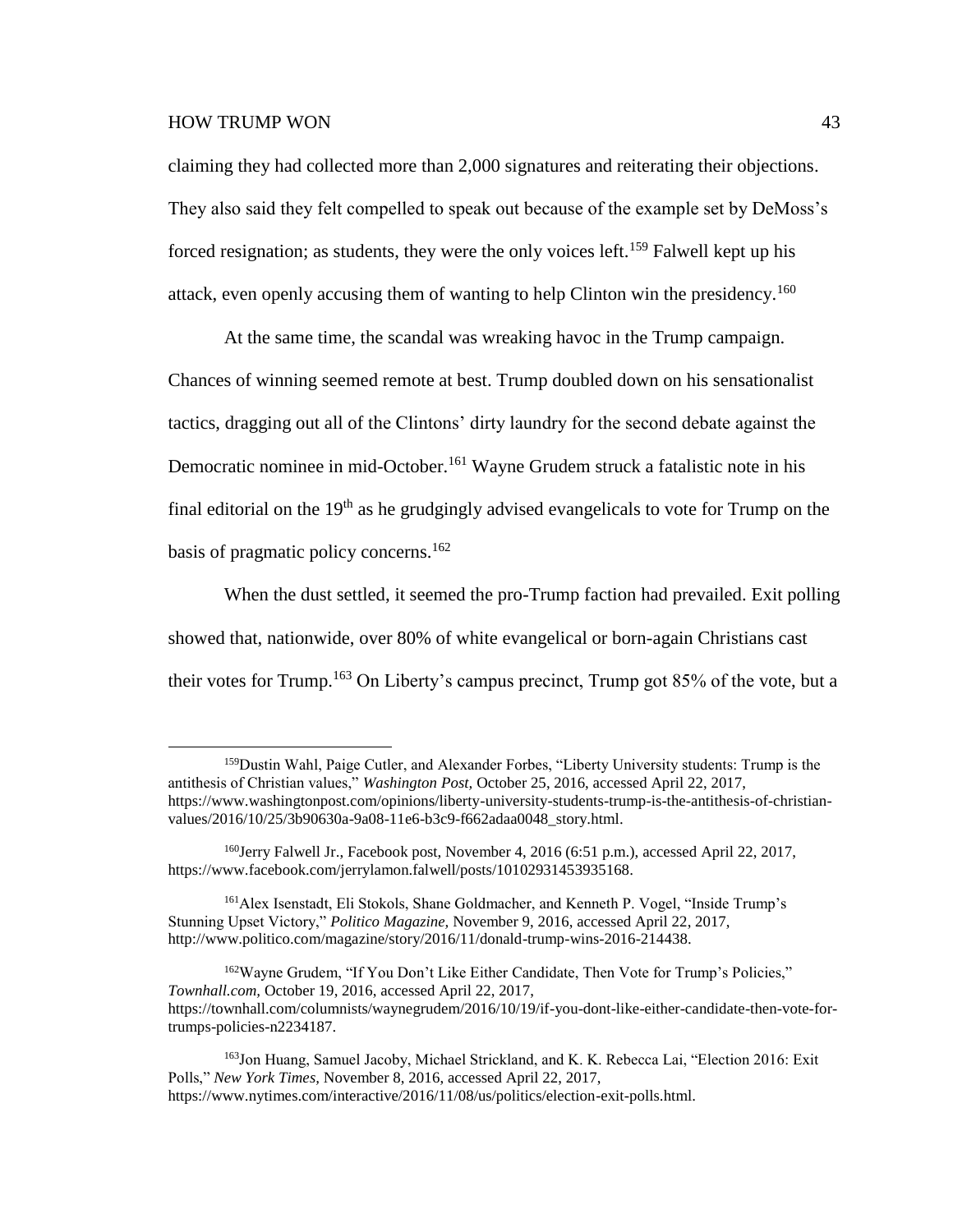claiming they had collected more than 2,000 signatures and reiterating their objections. They also said they felt compelled to speak out because of the example set by DeMoss's forced resignation; as students, they were the only voices left.[159] Falwell kept up his attack, even openly accusing them of wanting to help Clinton win the presidency.[160]

At the same time, the scandal was wreaking havoc in the Trump campaign. Chances of winning seemed remote at best. Trump doubled down on his sensationalist tactics, dragging out all of the Clintons' dirty laundry for the second debate against the Democratic nominee in mid-October.[161] Wayne Grudem struck a fatalistic note in his final editorial on the 19th as he grudgingly advised evangelicals to vote for Trump on the basis of pragmatic policy concerns.[162]

When the dust settled, it seemed the pro-Trump faction had prevailed. Exit polling showed that, nationwide, over 80% of white evangelical or born-again Christians cast their votes for Trump.[163] On Liberty's campus precinct, Trump got 85% of the vote, but a

---

[159] Dustin Wahl, Paige Cutler, and Alexander Forbes, "Liberty University students: Trump is the antithesis of Christian values," *Washington Post,* October 25, 2016, accessed April 22, 2017, https://www.washingtonpost.com/opinions/liberty-university-students-trump-is-the-antithesis-of-christian-values/2016/10/25/3b90630a-9a08-11e6-b3c9-f662adaa0048_story.html.

[160] Jerry Falwell Jr., Facebook post, November 4, 2016 (6:51 p.m.), accessed April 22, 2017, https://www.facebook.com/jerrylamon.falwell/posts/10102931453935168.

[161] Alex Isenstadt, Eli Stokols, Shane Goldmacher, and Kenneth P. Vogel, "Inside Trump's Stunning Upset Victory," *Politico Magazine,* November 9, 2016, accessed April 22, 2017, http://www.politico.com/magazine/story/2016/11/donald-trump-wins-2016-214438.

[162] Wayne Grudem, "If You Don't Like Either Candidate, Then Vote for Trump's Policies," *Townhall.com,* October 19, 2016, accessed April 22, 2017, https://townhall.com/columnists/waynegrudem/2016/10/19/if-you-dont-like-either-candidate-then-vote-for-trumps-policies-n2234187.

[163] Jon Huang, Samuel Jacoby, Michael Strickland, and K. K. Rebecca Lai, "Election 2016: Exit Polls," *New York Times,* November 8, 2016, accessed April 22, 2017, https://www.nytimes.com/interactive/2016/11/08/us/politics/election-exit-polls.html.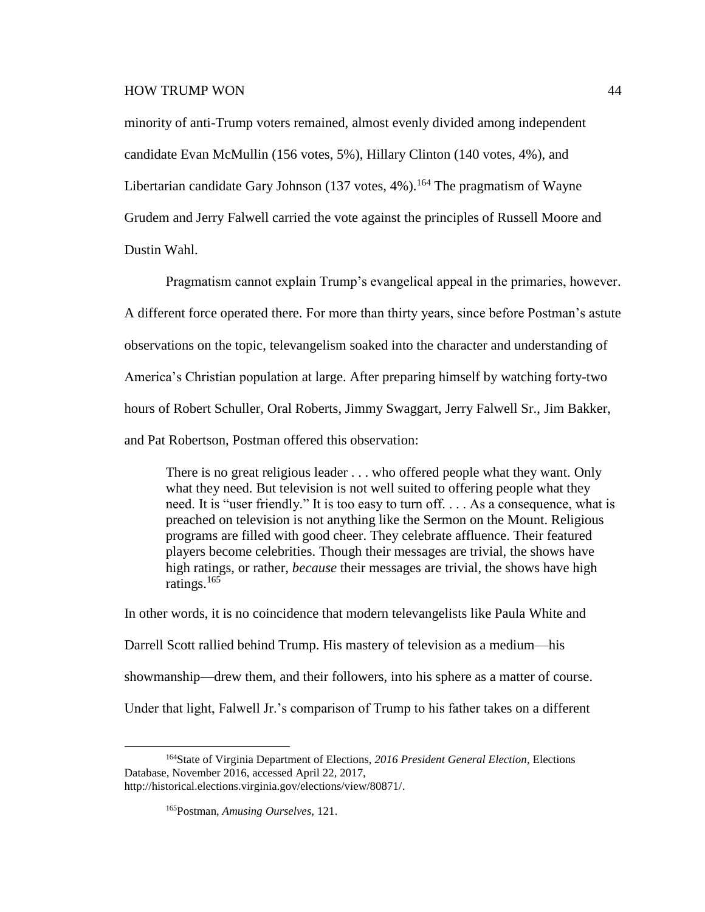minority of anti-Trump voters remained, almost evenly divided among independent candidate Evan McMullin (156 votes, 5%), Hillary Clinton (140 votes, 4%), and Libertarian candidate Gary Johnson (137 votes, 4%).[164] The pragmatism of Wayne Grudem and Jerry Falwell carried the vote against the principles of Russell Moore and Dustin Wahl.

Pragmatism cannot explain Trump's evangelical appeal in the primaries, however. A different force operated there. For more than thirty years, since before Postman's astute observations on the topic, televangelism soaked into the character and understanding of America's Christian population at large. After preparing himself by watching forty-two hours of Robert Schuller, Oral Roberts, Jimmy Swaggart, Jerry Falwell Sr., Jim Bakker, and Pat Robertson, Postman offered this observation:

> There is no great religious leader . . . who offered people what they want. Only what they need. But television is not well suited to offering people what they need. It is "user friendly." It is too easy to turn off. . . . As a consequence, what is preached on television is not anything like the Sermon on the Mount. Religious programs are filled with good cheer. They celebrate affluence. Their featured players become celebrities. Though their messages are trivial, the shows have high ratings, or rather, *because* their messages are trivial, the shows have high ratings.[165]

In other words, it is no coincidence that modern televangelists like Paula White and Darrell Scott rallied behind Trump. His mastery of television as a medium—his showmanship—drew them, and their followers, into his sphere as a matter of course. Under that light, Falwell Jr.'s comparison of Trump to his father takes on a different

---

[164] State of Virginia Department of Elections, *2016 President General Election,* Elections Database, November 2016, accessed April 22, 2017, http://historical.elections.virginia.gov/elections/view/80871/.

[165] Postman, *Amusing Ourselves,* 121.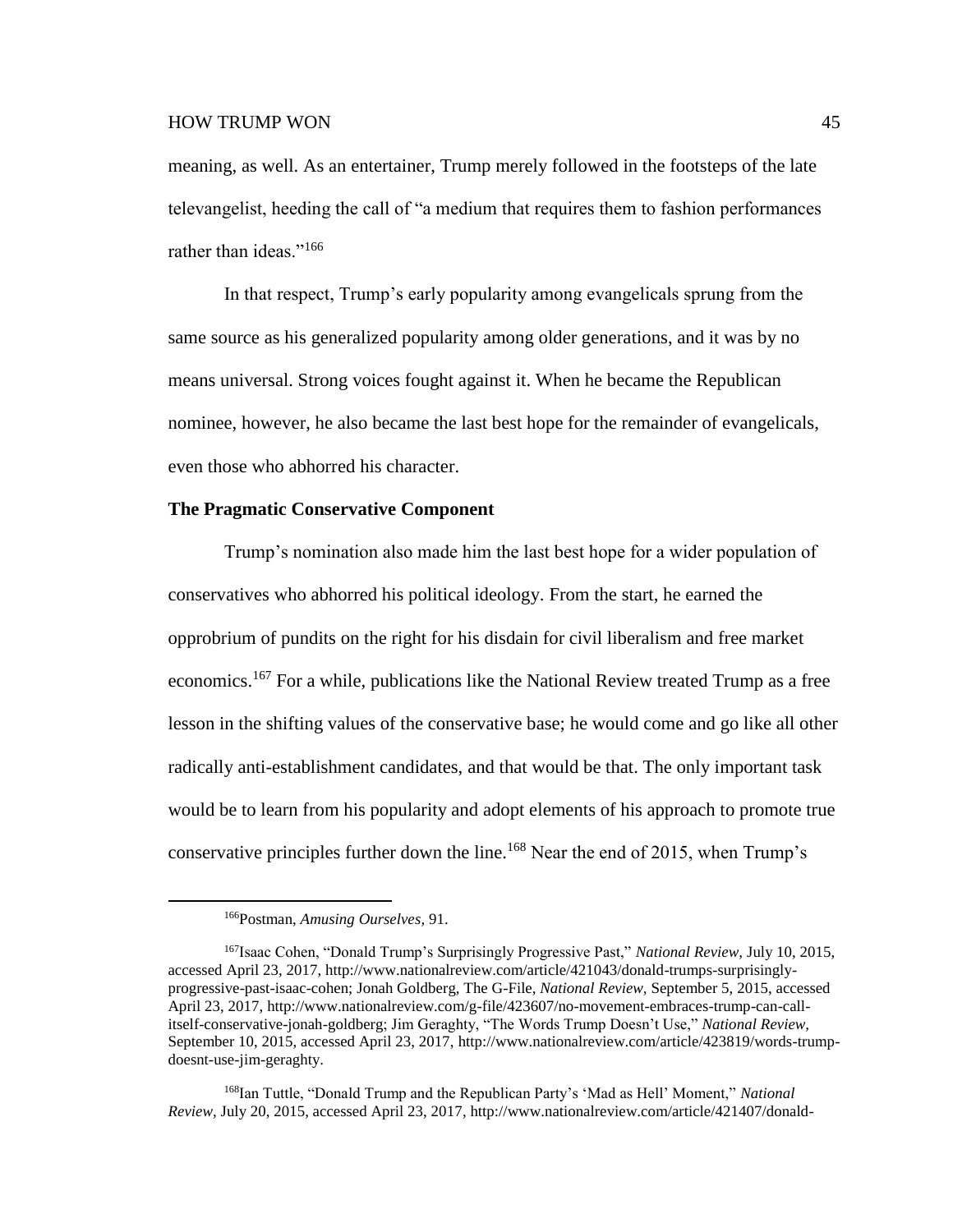meaning, as well. As an entertainer, Trump merely followed in the footsteps of the late televangelist, heeding the call of "a medium that requires them to fashion performances rather than ideas."[166]

In that respect, Trump's early popularity among evangelicals sprung from the same source as his generalized popularity among older generations, and it was by no means universal. Strong voices fought against it. When he became the Republican nominee, however, he also became the last best hope for the remainder of evangelicals, even those who abhorred his character.

**The Pragmatic Conservative Component**

Trump's nomination also made him the last best hope for a wider population of conservatives who abhorred his political ideology. From the start, he earned the opprobrium of pundits on the right for his disdain for civil liberalism and free market economics.[167] For a while, publications like the National Review treated Trump as a free lesson in the shifting values of the conservative base; he would come and go like all other radically anti-establishment candidates, and that would be that. The only important task would be to learn from his popularity and adopt elements of his approach to promote true conservative principles further down the line.[168] Near the end of 2015, when Trump's

---

[166]Postman, *Amusing Ourselves,* 91.

[167]Isaac Cohen, "Donald Trump's Surprisingly Progressive Past," *National Review,* July 10, 2015, accessed April 23, 2017, http://www.nationalreview.com/article/421043/donald-trumps-surprisingly-progressive-past-isaac-cohen; Jonah Goldberg, The G-File, *National Review,* September 5, 2015, accessed April 23, 2017, http://www.nationalreview.com/g-file/423607/no-movement-embraces-trump-can-call-itself-conservative-jonah-goldberg; Jim Geraghty, "The Words Trump Doesn't Use," *National Review,* September 10, 2015, accessed April 23, 2017, http://www.nationalreview.com/article/423819/words-trump-doesnt-use-jim-geraghty.

[168]Ian Tuttle, "Donald Trump and the Republican Party's 'Mad as Hell' Moment," *National Review,* July 20, 2015, accessed April 23, 2017, http://www.nationalreview.com/article/421407/donald-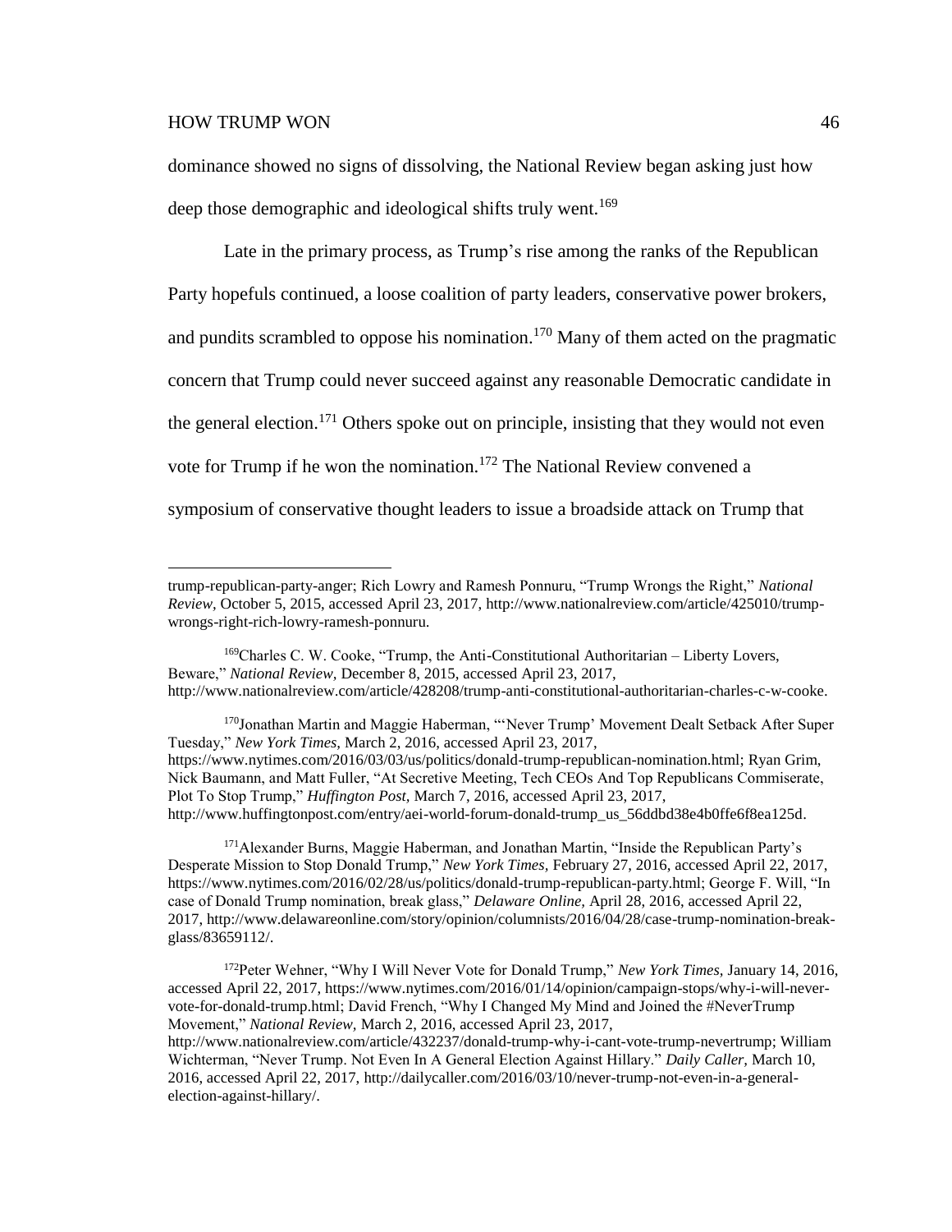dominance showed no signs of dissolving, the National Review began asking just how deep those demographic and ideological shifts truly went.[169]

Late in the primary process, as Trump's rise among the ranks of the Republican Party hopefuls continued, a loose coalition of party leaders, conservative power brokers, and pundits scrambled to oppose his nomination.[170] Many of them acted on the pragmatic concern that Trump could never succeed against any reasonable Democratic candidate in the general election.[171] Others spoke out on principle, insisting that they would not even vote for Trump if he won the nomination.[172] The National Review convened a symposium of conservative thought leaders to issue a broadside attack on Trump that

---

trump-republican-party-anger; Rich Lowry and Ramesh Ponnuru, "Trump Wrongs the Right," *National Review,* October 5, 2015, accessed April 23, 2017, http://www.nationalreview.com/article/425010/trump-wrongs-right-rich-lowry-ramesh-ponnuru.

[169]Charles C. W. Cooke, "Trump, the Anti-Constitutional Authoritarian – Liberty Lovers, Beware," *National Review,* December 8, 2015, accessed April 23, 2017, http://www.nationalreview.com/article/428208/trump-anti-constitutional-authoritarian-charles-c-w-cooke.

[170]Jonathan Martin and Maggie Haberman, "'Never Trump' Movement Dealt Setback After Super Tuesday," *New York Times,* March 2, 2016, accessed April 23, 2017, https://www.nytimes.com/2016/03/03/us/politics/donald-trump-republican-nomination.html; Ryan Grim, Nick Baumann, and Matt Fuller, "At Secretive Meeting, Tech CEOs And Top Republicans Commiserate, Plot To Stop Trump," *Huffington Post,* March 7, 2016, accessed April 23, 2017, http://www.huffingtonpost.com/entry/aei-world-forum-donald-trump_us_56ddbd38e4b0ffe6f8ea125d.

[171]Alexander Burns, Maggie Haberman, and Jonathan Martin, "Inside the Republican Party's Desperate Mission to Stop Donald Trump," *New York Times,* February 27, 2016, accessed April 22, 2017, https://www.nytimes.com/2016/02/28/us/politics/donald-trump-republican-party.html; George F. Will, "In case of Donald Trump nomination, break glass," *Delaware Online,* April 28, 2016, accessed April 22, 2017, http://www.delawareonline.com/story/opinion/columnists/2016/04/28/case-trump-nomination-break-glass/83659112/.

[172]Peter Wehner, "Why I Will Never Vote for Donald Trump," *New York Times,* January 14, 2016, accessed April 22, 2017, https://www.nytimes.com/2016/01/14/opinion/campaign-stops/why-i-will-never-vote-for-donald-trump.html; David French, "Why I Changed My Mind and Joined the #NeverTrump Movement," *National Review,* March 2, 2016, accessed April 23, 2017, http://www.nationalreview.com/article/432237/donald-trump-why-i-cant-vote-trump-nevertrump; William Wichterman, "Never Trump. Not Even In A General Election Against Hillary." *Daily Caller,* March 10, 2016, accessed April 22, 2017, http://dailycaller.com/2016/03/10/never-trump-not-even-in-a-general-election-against-hillary/.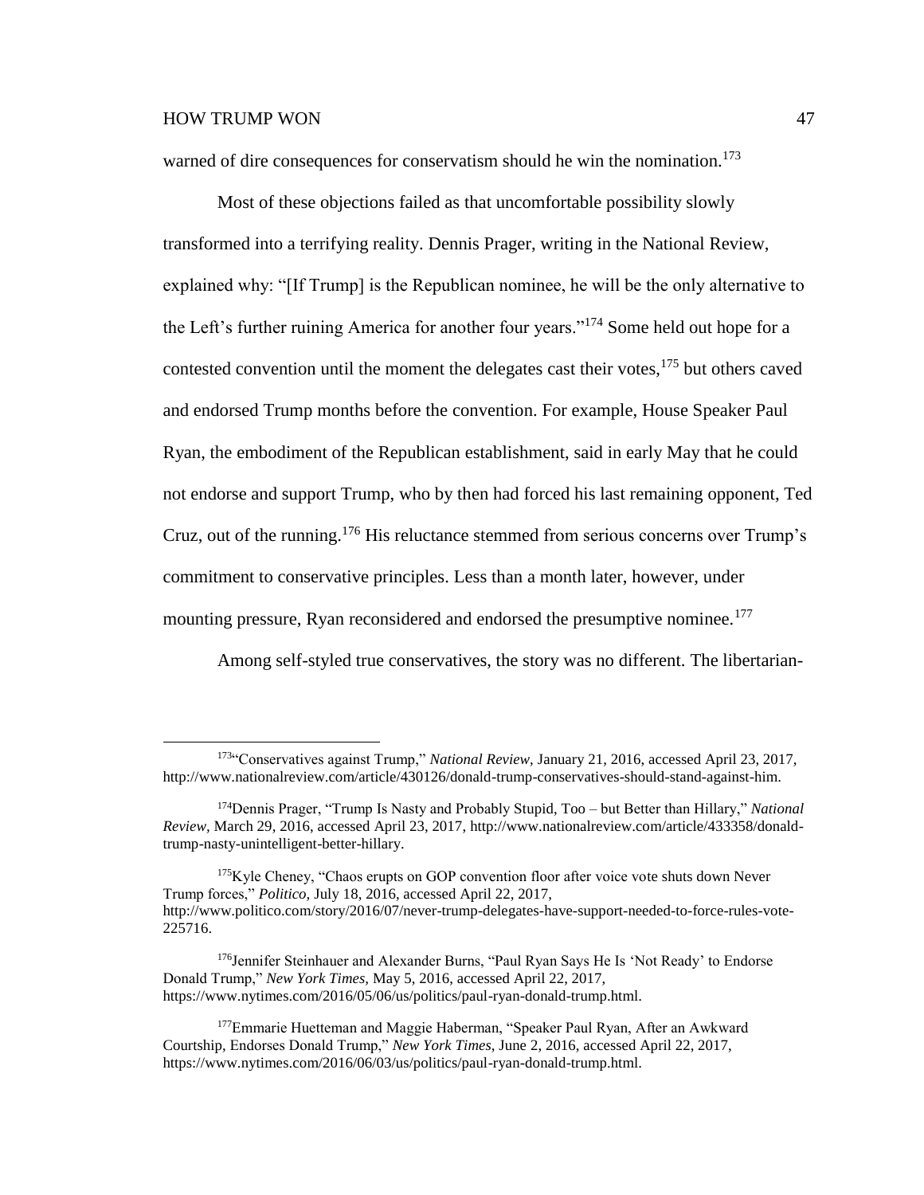warned of dire consequences for conservatism should he win the nomination.[173]

Most of these objections failed as that uncomfortable possibility slowly transformed into a terrifying reality. Dennis Prager, writing in the National Review, explained why: "[If Trump] is the Republican nominee, he will be the only alternative to the Left's further ruining America for another four years."[174] Some held out hope for a contested convention until the moment the delegates cast their votes,[175] but others caved and endorsed Trump months before the convention. For example, House Speaker Paul Ryan, the embodiment of the Republican establishment, said in early May that he could not endorse and support Trump, who by then had forced his last remaining opponent, Ted Cruz, out of the running.[176] His reluctance stemmed from serious concerns over Trump's commitment to conservative principles. Less than a month later, however, under mounting pressure, Ryan reconsidered and endorsed the presumptive nominee.[177]

Among self-styled true conservatives, the story was no different. The libertarian-

---

[173]"Conservatives against Trump," *National Review,* January 21, 2016, accessed April 23, 2017, http://www.nationalreview.com/article/430126/donald-trump-conservatives-should-stand-against-him.

[174]Dennis Prager, "Trump Is Nasty and Probably Stupid, Too – but Better than Hillary," *National Review,* March 29, 2016, accessed April 23, 2017, http://www.nationalreview.com/article/433358/donald-trump-nasty-unintelligent-better-hillary.

[175]Kyle Cheney, "Chaos erupts on GOP convention floor after voice vote shuts down Never Trump forces," *Politico,* July 18, 2016, accessed April 22, 2017, http://www.politico.com/story/2016/07/never-trump-delegates-have-support-needed-to-force-rules-vote-225716.

[176]Jennifer Steinhauer and Alexander Burns, "Paul Ryan Says He Is 'Not Ready' to Endorse Donald Trump," *New York Times,* May 5, 2016, accessed April 22, 2017, https://www.nytimes.com/2016/05/06/us/politics/paul-ryan-donald-trump.html.

[177]Emmarie Huetteman and Maggie Haberman, "Speaker Paul Ryan, After an Awkward Courtship, Endorses Donald Trump," *New York Times,* June 2, 2016, accessed April 22, 2017, https://www.nytimes.com/2016/06/03/us/politics/paul-ryan-donald-trump.html.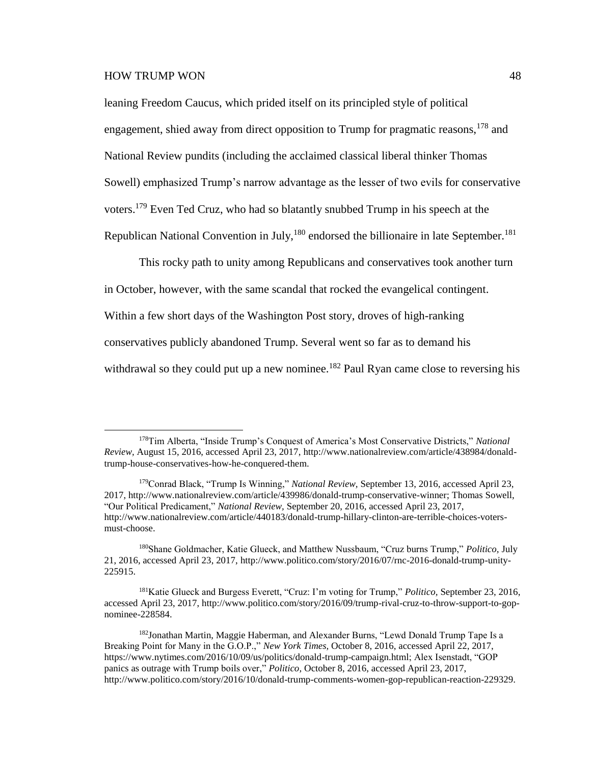leaning Freedom Caucus, which prided itself on its principled style of political engagement, shied away from direct opposition to Trump for pragmatic reasons,[178] and National Review pundits (including the acclaimed classical liberal thinker Thomas Sowell) emphasized Trump's narrow advantage as the lesser of two evils for conservative voters.[179] Even Ted Cruz, who had so blatantly snubbed Trump in his speech at the Republican National Convention in July,[180] endorsed the billionaire in late September.[181]

This rocky path to unity among Republicans and conservatives took another turn in October, however, with the same scandal that rocked the evangelical contingent. Within a few short days of the Washington Post story, droves of high-ranking conservatives publicly abandoned Trump. Several went so far as to demand his withdrawal so they could put up a new nominee.[182] Paul Ryan came close to reversing his

---

[178] Tim Alberta, "Inside Trump's Conquest of America's Most Conservative Districts," *National Review*, August 15, 2016, accessed April 23, 2017, http://www.nationalreview.com/article/438984/donald-trump-house-conservatives-how-he-conquered-them.

[179] Conrad Black, "Trump Is Winning," *National Review*, September 13, 2016, accessed April 23, 2017, http://www.nationalreview.com/article/439986/donald-trump-conservative-winner; Thomas Sowell, "Our Political Predicament," *National Review*, September 20, 2016, accessed April 23, 2017, http://www.nationalreview.com/article/440183/donald-trump-hillary-clinton-are-terrible-choices-voters-must-choose.

[180] Shane Goldmacher, Katie Glueck, and Matthew Nussbaum, "Cruz burns Trump," *Politico*, July 21, 2016, accessed April 23, 2017, http://www.politico.com/story/2016/07/rnc-2016-donald-trump-unity-225915.

[181] Katie Glueck and Burgess Everett, "Cruz: I'm voting for Trump," *Politico*, September 23, 2016, accessed April 23, 2017, http://www.politico.com/story/2016/09/trump-rival-cruz-to-throw-support-to-gop-nominee-228584.

[182] Jonathan Martin, Maggie Haberman, and Alexander Burns, "Lewd Donald Trump Tape Is a Breaking Point for Many in the G.O.P.," *New York Times*, October 8, 2016, accessed April 22, 2017, https://www.nytimes.com/2016/10/09/us/politics/donald-trump-campaign.html; Alex Isenstadt, "GOP panics as outrage with Trump boils over," *Politico*, October 8, 2016, accessed April 23, 2017, http://www.politico.com/story/2016/10/donald-trump-comments-women-gop-republican-reaction-229329.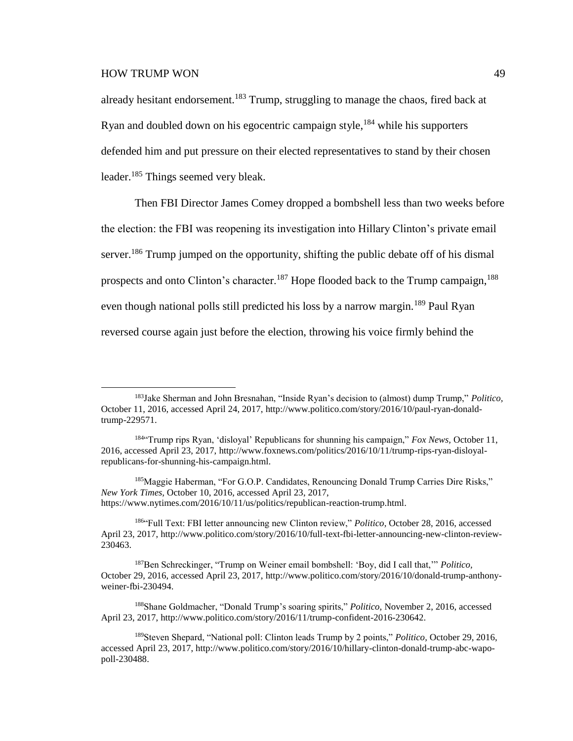already hesitant endorsement.[183] Trump, struggling to manage the chaos, fired back at Ryan and doubled down on his egocentric campaign style,[184] while his supporters defended him and put pressure on their elected representatives to stand by their chosen leader.[185] Things seemed very bleak.

Then FBI Director James Comey dropped a bombshell less than two weeks before the election: the FBI was reopening its investigation into Hillary Clinton's private email server.[186] Trump jumped on the opportunity, shifting the public debate off of his dismal prospects and onto Clinton's character.[187] Hope flooded back to the Trump campaign,[188] even though national polls still predicted his loss by a narrow margin.[189] Paul Ryan reversed course again just before the election, throwing his voice firmly behind the

---

[183]Jake Sherman and John Bresnahan, "Inside Ryan's decision to (almost) dump Trump," *Politico*, October 11, 2016, accessed April 24, 2017, http://www.politico.com/story/2016/10/paul-ryan-donald-trump-229571.

[184]"Trump rips Ryan, 'disloyal' Republicans for shunning his campaign," *Fox News*, October 11, 2016, accessed April 23, 2017, http://www.foxnews.com/politics/2016/10/11/trump-rips-ryan-disloyal-republicans-for-shunning-his-campaign.html.

[185]Maggie Haberman, "For G.O.P. Candidates, Renouncing Donald Trump Carries Dire Risks," *New York Times*, October 10, 2016, accessed April 23, 2017, https://www.nytimes.com/2016/10/11/us/politics/republican-reaction-trump.html.

[186]"Full Text: FBI letter announcing new Clinton review," *Politico*, October 28, 2016, accessed April 23, 2017, http://www.politico.com/story/2016/10/full-text-fbi-letter-announcing-new-clinton-review-230463.

[187]Ben Schreckinger, "Trump on Weiner email bombshell: 'Boy, did I call that,'" *Politico*, October 29, 2016, accessed April 23, 2017, http://www.politico.com/story/2016/10/donald-trump-anthony-weiner-fbi-230494.

[188]Shane Goldmacher, "Donald Trump's soaring spirits," *Politico*, November 2, 2016, accessed April 23, 2017, http://www.politico.com/story/2016/11/trump-confident-2016-230642.

[189]Steven Shepard, "National poll: Clinton leads Trump by 2 points," *Politico*, October 29, 2016, accessed April 23, 2017, http://www.politico.com/story/2016/10/hillary-clinton-donald-trump-abc-wapo-poll-230488.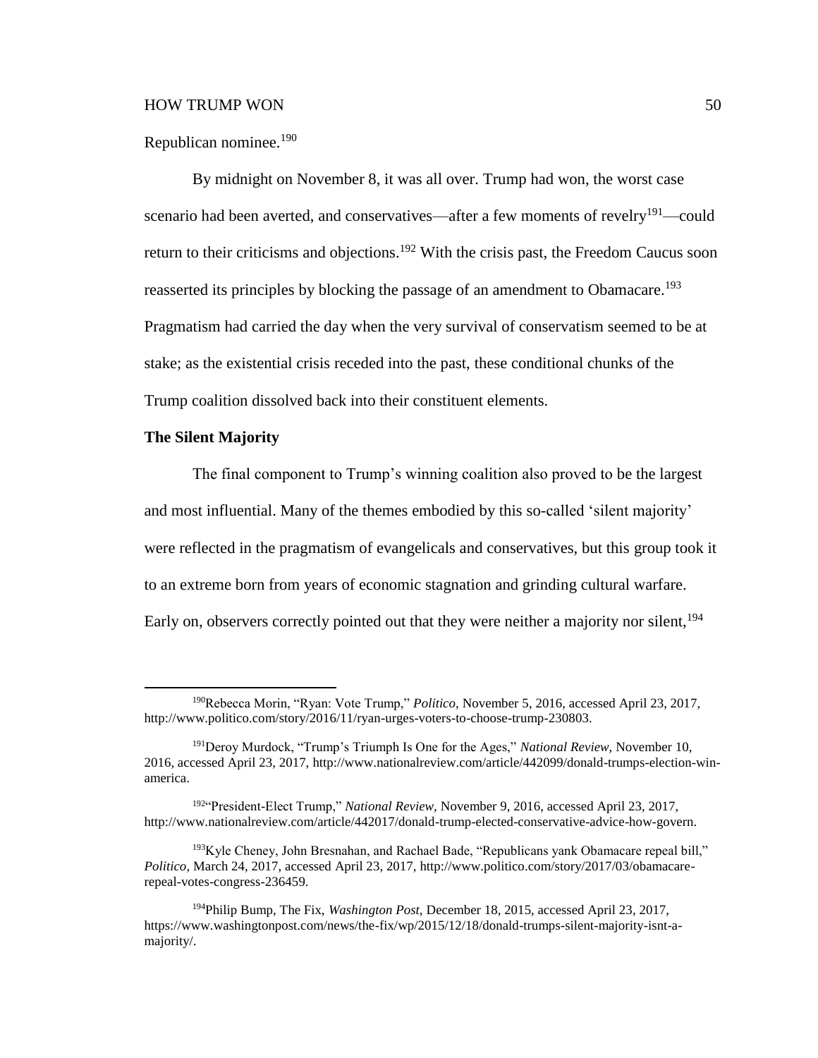Republican nominee.[190]

By midnight on November 8, it was all over. Trump had won, the worst case scenario had been averted, and conservatives—after a few moments of revelry[191]—could return to their criticisms and objections.[192] With the crisis past, the Freedom Caucus soon reasserted its principles by blocking the passage of an amendment to Obamacare.[193] Pragmatism had carried the day when the very survival of conservatism seemed to be at stake; as the existential crisis receded into the past, these conditional chunks of the Trump coalition dissolved back into their constituent elements.

**The Silent Majority**

The final component to Trump's winning coalition also proved to be the largest and most influential. Many of the themes embodied by this so-called 'silent majority' were reflected in the pragmatism of evangelicals and conservatives, but this group took it to an extreme born from years of economic stagnation and grinding cultural warfare. Early on, observers correctly pointed out that they were neither a majority nor silent,[194]

---

[190] Rebecca Morin, "Ryan: Vote Trump," *Politico,* November 5, 2016, accessed April 23, 2017, http://www.politico.com/story/2016/11/ryan-urges-voters-to-choose-trump-230803.

[191] Deroy Murdock, "Trump's Triumph Is One for the Ages," *National Review,* November 10, 2016, accessed April 23, 2017, http://www.nationalreview.com/article/442099/donald-trumps-election-win-america.

[192] "President-Elect Trump," *National Review,* November 9, 2016, accessed April 23, 2017, http://www.nationalreview.com/article/442017/donald-trump-elected-conservative-advice-how-govern.

[193] Kyle Cheney, John Bresnahan, and Rachael Bade, "Republicans yank Obamacare repeal bill," *Politico,* March 24, 2017, accessed April 23, 2017, http://www.politico.com/story/2017/03/obamacare-repeal-votes-congress-236459.

[194] Philip Bump, The Fix, *Washington Post,* December 18, 2015, accessed April 23, 2017, https://www.washingtonpost.com/news/the-fix/wp/2015/12/18/donald-trumps-silent-majority-isnt-a-majority/.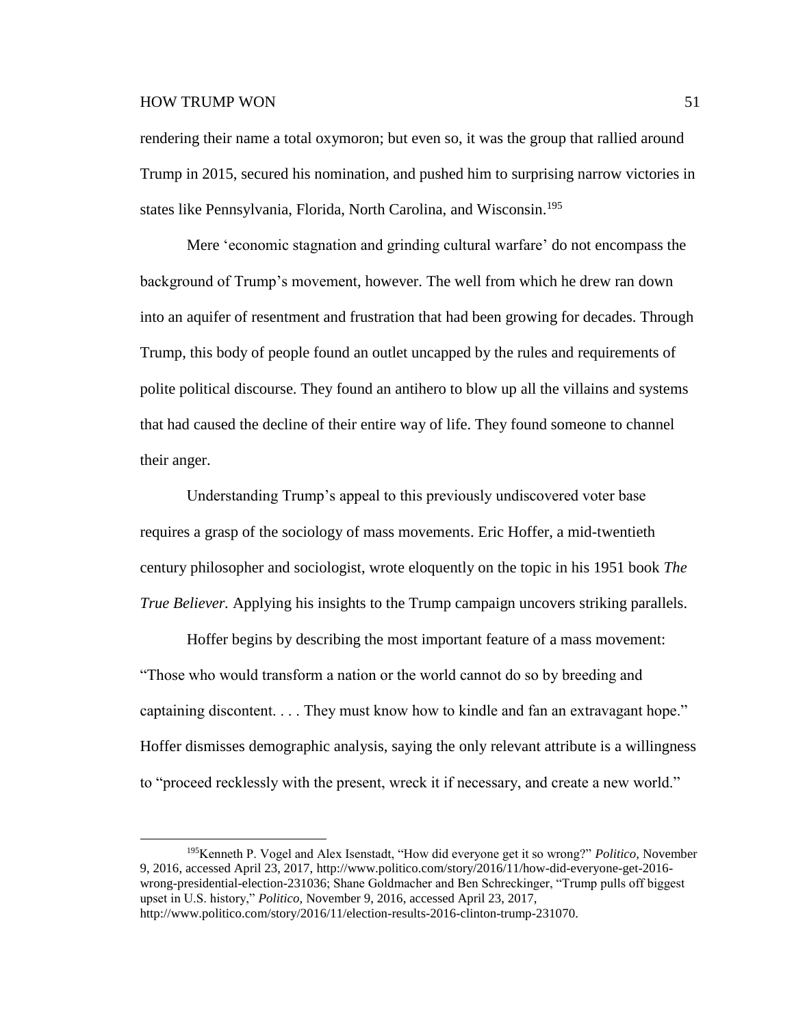rendering their name a total oxymoron; but even so, it was the group that rallied around Trump in 2015, secured his nomination, and pushed him to surprising narrow victories in states like Pennsylvania, Florida, North Carolina, and Wisconsin.[195]

Mere 'economic stagnation and grinding cultural warfare' do not encompass the background of Trump's movement, however. The well from which he drew ran down into an aquifer of resentment and frustration that had been growing for decades. Through Trump, this body of people found an outlet uncapped by the rules and requirements of polite political discourse. They found an antihero to blow up all the villains and systems that had caused the decline of their entire way of life. They found someone to channel their anger.

Understanding Trump's appeal to this previously undiscovered voter base requires a grasp of the sociology of mass movements. Eric Hoffer, a mid-twentieth century philosopher and sociologist, wrote eloquently on the topic in his 1951 book *The True Believer.* Applying his insights to the Trump campaign uncovers striking parallels.

Hoffer begins by describing the most important feature of a mass movement: "Those who would transform a nation or the world cannot do so by breeding and captaining discontent. . . . They must know how to kindle and fan an extravagant hope." Hoffer dismisses demographic analysis, saying the only relevant attribute is a willingness to "proceed recklessly with the present, wreck it if necessary, and create a new world."

---

[195] Kenneth P. Vogel and Alex Isenstadt, "How did everyone get it so wrong?" *Politico,* November 9, 2016, accessed April 23, 2017, http://www.politico.com/story/2016/11/how-did-everyone-get-2016-wrong-presidential-election-231036; Shane Goldmacher and Ben Schreckinger, "Trump pulls off biggest upset in U.S. history," *Politico,* November 9, 2016, accessed April 23, 2017, http://www.politico.com/story/2016/11/election-results-2016-clinton-trump-231070.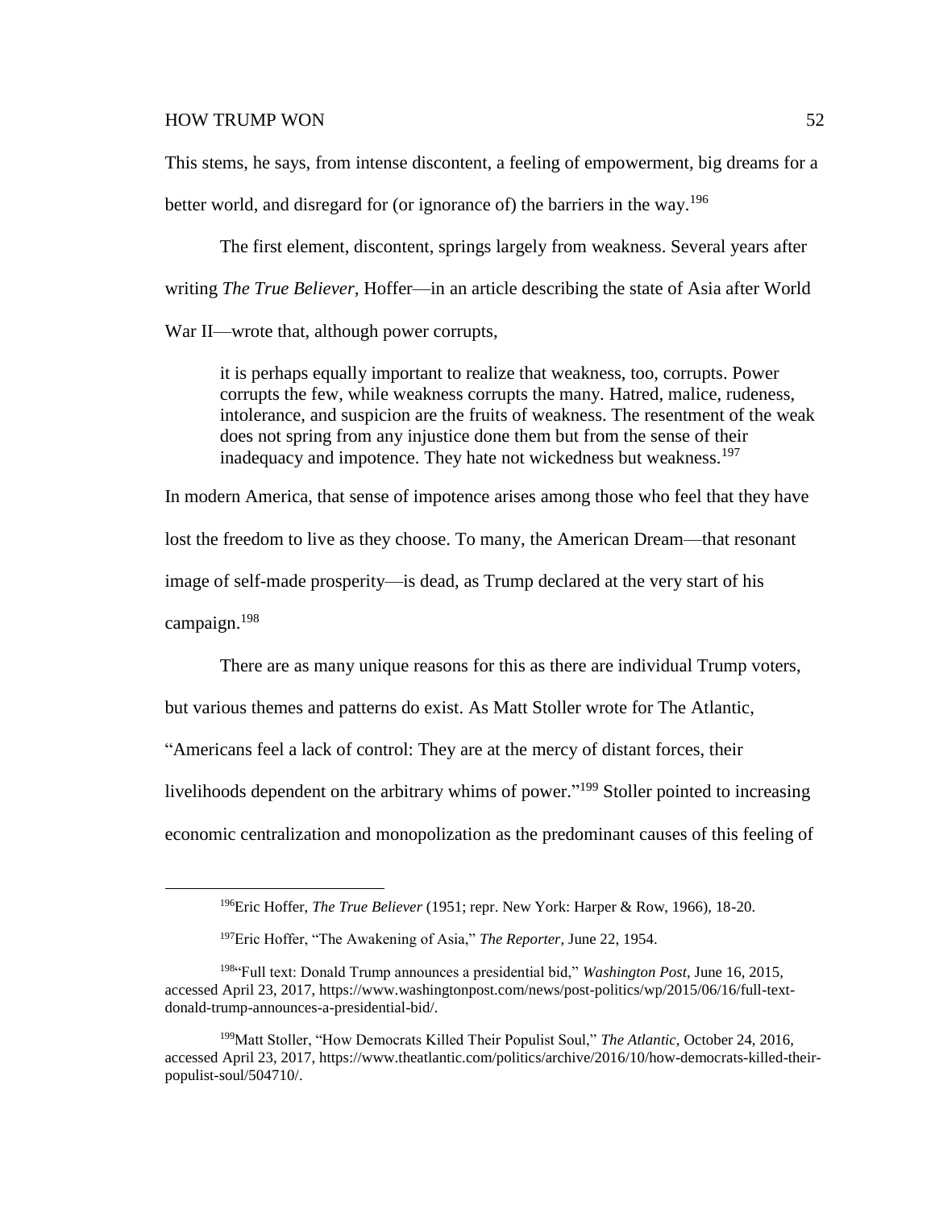This stems, he says, from intense discontent, a feeling of empowerment, big dreams for a better world, and disregard for (or ignorance of) the barriers in the way.[196]

The first element, discontent, springs largely from weakness. Several years after writing *The True Believer,* Hoffer—in an article describing the state of Asia after World War II—wrote that, although power corrupts,

> it is perhaps equally important to realize that weakness, too, corrupts. Power corrupts the few, while weakness corrupts the many. Hatred, malice, rudeness, intolerance, and suspicion are the fruits of weakness. The resentment of the weak does not spring from any injustice done them but from the sense of their inadequacy and impotence. They hate not wickedness but weakness.[197]

In modern America, that sense of impotence arises among those who feel that they have lost the freedom to live as they choose. To many, the American Dream—that resonant image of self-made prosperity—is dead, as Trump declared at the very start of his campaign.[198]

There are as many unique reasons for this as there are individual Trump voters, but various themes and patterns do exist. As Matt Stoller wrote for The Atlantic, "Americans feel a lack of control: They are at the mercy of distant forces, their livelihoods dependent on the arbitrary whims of power."[199] Stoller pointed to increasing economic centralization and monopolization as the predominant causes of this feeling of

---

[196] Eric Hoffer, *The True Believer* (1951; repr. New York: Harper & Row, 1966), 18-20.

[197] Eric Hoffer, "The Awakening of Asia," *The Reporter,* June 22, 1954.

[198] "Full text: Donald Trump announces a presidential bid," *Washington Post,* June 16, 2015, accessed April 23, 2017, https://www.washingtonpost.com/news/post-politics/wp/2015/06/16/full-text-donald-trump-announces-a-presidential-bid/.

[199] Matt Stoller, "How Democrats Killed Their Populist Soul," *The Atlantic,* October 24, 2016, accessed April 23, 2017, https://www.theatlantic.com/politics/archive/2016/10/how-democrats-killed-their-populist-soul/504710/.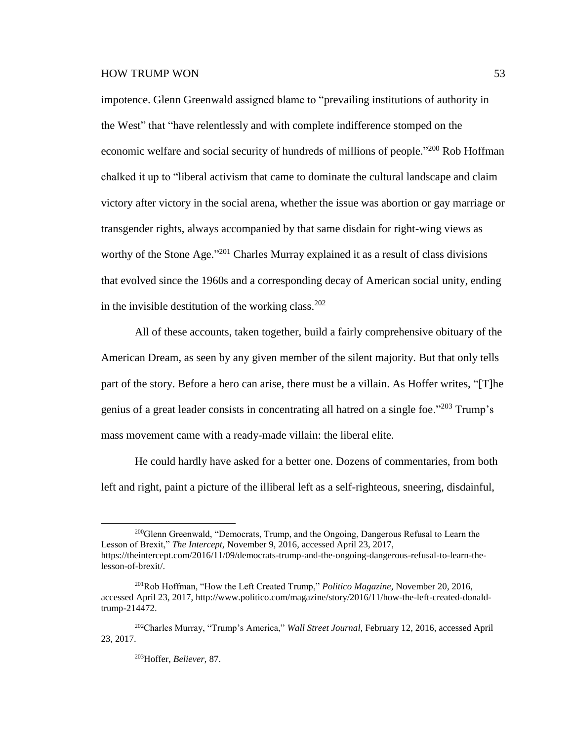impotence. Glenn Greenwald assigned blame to "prevailing institutions of authority in the West" that "have relentlessly and with complete indifference stomped on the economic welfare and social security of hundreds of millions of people."[200] Rob Hoffman chalked it up to "liberal activism that came to dominate the cultural landscape and claim victory after victory in the social arena, whether the issue was abortion or gay marriage or transgender rights, always accompanied by that same disdain for right-wing views as worthy of the Stone Age."[201] Charles Murray explained it as a result of class divisions that evolved since the 1960s and a corresponding decay of American social unity, ending in the invisible destitution of the working class.[202]

All of these accounts, taken together, build a fairly comprehensive obituary of the American Dream, as seen by any given member of the silent majority. But that only tells part of the story. Before a hero can arise, there must be a villain. As Hoffer writes, "[T]he genius of a great leader consists in concentrating all hatred on a single foe."[203] Trump's mass movement came with a ready-made villain: the liberal elite.

He could hardly have asked for a better one. Dozens of commentaries, from both left and right, paint a picture of the illiberal left as a self-righteous, sneering, disdainful,

---

[200]Glenn Greenwald, "Democrats, Trump, and the Ongoing, Dangerous Refusal to Learn the Lesson of Brexit," *The Intercept,* November 9, 2016, accessed April 23, 2017, https://theintercept.com/2016/11/09/democrats-trump-and-the-ongoing-dangerous-refusal-to-learn-the-lesson-of-brexit/.

[201]Rob Hoffman, "How the Left Created Trump," *Politico Magazine,* November 20, 2016, accessed April 23, 2017, http://www.politico.com/magazine/story/2016/11/how-the-left-created-donald-trump-214472.

[202]Charles Murray, "Trump's America," *Wall Street Journal,* February 12, 2016, accessed April 23, 2017.

[203]Hoffer, *Believer,* 87.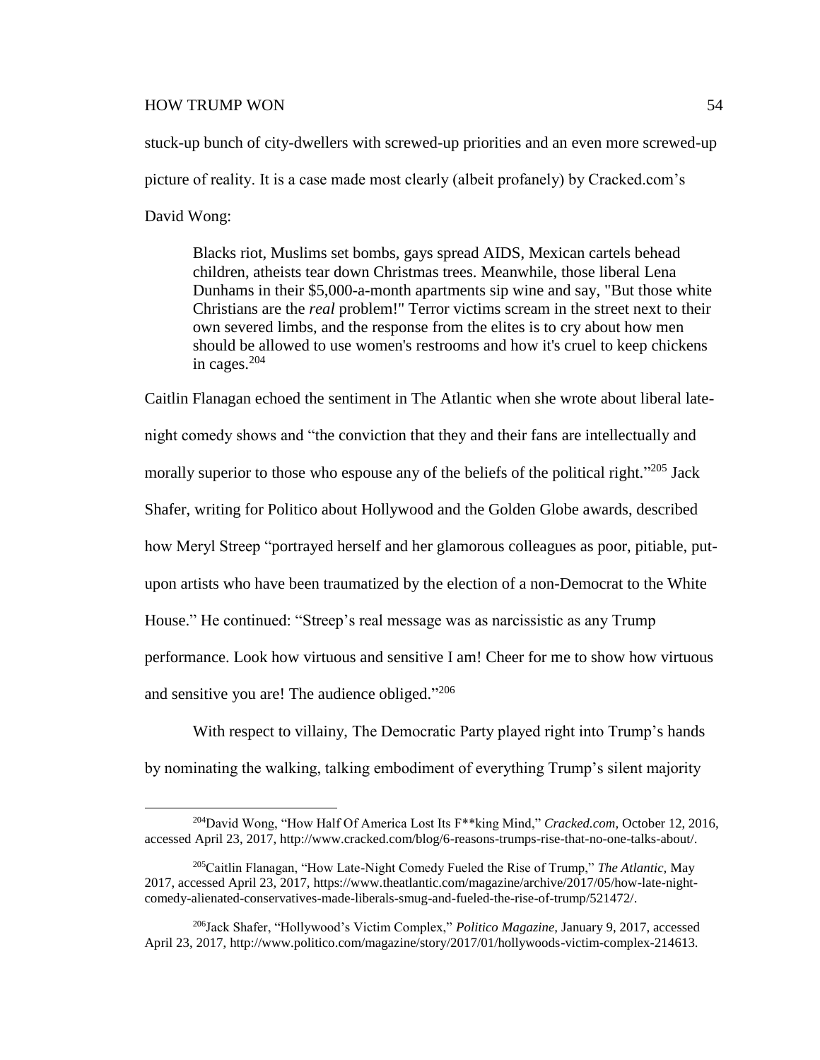stuck-up bunch of city-dwellers with screwed-up priorities and an even more screwed-up picture of reality. It is a case made most clearly (albeit profanely) by Cracked.com's David Wong:

> Blacks riot, Muslims set bombs, gays spread AIDS, Mexican cartels behead children, atheists tear down Christmas trees. Meanwhile, those liberal Lena Dunhams in their $5,000-a-month apartments sip wine and say, "But those white Christians are the *real* problem!" Terror victims scream in the street next to their own severed limbs, and the response from the elites is to cry about how men should be allowed to use women's restrooms and how it's cruel to keep chickens in cages.[204]

Caitlin Flanagan echoed the sentiment in The Atlantic when she wrote about liberal late-night comedy shows and "the conviction that they and their fans are intellectually and morally superior to those who espouse any of the beliefs of the political right."[205] Jack Shafer, writing for Politico about Hollywood and the Golden Globe awards, described how Meryl Streep "portrayed herself and her glamorous colleagues as poor, pitiable, put-upon artists who have been traumatized by the election of a non-Democrat to the White House." He continued: "Streep's real message was as narcissistic as any Trump performance. Look how virtuous and sensitive I am! Cheer for me to show how virtuous and sensitive you are! The audience obliged."[206]

With respect to villainy, The Democratic Party played right into Trump's hands by nominating the walking, talking embodiment of everything Trump's silent majority

---

[204] David Wong, "How Half Of America Lost Its F**king Mind," *Cracked.com,* October 12, 2016, accessed April 23, 2017, http://www.cracked.com/blog/6-reasons-trumps-rise-that-no-one-talks-about/.

[205] Caitlin Flanagan, "How Late-Night Comedy Fueled the Rise of Trump," *The Atlantic,* May 2017, accessed April 23, 2017, https://www.theatlantic.com/magazine/archive/2017/05/how-late-night-comedy-alienated-conservatives-made-liberals-smug-and-fueled-the-rise-of-trump/521472/.

[206] Jack Shafer, "Hollywood's Victim Complex," *Politico Magazine,* January 9, 2017, accessed April 23, 2017, http://www.politico.com/magazine/story/2017/01/hollywoods-victim-complex-214613.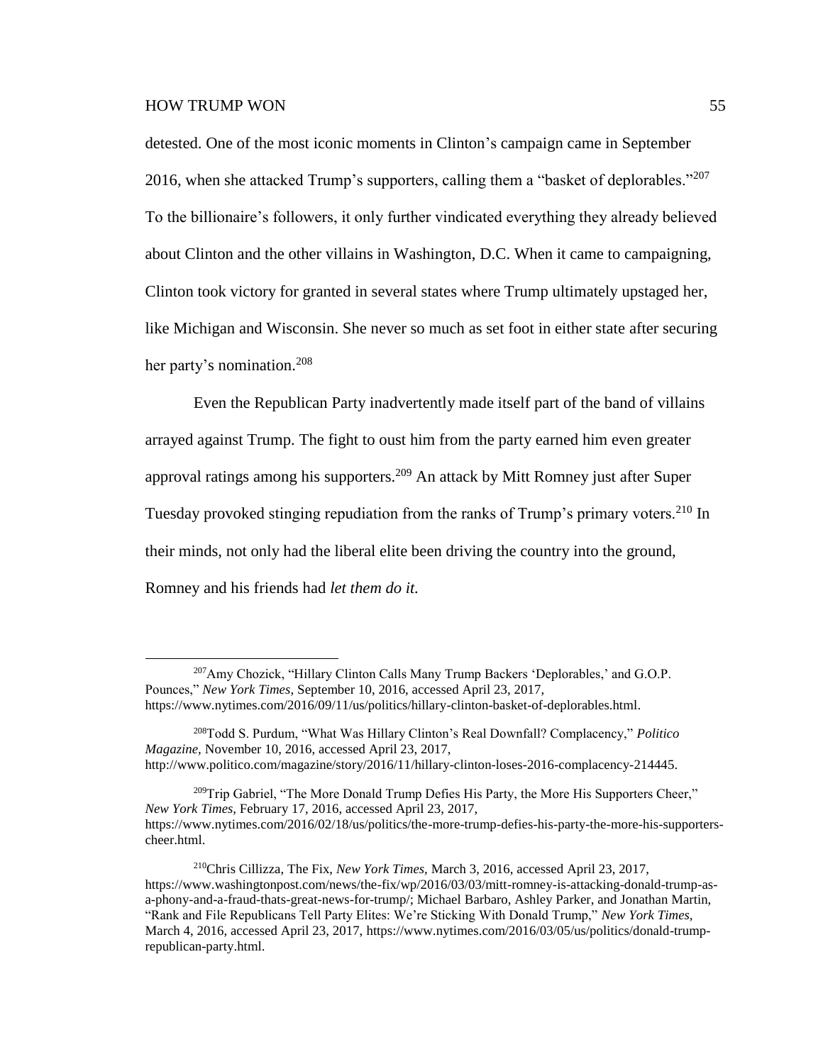detested. One of the most iconic moments in Clinton's campaign came in September 2016, when she attacked Trump's supporters, calling them a "basket of deplorables."[207] To the billionaire's followers, it only further vindicated everything they already believed about Clinton and the other villains in Washington, D.C. When it came to campaigning, Clinton took victory for granted in several states where Trump ultimately upstaged her, like Michigan and Wisconsin. She never so much as set foot in either state after securing her party's nomination.[208]

Even the Republican Party inadvertently made itself part of the band of villains arrayed against Trump. The fight to oust him from the party earned him even greater approval ratings among his supporters.[209] An attack by Mitt Romney just after Super Tuesday provoked stinging repudiation from the ranks of Trump's primary voters.[210] In their minds, not only had the liberal elite been driving the country into the ground, Romney and his friends had *let them do it.*

---

[207] Amy Chozick, "Hillary Clinton Calls Many Trump Backers 'Deplorables,' and G.O.P. Pounces," *New York Times,* September 10, 2016, accessed April 23, 2017, https://www.nytimes.com/2016/09/11/us/politics/hillary-clinton-basket-of-deplorables.html.

[208] Todd S. Purdum, "What Was Hillary Clinton's Real Downfall? Complacency," *Politico Magazine,* November 10, 2016, accessed April 23, 2017, http://www.politico.com/magazine/story/2016/11/hillary-clinton-loses-2016-complacency-214445.

[209] Trip Gabriel, "The More Donald Trump Defies His Party, the More His Supporters Cheer," *New York Times,* February 17, 2016, accessed April 23, 2017, https://www.nytimes.com/2016/02/18/us/politics/the-more-trump-defies-his-party-the-more-his-supporters-cheer.html.

[210] Chris Cillizza, The Fix, *New York Times,* March 3, 2016, accessed April 23, 2017, https://www.washingtonpost.com/news/the-fix/wp/2016/03/03/mitt-romney-is-attacking-donald-trump-as-a-phony-and-a-fraud-thats-great-news-for-trump/; Michael Barbaro, Ashley Parker, and Jonathan Martin, "Rank and File Republicans Tell Party Elites: We're Sticking With Donald Trump," *New York Times,* March 4, 2016, accessed April 23, 2017, https://www.nytimes.com/2016/03/05/us/politics/donald-trump-republican-party.html.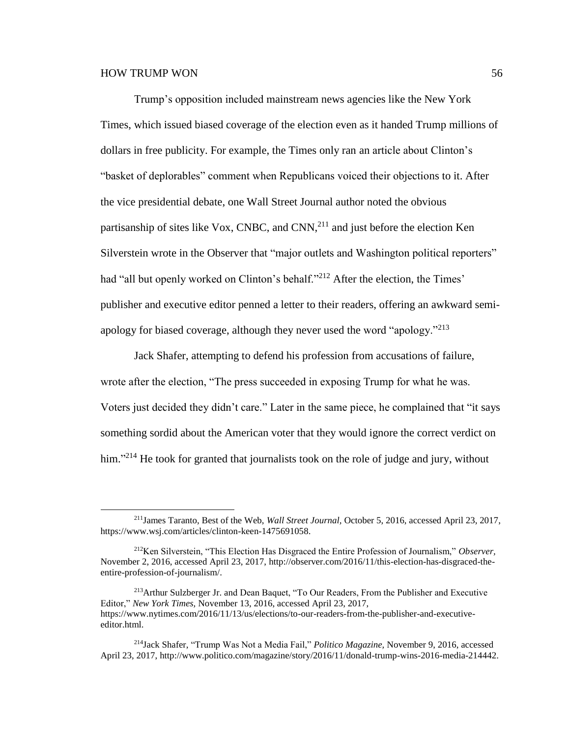Trump's opposition included mainstream news agencies like the New York Times, which issued biased coverage of the election even as it handed Trump millions of dollars in free publicity. For example, the Times only ran an article about Clinton's "basket of deplorables" comment when Republicans voiced their objections to it. After the vice presidential debate, one Wall Street Journal author noted the obvious partisanship of sites like Vox, CNBC, and CNN,[211] and just before the election Ken Silverstein wrote in the Observer that "major outlets and Washington political reporters" had "all but openly worked on Clinton's behalf."[212] After the election, the Times' publisher and executive editor penned a letter to their readers, offering an awkward semi-apology for biased coverage, although they never used the word "apology."[213]

Jack Shafer, attempting to defend his profession from accusations of failure, wrote after the election, "The press succeeded in exposing Trump for what he was. Voters just decided they didn't care." Later in the same piece, he complained that "it says something sordid about the American voter that they would ignore the correct verdict on him."[214] He took for granted that journalists took on the role of judge and jury, without

---

[211] James Taranto, Best of the Web, *Wall Street Journal,* October 5, 2016, accessed April 23, 2017, https://www.wsj.com/articles/clinton-keen-1475691058.

[212] Ken Silverstein, "This Election Has Disgraced the Entire Profession of Journalism," *Observer,* November 2, 2016, accessed April 23, 2017, http://observer.com/2016/11/this-election-has-disgraced-the-entire-profession-of-journalism/.

[213] Arthur Sulzberger Jr. and Dean Baquet, "To Our Readers, From the Publisher and Executive Editor," *New York Times,* November 13, 2016, accessed April 23, 2017, https://www.nytimes.com/2016/11/13/us/elections/to-our-readers-from-the-publisher-and-executive-editor.html.

[214] Jack Shafer, "Trump Was Not a Media Fail," *Politico Magazine,* November 9, 2016, accessed April 23, 2017, http://www.politico.com/magazine/story/2016/11/donald-trump-wins-2016-media-214442.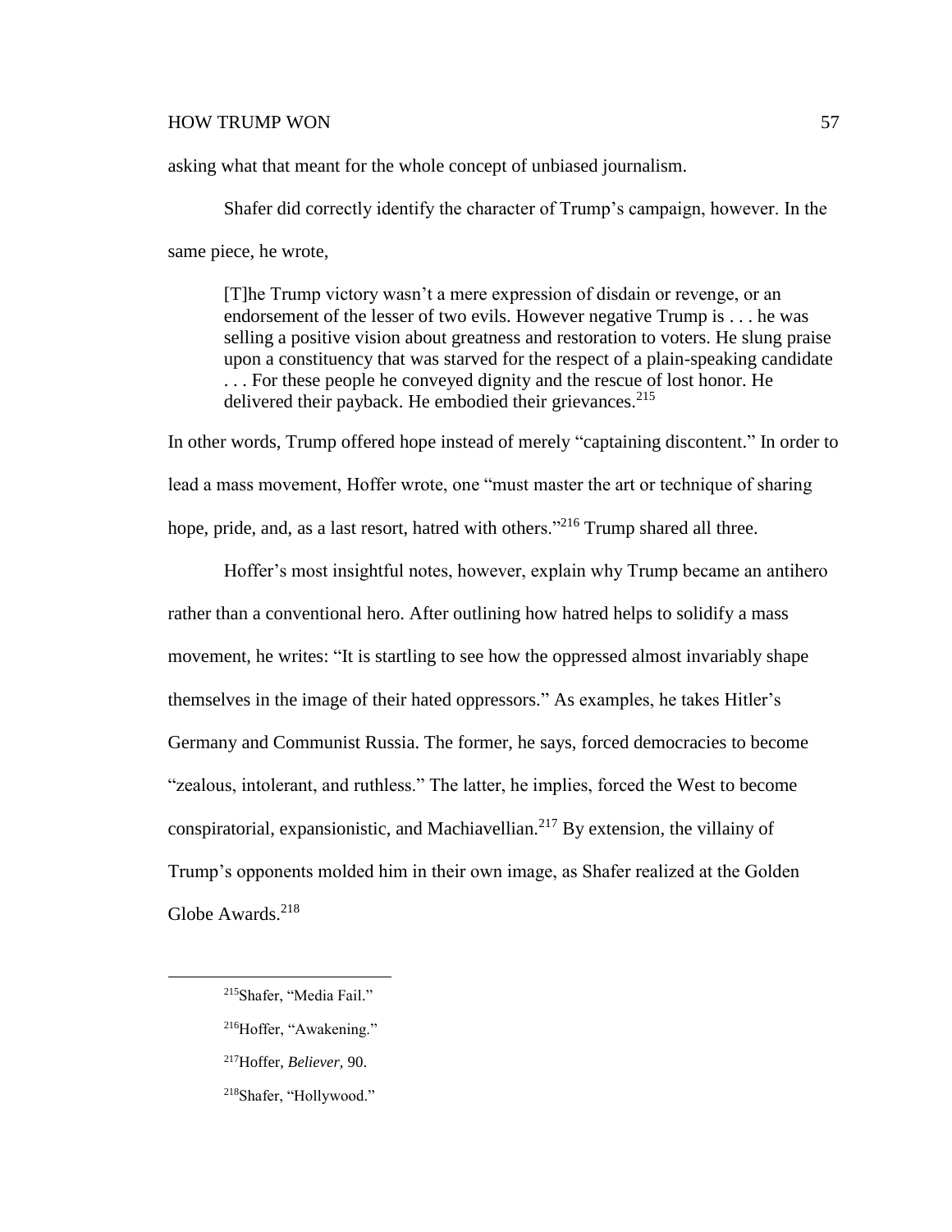asking what that meant for the whole concept of unbiased journalism.

Shafer did correctly identify the character of Trump's campaign, however. In the same piece, he wrote,

> [T]he Trump victory wasn't a mere expression of disdain or revenge, or an endorsement of the lesser of two evils. However negative Trump is . . . he was selling a positive vision about greatness and restoration to voters. He slung praise upon a constituency that was starved for the respect of a plain-speaking candidate . . . For these people he conveyed dignity and the rescue of lost honor. He delivered their payback. He embodied their grievances.[215]

In other words, Trump offered hope instead of merely "captaining discontent." In order to lead a mass movement, Hoffer wrote, one "must master the art or technique of sharing hope, pride, and, as a last resort, hatred with others."[216] Trump shared all three.

Hoffer's most insightful notes, however, explain why Trump became an antihero rather than a conventional hero. After outlining how hatred helps to solidify a mass movement, he writes: "It is startling to see how the oppressed almost invariably shape themselves in the image of their hated oppressors." As examples, he takes Hitler's Germany and Communist Russia. The former, he says, forced democracies to become "zealous, intolerant, and ruthless." The latter, he implies, forced the West to become conspiratorial, expansionistic, and Machiavellian.[217] By extension, the villainy of Trump's opponents molded him in their own image, as Shafer realized at the Golden Globe Awards.[218]

---

[215] Shafer, "Media Fail."

[216] Hoffer, "Awakening."

[217] Hoffer, *Believer,* 90.

[218] Shafer, "Hollywood."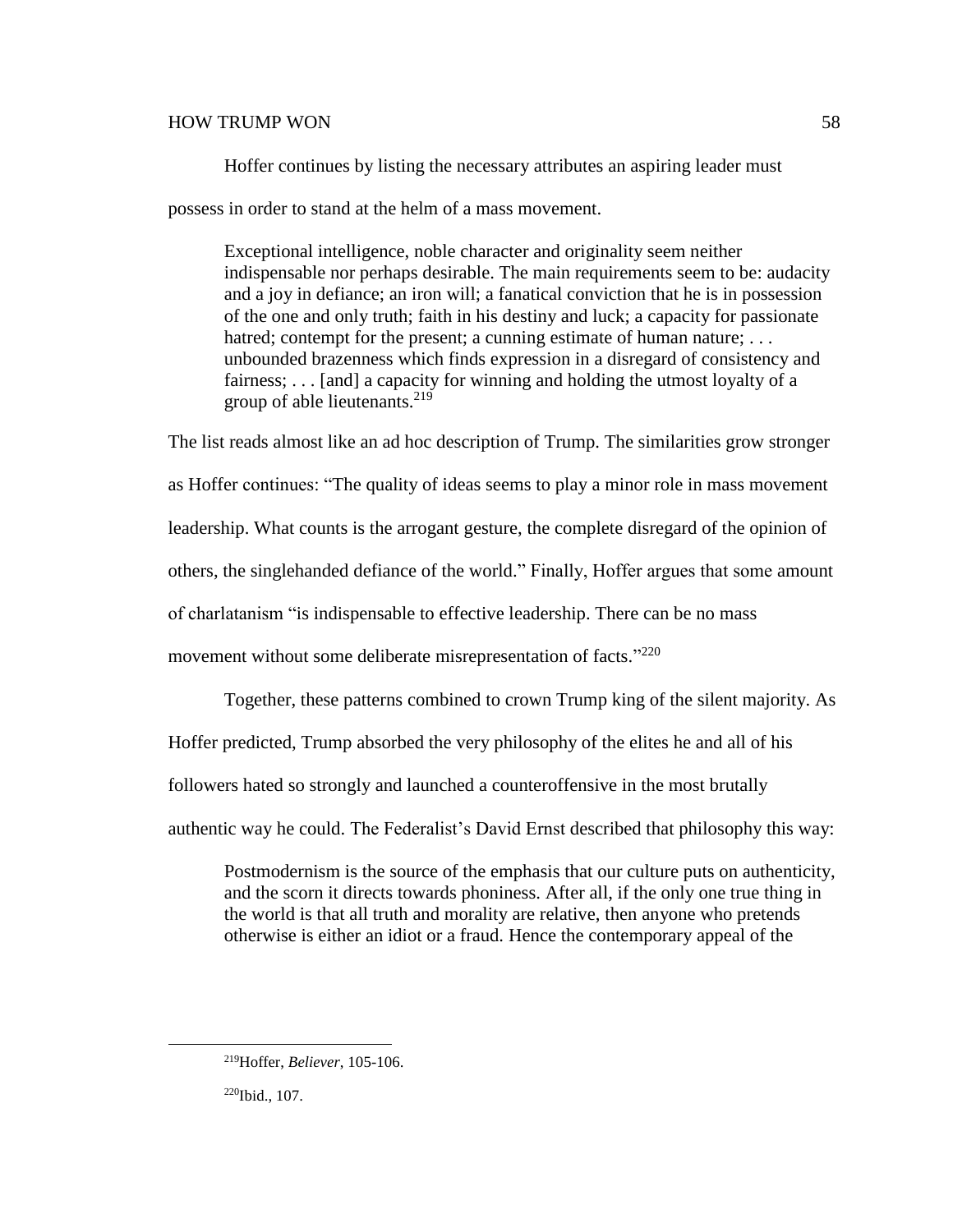Hoffer continues by listing the necessary attributes an aspiring leader must possess in order to stand at the helm of a mass movement.

> Exceptional intelligence, noble character and originality seem neither indispensable nor perhaps desirable. The main requirements seem to be: audacity and a joy in defiance; an iron will; a fanatical conviction that he is in possession of the one and only truth; faith in his destiny and luck; a capacity for passionate hatred; contempt for the present; a cunning estimate of human nature; . . . unbounded brazenness which finds expression in a disregard of consistency and fairness; . . . [and] a capacity for winning and holding the utmost loyalty of a group of able lieutenants.[219]

The list reads almost like an ad hoc description of Trump. The similarities grow stronger as Hoffer continues: "The quality of ideas seems to play a minor role in mass movement leadership. What counts is the arrogant gesture, the complete disregard of the opinion of others, the singlehanded defiance of the world." Finally, Hoffer argues that some amount of charlatanism "is indispensable to effective leadership. There can be no mass movement without some deliberate misrepresentation of facts."[220]

Together, these patterns combined to crown Trump king of the silent majority. As Hoffer predicted, Trump absorbed the very philosophy of the elites he and all of his followers hated so strongly and launched a counteroffensive in the most brutally authentic way he could. The Federalist's David Ernst described that philosophy this way:

> Postmodernism is the source of the emphasis that our culture puts on authenticity, and the scorn it directs towards phoniness. After all, if the only one true thing in the world is that all truth and morality are relative, then anyone who pretends otherwise is either an idiot or a fraud. Hence the contemporary appeal of the

---

[219]Hoffer, *Believer*, 105-106.

[220]Ibid., 107.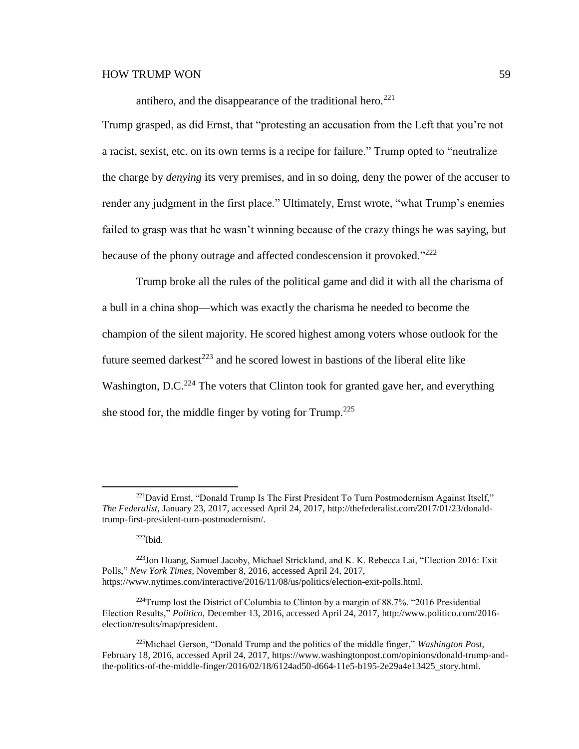antihero, and the disappearance of the traditional hero.[221]

Trump grasped, as did Ernst, that "protesting an accusation from the Left that you're not a racist, sexist, etc. on its own terms is a recipe for failure." Trump opted to "neutralize the charge by *denying* its very premises, and in so doing, deny the power of the accuser to render any judgment in the first place." Ultimately, Ernst wrote, "what Trump's enemies failed to grasp was that he wasn't winning because of the crazy things he was saying, but because of the phony outrage and affected condescension it provoked."[222]

Trump broke all the rules of the political game and did it with all the charisma of a bull in a china shop—which was exactly the charisma he needed to become the champion of the silent majority. He scored highest among voters whose outlook for the future seemed darkest[223] and he scored lowest in bastions of the liberal elite like Washington, D.C.[224] The voters that Clinton took for granted gave her, and everything she stood for, the middle finger by voting for Trump.[225]

---

[221] David Ernst, "Donald Trump Is The First President To Turn Postmodernism Against Itself," *The Federalist,* January 23, 2017, accessed April 24, 2017, http://thefederalist.com/2017/01/23/donald-trump-first-president-turn-postmodernism/.

[222] Ibid.

[223] Jon Huang, Samuel Jacoby, Michael Strickland, and K. K. Rebecca Lai, "Election 2016: Exit Polls," *New York Times,* November 8, 2016, accessed April 24, 2017, https://www.nytimes.com/interactive/2016/11/08/us/politics/election-exit-polls.html.

[224] Trump lost the District of Columbia to Clinton by a margin of 88.7%. "2016 Presidential Election Results," *Politico,* December 13, 2016, accessed April 24, 2017, http://www.politico.com/2016-election/results/map/president.

[225] Michael Gerson, "Donald Trump and the politics of the middle finger," *Washington Post,* February 18, 2016, accessed April 24, 2017, https://www.washingtonpost.com/opinions/donald-trump-and-the-politics-of-the-middle-finger/2016/02/18/6124ad50-d664-11e5-b195-2e29a4e13425_story.html.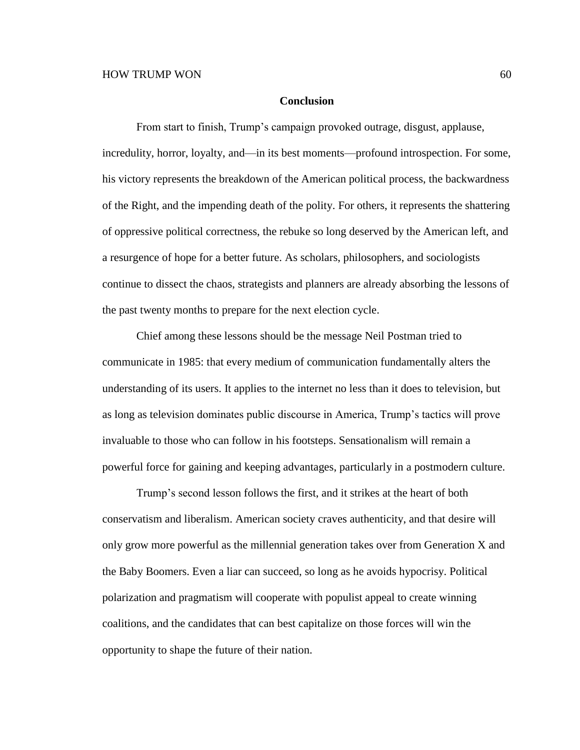## Conclusion

From start to finish, Trump's campaign provoked outrage, disgust, applause, incredulity, horror, loyalty, and—in its best moments—profound introspection. For some, his victory represents the breakdown of the American political process, the backwardness of the Right, and the impending death of the polity. For others, it represents the shattering of oppressive political correctness, the rebuke so long deserved by the American left, and a resurgence of hope for a better future. As scholars, philosophers, and sociologists continue to dissect the chaos, strategists and planners are already absorbing the lessons of the past twenty months to prepare for the next election cycle.

Chief among these lessons should be the message Neil Postman tried to communicate in 1985: that every medium of communication fundamentally alters the understanding of its users. It applies to the internet no less than it does to television, but as long as television dominates public discourse in America, Trump's tactics will prove invaluable to those who can follow in his footsteps. Sensationalism will remain a powerful force for gaining and keeping advantages, particularly in a postmodern culture.

Trump's second lesson follows the first, and it strikes at the heart of both conservatism and liberalism. American society craves authenticity, and that desire will only grow more powerful as the millennial generation takes over from Generation X and the Baby Boomers. Even a liar can succeed, so long as he avoids hypocrisy. Political polarization and pragmatism will cooperate with populist appeal to create winning coalitions, and the candidates that can best capitalize on those forces will win the opportunity to shape the future of their nation.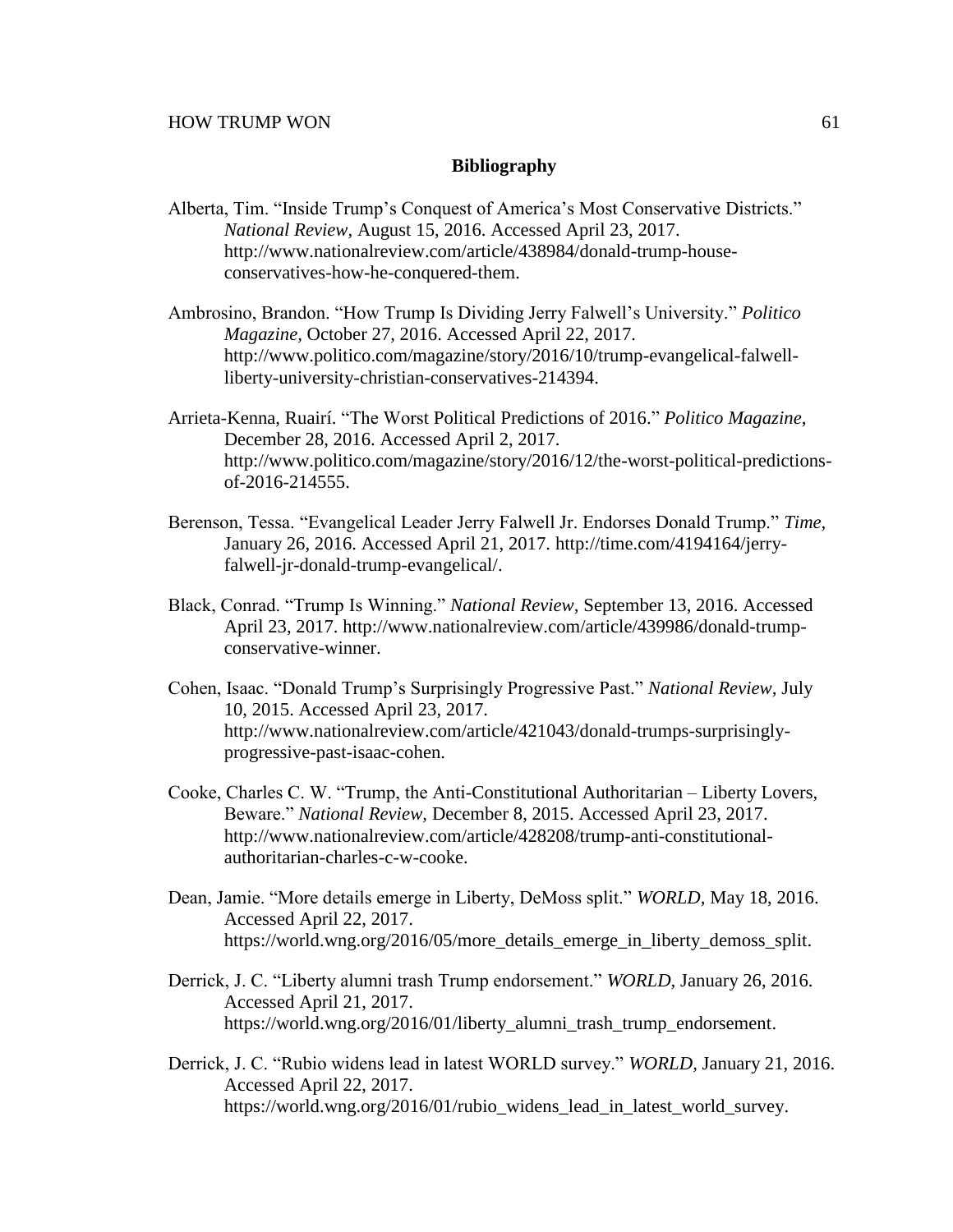## Bibliography

Alberta, Tim. "Inside Trump's Conquest of America's Most Conservative Districts." *National Review,* August 15, 2016. Accessed April 23, 2017. http://www.nationalreview.com/article/438984/donald-trump-house-conservatives-how-he-conquered-them.

Ambrosino, Brandon. "How Trump Is Dividing Jerry Falwell's University." *Politico Magazine,* October 27, 2016. Accessed April 22, 2017. http://www.politico.com/magazine/story/2016/10/trump-evangelical-falwell-liberty-university-christian-conservatives-214394.

Arrieta-Kenna, Ruairí. "The Worst Political Predictions of 2016." *Politico Magazine,* December 28, 2016. Accessed April 2, 2017. http://www.politico.com/magazine/story/2016/12/the-worst-political-predictions-of-2016-214555.

Berenson, Tessa. "Evangelical Leader Jerry Falwell Jr. Endorses Donald Trump." *Time,* January 26, 2016. Accessed April 21, 2017. http://time.com/4194164/jerry-falwell-jr-donald-trump-evangelical/.

Black, Conrad. "Trump Is Winning." *National Review,* September 13, 2016. Accessed April 23, 2017. http://www.nationalreview.com/article/439986/donald-trump-conservative-winner.

Cohen, Isaac. "Donald Trump's Surprisingly Progressive Past." *National Review,* July 10, 2015. Accessed April 23, 2017. http://www.nationalreview.com/article/421043/donald-trumps-surprisingly-progressive-past-isaac-cohen.

Cooke, Charles C. W. "Trump, the Anti-Constitutional Authoritarian – Liberty Lovers, Beware." *National Review,* December 8, 2015. Accessed April 23, 2017. http://www.nationalreview.com/article/428208/trump-anti-constitutional-authoritarian-charles-c-w-cooke.

Dean, Jamie. "More details emerge in Liberty, DeMoss split." *WORLD,* May 18, 2016. Accessed April 22, 2017. https://world.wng.org/2016/05/more_details_emerge_in_liberty_demoss_split.

Derrick, J. C. "Liberty alumni trash Trump endorsement." *WORLD,* January 26, 2016. Accessed April 21, 2017. https://world.wng.org/2016/01/liberty_alumni_trash_trump_endorsement.

Derrick, J. C. "Rubio widens lead in latest WORLD survey." *WORLD,* January 21, 2016. Accessed April 22, 2017. https://world.wng.org/2016/01/rubio_widens_lead_in_latest_world_survey.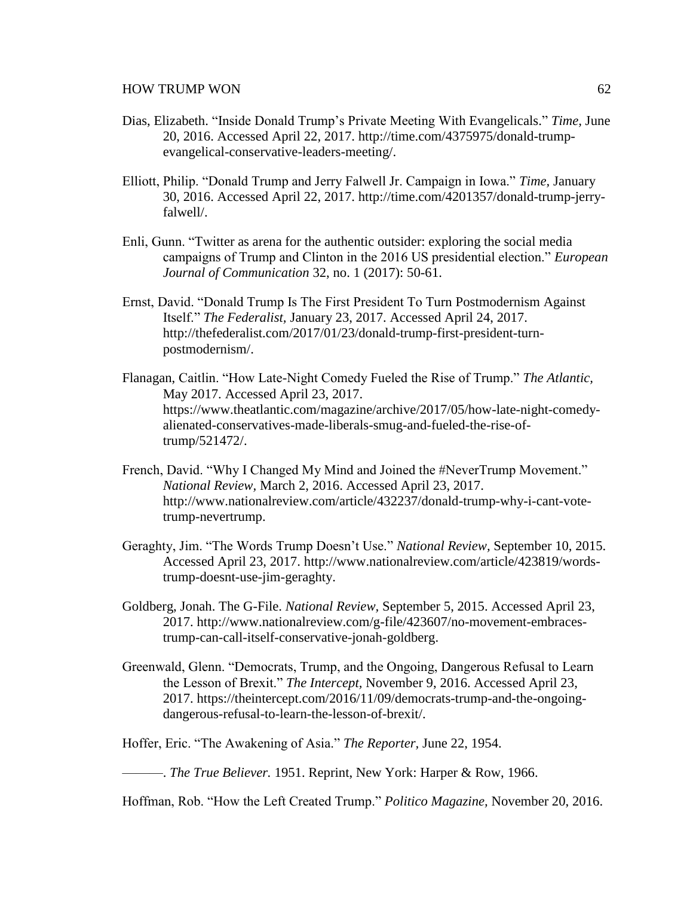Dias, Elizabeth. "Inside Donald Trump's Private Meeting With Evangelicals." *Time*, June 20, 2016. Accessed April 22, 2017. http://time.com/4375975/donald-trump-evangelical-conservative-leaders-meeting/.

Elliott, Philip. "Donald Trump and Jerry Falwell Jr. Campaign in Iowa." *Time*, January 30, 2016. Accessed April 22, 2017. http://time.com/4201357/donald-trump-jerry-falwell/.

Enli, Gunn. "Twitter as arena for the authentic outsider: exploring the social media campaigns of Trump and Clinton in the 2016 US presidential election." *European Journal of Communication* 32, no. 1 (2017): 50-61.

Ernst, David. "Donald Trump Is The First President To Turn Postmodernism Against Itself." *The Federalist*, January 23, 2017. Accessed April 24, 2017. http://thefederalist.com/2017/01/23/donald-trump-first-president-turn-postmodernism/.

Flanagan, Caitlin. "How Late-Night Comedy Fueled the Rise of Trump." *The Atlantic*, May 2017. Accessed April 23, 2017. https://www.theatlantic.com/magazine/archive/2017/05/how-late-night-comedy-alienated-conservatives-made-liberals-smug-and-fueled-the-rise-of-trump/521472/.

French, David. "Why I Changed My Mind and Joined the #NeverTrump Movement." *National Review*, March 2, 2016. Accessed April 23, 2017. http://www.nationalreview.com/article/432237/donald-trump-why-i-cant-vote-trump-nevertrump.

Geraghty, Jim. "The Words Trump Doesn't Use." *National Review*, September 10, 2015. Accessed April 23, 2017. http://www.nationalreview.com/article/423819/words-trump-doesnt-use-jim-geraghty.

Goldberg, Jonah. The G-File. *National Review*, September 5, 2015. Accessed April 23, 2017. http://www.nationalreview.com/g-file/423607/no-movement-embraces-trump-can-call-itself-conservative-jonah-goldberg.

Greenwald, Glenn. "Democrats, Trump, and the Ongoing, Dangerous Refusal to Learn the Lesson of Brexit." *The Intercept*, November 9, 2016. Accessed April 23, 2017. https://theintercept.com/2016/11/09/democrats-trump-and-the-ongoing-dangerous-refusal-to-learn-the-lesson-of-brexit/.

Hoffer, Eric. "The Awakening of Asia." *The Reporter*, June 22, 1954.

———. *The True Believer.* 1951. Reprint, New York: Harper & Row, 1966.

Hoffman, Rob. "How the Left Created Trump." *Politico Magazine*, November 20, 2016.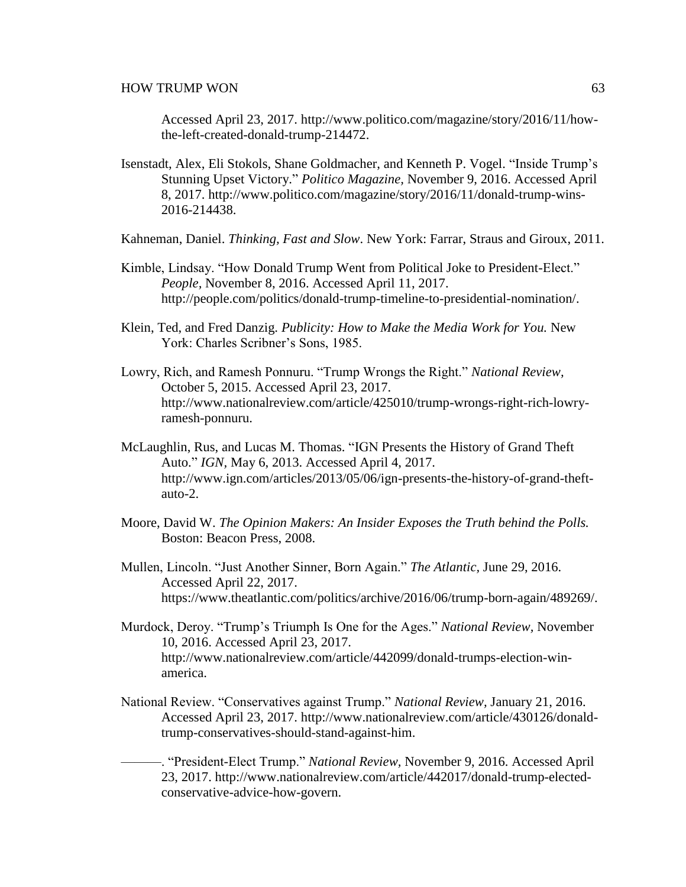Accessed April 23, 2017. http://www.politico.com/magazine/story/2016/11/how-the-left-created-donald-trump-214472.

Isenstadt, Alex, Eli Stokols, Shane Goldmacher, and Kenneth P. Vogel. "Inside Trump's Stunning Upset Victory." *Politico Magazine,* November 9, 2016. Accessed April 8, 2017. http://www.politico.com/magazine/story/2016/11/donald-trump-wins-2016-214438.

Kahneman, Daniel. *Thinking, Fast and Slow*. New York: Farrar, Straus and Giroux, 2011.

Kimble, Lindsay. "How Donald Trump Went from Political Joke to President-Elect." *People*, November 8, 2016. Accessed April 11, 2017. http://people.com/politics/donald-trump-timeline-to-presidential-nomination/.

Klein, Ted, and Fred Danzig. *Publicity: How to Make the Media Work for You.* New York: Charles Scribner's Sons, 1985.

Lowry, Rich, and Ramesh Ponnuru. "Trump Wrongs the Right." *National Review,* October 5, 2015. Accessed April 23, 2017. http://www.nationalreview.com/article/425010/trump-wrongs-right-rich-lowry-ramesh-ponnuru.

McLaughlin, Rus, and Lucas M. Thomas. "IGN Presents the History of Grand Theft Auto." *IGN*, May 6, 2013. Accessed April 4, 2017. http://www.ign.com/articles/2013/05/06/ign-presents-the-history-of-grand-theft-auto-2.

Moore, David W. *The Opinion Makers: An Insider Exposes the Truth behind the Polls.* Boston: Beacon Press, 2008.

Mullen, Lincoln. "Just Another Sinner, Born Again." *The Atlantic,* June 29, 2016. Accessed April 22, 2017. https://www.theatlantic.com/politics/archive/2016/06/trump-born-again/489269/.

Murdock, Deroy. "Trump's Triumph Is One for the Ages." *National Review,* November 10, 2016. Accessed April 23, 2017. http://www.nationalreview.com/article/442099/donald-trumps-election-win-america.

National Review. "Conservatives against Trump." *National Review,* January 21, 2016. Accessed April 23, 2017. http://www.nationalreview.com/article/430126/donald-trump-conservatives-should-stand-against-him.

———. "President-Elect Trump." *National Review,* November 9, 2016. Accessed April 23, 2017. http://www.nationalreview.com/article/442017/donald-trump-elected-conservative-advice-how-govern.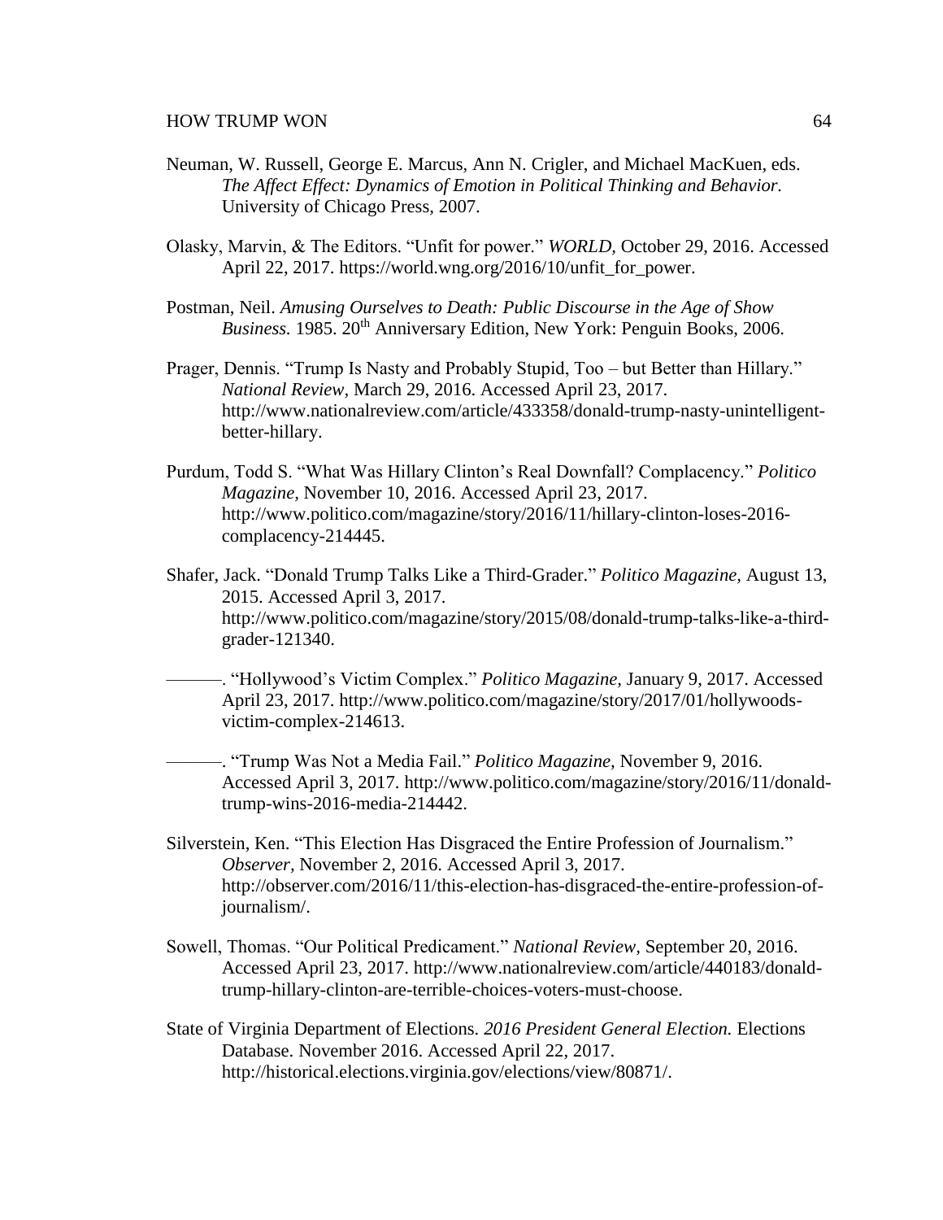Neuman, W. Russell, George E. Marcus, Ann N. Crigler, and Michael MacKuen, eds. *The Affect Effect: Dynamics of Emotion in Political Thinking and Behavior.* University of Chicago Press, 2007.

Olasky, Marvin, & The Editors. "Unfit for power." *WORLD,* October 29, 2016. Accessed April 22, 2017. https://world.wng.org/2016/10/unfit_for_power.

Postman, Neil. *Amusing Ourselves to Death: Public Discourse in the Age of Show Business.* 1985. 20th Anniversary Edition, New York: Penguin Books, 2006.

Prager, Dennis. "Trump Is Nasty and Probably Stupid, Too – but Better than Hillary." *National Review,* March 29, 2016. Accessed April 23, 2017. http://www.nationalreview.com/article/433358/donald-trump-nasty-unintelligent-better-hillary.

Purdum, Todd S. "What Was Hillary Clinton's Real Downfall? Complacency." *Politico Magazine,* November 10, 2016. Accessed April 23, 2017. http://www.politico.com/magazine/story/2016/11/hillary-clinton-loses-2016-complacency-214445.

Shafer, Jack. "Donald Trump Talks Like a Third-Grader." *Politico Magazine,* August 13, 2015. Accessed April 3, 2017. http://www.politico.com/magazine/story/2015/08/donald-trump-talks-like-a-third-grader-121340.

———. "Hollywood's Victim Complex." *Politico Magazine,* January 9, 2017. Accessed April 23, 2017. http://www.politico.com/magazine/story/2017/01/hollywoods-victim-complex-214613.

———. "Trump Was Not a Media Fail." *Politico Magazine,* November 9, 2016. Accessed April 3, 2017. http://www.politico.com/magazine/story/2016/11/donald-trump-wins-2016-media-214442.

Silverstein, Ken. "This Election Has Disgraced the Entire Profession of Journalism." *Observer,* November 2, 2016. Accessed April 3, 2017. http://observer.com/2016/11/this-election-has-disgraced-the-entire-profession-of-journalism/.

Sowell, Thomas. "Our Political Predicament." *National Review,* September 20, 2016. Accessed April 23, 2017. http://www.nationalreview.com/article/440183/donald-trump-hillary-clinton-are-terrible-choices-voters-must-choose.

State of Virginia Department of Elections. *2016 President General Election.* Elections Database. November 2016. Accessed April 22, 2017. http://historical.elections.virginia.gov/elections/view/80871/.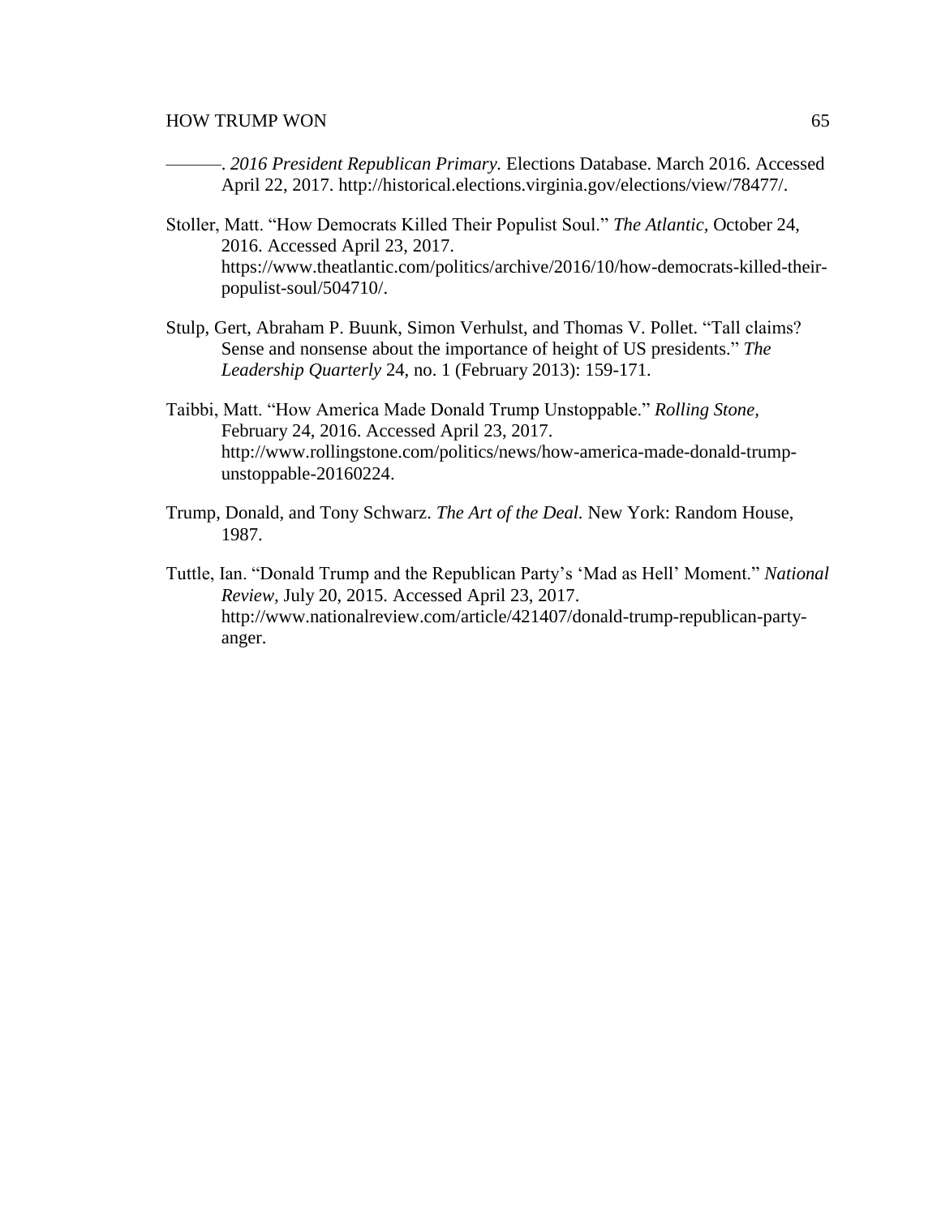———. *2016 President Republican Primary.* Elections Database. March 2016. Accessed April 22, 2017. http://historical.elections.virginia.gov/elections/view/78477/.

Stoller, Matt. "How Democrats Killed Their Populist Soul." *The Atlantic,* October 24, 2016. Accessed April 23, 2017. https://www.theatlantic.com/politics/archive/2016/10/how-democrats-killed-their-populist-soul/504710/.

Stulp, Gert, Abraham P. Buunk, Simon Verhulst, and Thomas V. Pollet. "Tall claims? Sense and nonsense about the importance of height of US presidents." *The Leadership Quarterly* 24, no. 1 (February 2013): 159-171.

Taibbi, Matt. "How America Made Donald Trump Unstoppable." *Rolling Stone,* February 24, 2016. Accessed April 23, 2017. http://www.rollingstone.com/politics/news/how-america-made-donald-trump-unstoppable-20160224.

Trump, Donald, and Tony Schwarz. *The Art of the Deal.* New York: Random House, 1987.

Tuttle, Ian. "Donald Trump and the Republican Party's 'Mad as Hell' Moment." *National Review,* July 20, 2015. Accessed April 23, 2017. http://www.nationalreview.com/article/421407/donald-trump-republican-party-anger.